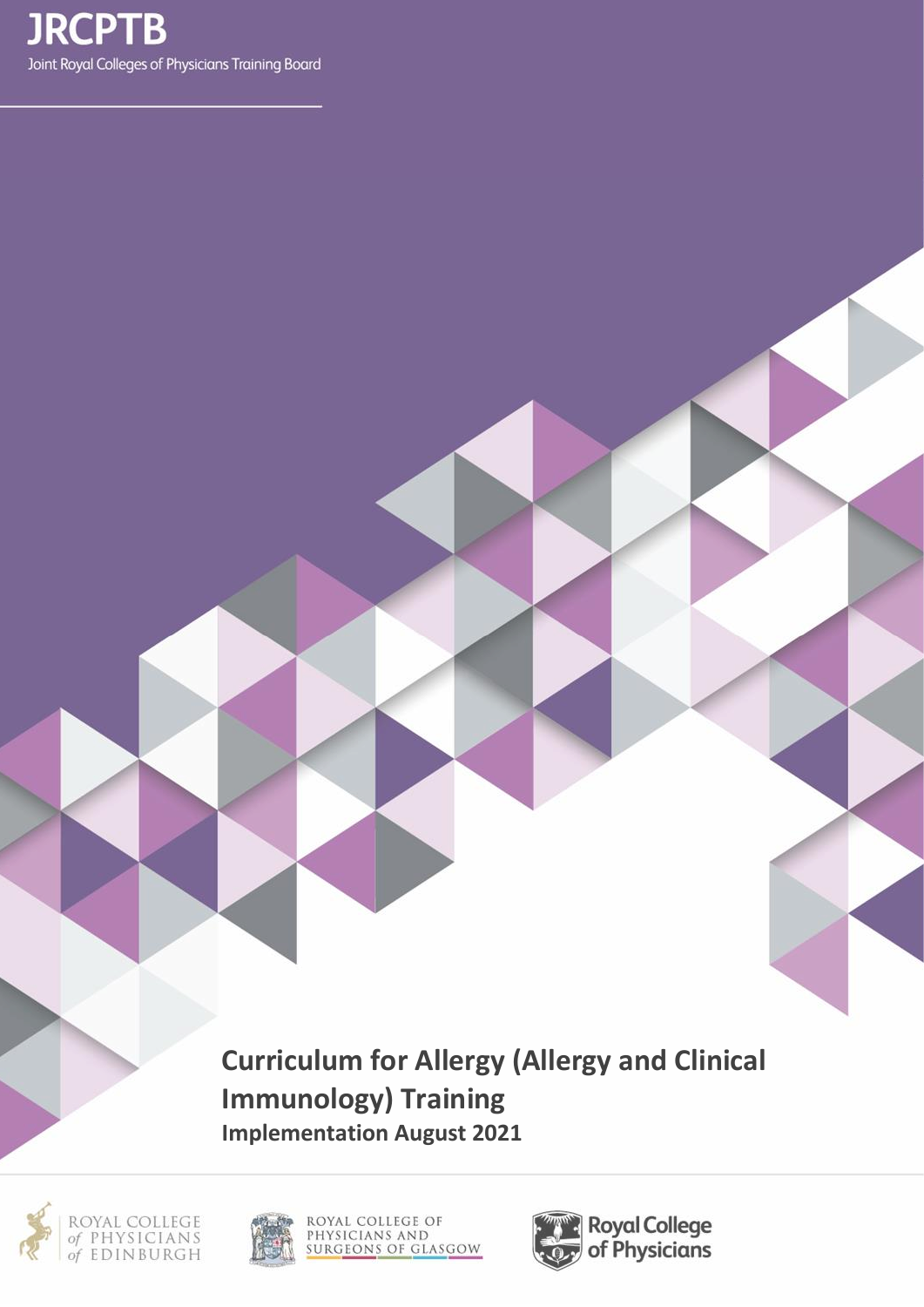**JRCPTB**

Joint Royal Colleges of Physicians Training Board

# Curriculum for Allergy (Allergy and Clinical Immunology) Training

**Implementation August 2021**

ROYAL COLLEGE of PHYSICIANS of EDINBURGH

ROYAL COLLEGE OF PHYSICIANS AND SURGEONS OF GLASGOW

Royal College of Physicians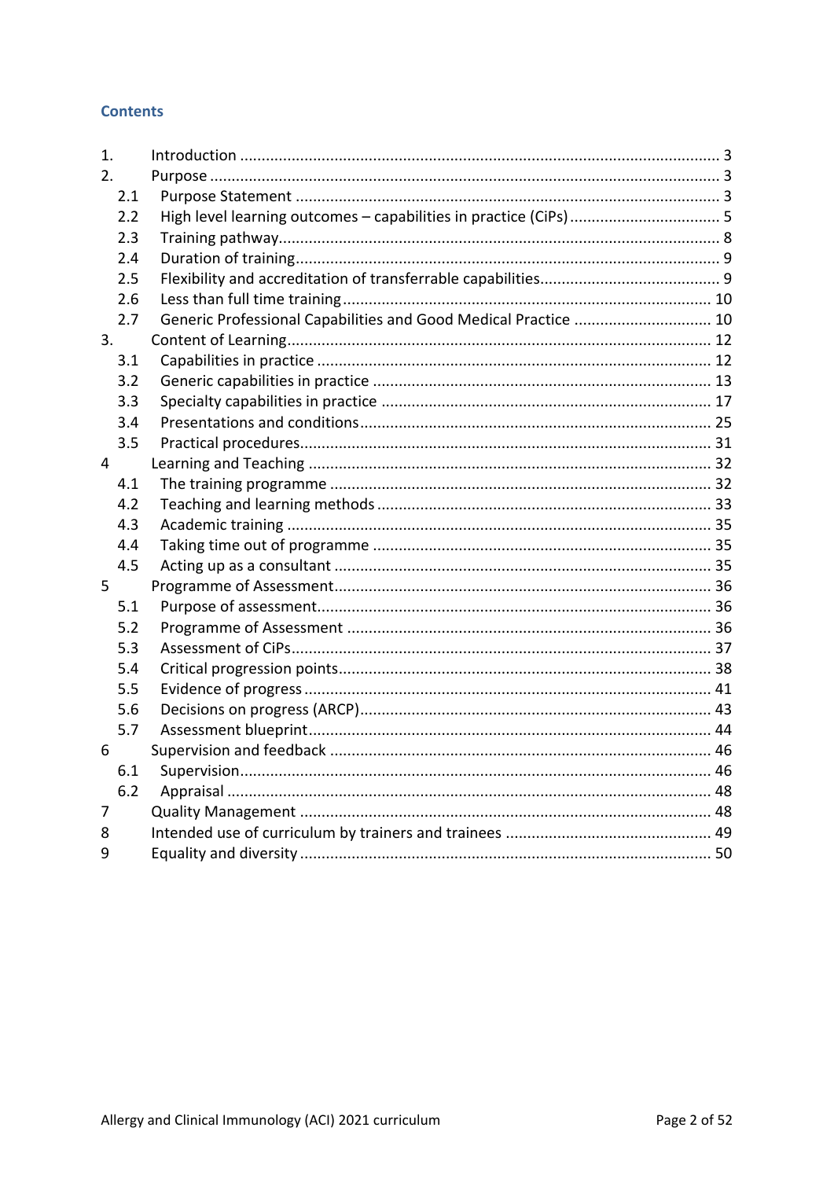## Contents

| | | |
|---|---|---|
| 1. | Introduction | 3 |
| 2. | Purpose | 3 |
| 2.1 | Purpose Statement | 3 |
| 2.2 | High level learning outcomes – capabilities in practice (CiPs) | 5 |
| 2.3 | Training pathway | 8 |
| 2.4 | Duration of training | 9 |
| 2.5 | Flexibility and accreditation of transferrable capabilities | 9 |
| 2.6 | Less than full time training | 10 |
| 2.7 | Generic Professional Capabilities and Good Medical Practice | 10 |
| 3. | Content of Learning | 12 |
| 3.1 | Capabilities in practice | 12 |
| 3.2 | Generic capabilities in practice | 13 |
| 3.3 | Specialty capabilities in practice | 17 |
| 3.4 | Presentations and conditions | 25 |
| 3.5 | Practical procedures | 31 |
| 4 | Learning and Teaching | 32 |
| 4.1 | The training programme | 32 |
| 4.2 | Teaching and learning methods | 33 |
| 4.3 | Academic training | 35 |
| 4.4 | Taking time out of programme | 35 |
| 4.5 | Acting up as a consultant | 35 |
| 5 | Programme of Assessment | 36 |
| 5.1 | Purpose of assessment | 36 |
| 5.2 | Programme of Assessment | 36 |
| 5.3 | Assessment of CiPs | 37 |
| 5.4 | Critical progression points | 38 |
| 5.5 | Evidence of progress | 41 |
| 5.6 | Decisions on progress (ARCP) | 43 |
| 5.7 | Assessment blueprint | 44 |
| 6 | Supervision and feedback | 46 |
| 6.1 | Supervision | 46 |
| 6.2 | Appraisal | 48 |
| 7 | Quality Management | 48 |
| 8 | Intended use of curriculum by trainers and trainees | 49 |
| 9 | Equality and diversity | 50 |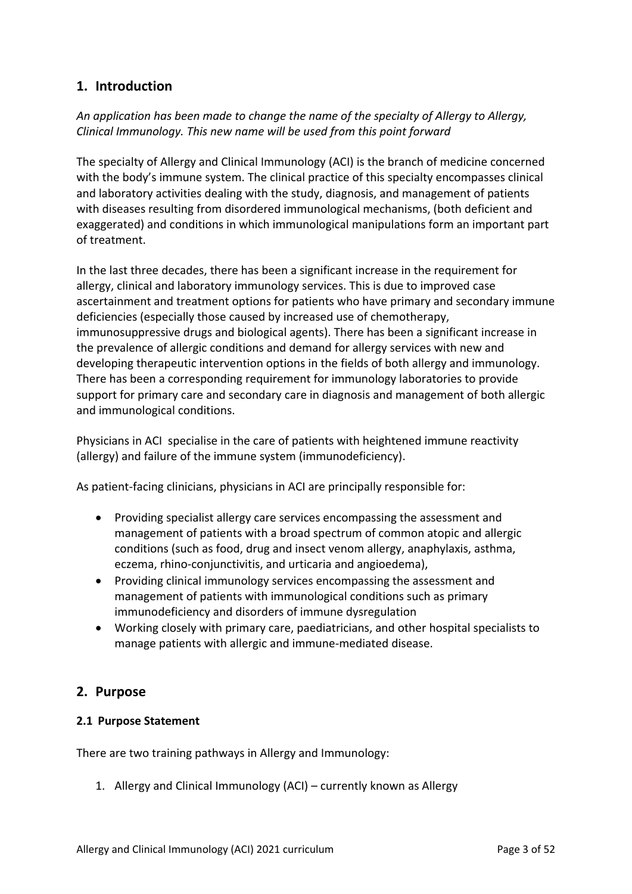## 1. Introduction

*An application has been made to change the name of the specialty of Allergy to Allergy, Clinical Immunology. This new name will be used from this point forward*

The specialty of Allergy and Clinical Immunology (ACI) is the branch of medicine concerned with the body's immune system. The clinical practice of this specialty encompasses clinical and laboratory activities dealing with the study, diagnosis, and management of patients with diseases resulting from disordered immunological mechanisms, (both deficient and exaggerated) and conditions in which immunological manipulations form an important part of treatment.

In the last three decades, there has been a significant increase in the requirement for allergy, clinical and laboratory immunology services. This is due to improved case ascertainment and treatment options for patients who have primary and secondary immune deficiencies (especially those caused by increased use of chemotherapy, immunosuppressive drugs and biological agents). There has been a significant increase in the prevalence of allergic conditions and demand for allergy services with new and developing therapeutic intervention options in the fields of both allergy and immunology. There has been a corresponding requirement for immunology laboratories to provide support for primary care and secondary care in diagnosis and management of both allergic and immunological conditions.

Physicians in ACI specialise in the care of patients with heightened immune reactivity (allergy) and failure of the immune system (immunodeficiency).

As patient-facing clinicians, physicians in ACI are principally responsible for:

- Providing specialist allergy care services encompassing the assessment and management of patients with a broad spectrum of common atopic and allergic conditions (such as food, drug and insect venom allergy, anaphylaxis, asthma, eczema, rhino-conjunctivitis, and urticaria and angioedema),
- Providing clinical immunology services encompassing the assessment and management of patients with immunological conditions such as primary immunodeficiency and disorders of immune dysregulation
- Working closely with primary care, paediatricians, and other hospital specialists to manage patients with allergic and immune-mediated disease.

## 2. Purpose

### 2.1 Purpose Statement

There are two training pathways in Allergy and Immunology:

1. Allergy and Clinical Immunology (ACI) – currently known as Allergy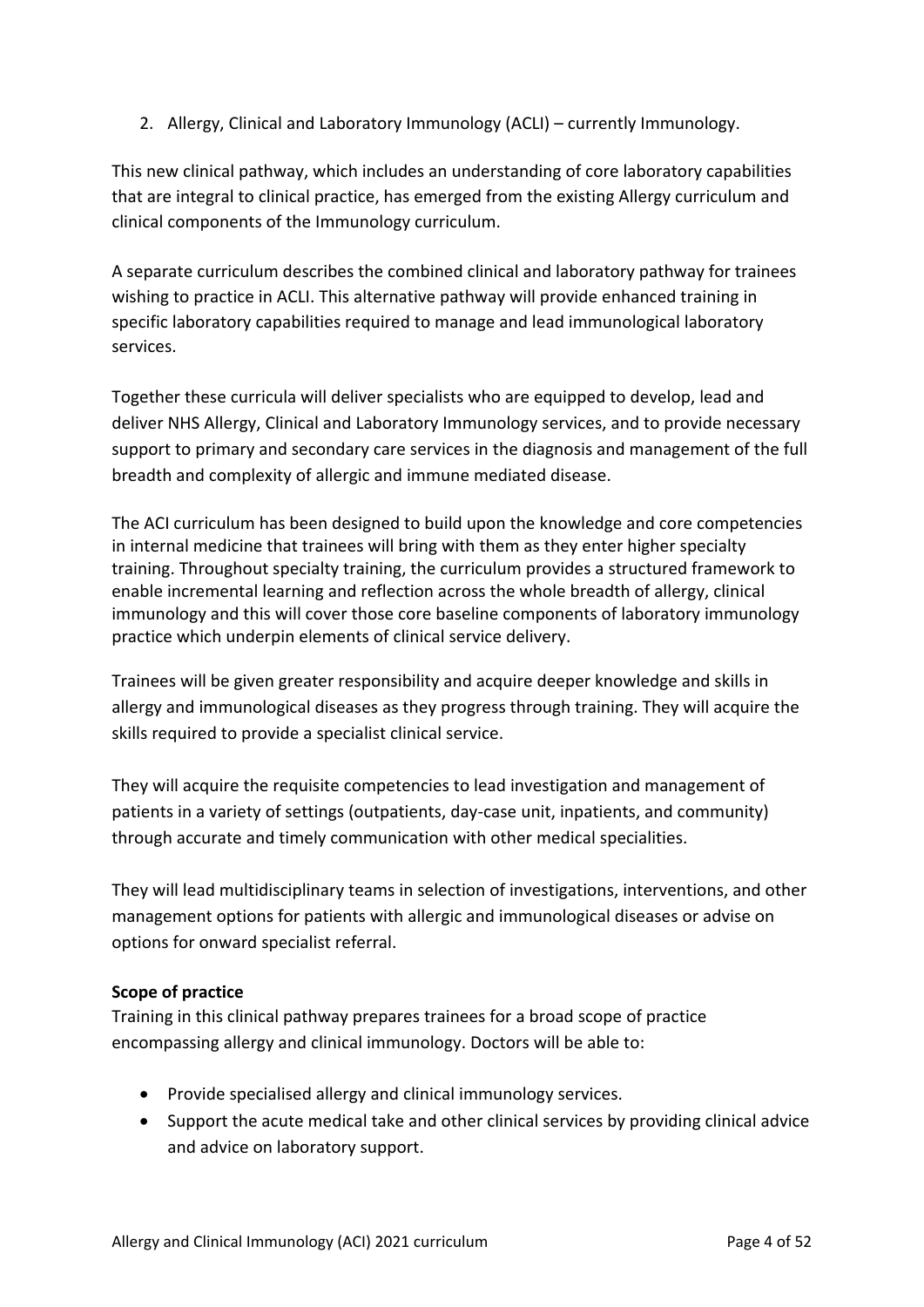2. Allergy, Clinical and Laboratory Immunology (ACLI) – currently Immunology.

This new clinical pathway, which includes an understanding of core laboratory capabilities that are integral to clinical practice, has emerged from the existing Allergy curriculum and clinical components of the Immunology curriculum.

A separate curriculum describes the combined clinical and laboratory pathway for trainees wishing to practice in ACLI. This alternative pathway will provide enhanced training in specific laboratory capabilities required to manage and lead immunological laboratory services.

Together these curricula will deliver specialists who are equipped to develop, lead and deliver NHS Allergy, Clinical and Laboratory Immunology services, and to provide necessary support to primary and secondary care services in the diagnosis and management of the full breadth and complexity of allergic and immune mediated disease.

The ACI curriculum has been designed to build upon the knowledge and core competencies in internal medicine that trainees will bring with them as they enter higher specialty training. Throughout specialty training, the curriculum provides a structured framework to enable incremental learning and reflection across the whole breadth of allergy, clinical immunology and this will cover those core baseline components of laboratory immunology practice which underpin elements of clinical service delivery.

Trainees will be given greater responsibility and acquire deeper knowledge and skills in allergy and immunological diseases as they progress through training. They will acquire the skills required to provide a specialist clinical service.

They will acquire the requisite competencies to lead investigation and management of patients in a variety of settings (outpatients, day-case unit, inpatients, and community) through accurate and timely communication with other medical specialities.

They will lead multidisciplinary teams in selection of investigations, interventions, and other management options for patients with allergic and immunological diseases or advise on options for onward specialist referral.

**Scope of practice**

Training in this clinical pathway prepares trainees for a broad scope of practice encompassing allergy and clinical immunology. Doctors will be able to:

- Provide specialised allergy and clinical immunology services.
- Support the acute medical take and other clinical services by providing clinical advice and advice on laboratory support.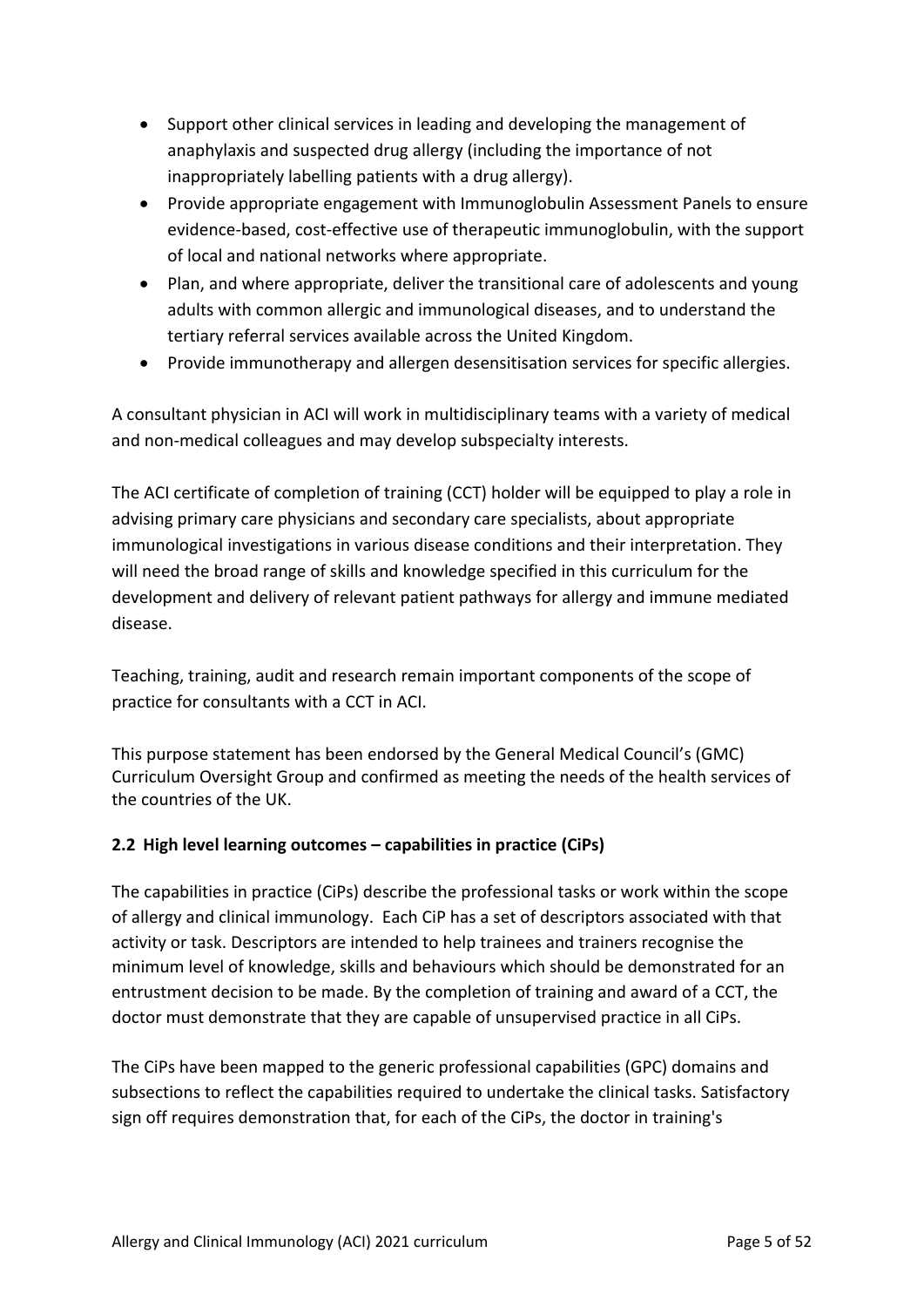- Support other clinical services in leading and developing the management of anaphylaxis and suspected drug allergy (including the importance of not inappropriately labelling patients with a drug allergy).
- Provide appropriate engagement with Immunoglobulin Assessment Panels to ensure evidence-based, cost-effective use of therapeutic immunoglobulin, with the support of local and national networks where appropriate.
- Plan, and where appropriate, deliver the transitional care of adolescents and young adults with common allergic and immunological diseases, and to understand the tertiary referral services available across the United Kingdom.
- Provide immunotherapy and allergen desensitisation services for specific allergies.

A consultant physician in ACI will work in multidisciplinary teams with a variety of medical and non-medical colleagues and may develop subspecialty interests.

The ACI certificate of completion of training (CCT) holder will be equipped to play a role in advising primary care physicians and secondary care specialists, about appropriate immunological investigations in various disease conditions and their interpretation. They will need the broad range of skills and knowledge specified in this curriculum for the development and delivery of relevant patient pathways for allergy and immune mediated disease.

Teaching, training, audit and research remain important components of the scope of practice for consultants with a CCT in ACI.

This purpose statement has been endorsed by the General Medical Council's (GMC) Curriculum Oversight Group and confirmed as meeting the needs of the health services of the countries of the UK.

### 2.2 High level learning outcomes – capabilities in practice (CiPs)

The capabilities in practice (CiPs) describe the professional tasks or work within the scope of allergy and clinical immunology. Each CiP has a set of descriptors associated with that activity or task. Descriptors are intended to help trainees and trainers recognise the minimum level of knowledge, skills and behaviours which should be demonstrated for an entrustment decision to be made. By the completion of training and award of a CCT, the doctor must demonstrate that they are capable of unsupervised practice in all CiPs.

The CiPs have been mapped to the generic professional capabilities (GPC) domains and subsections to reflect the capabilities required to undertake the clinical tasks. Satisfactory sign off requires demonstration that, for each of the CiPs, the doctor in training's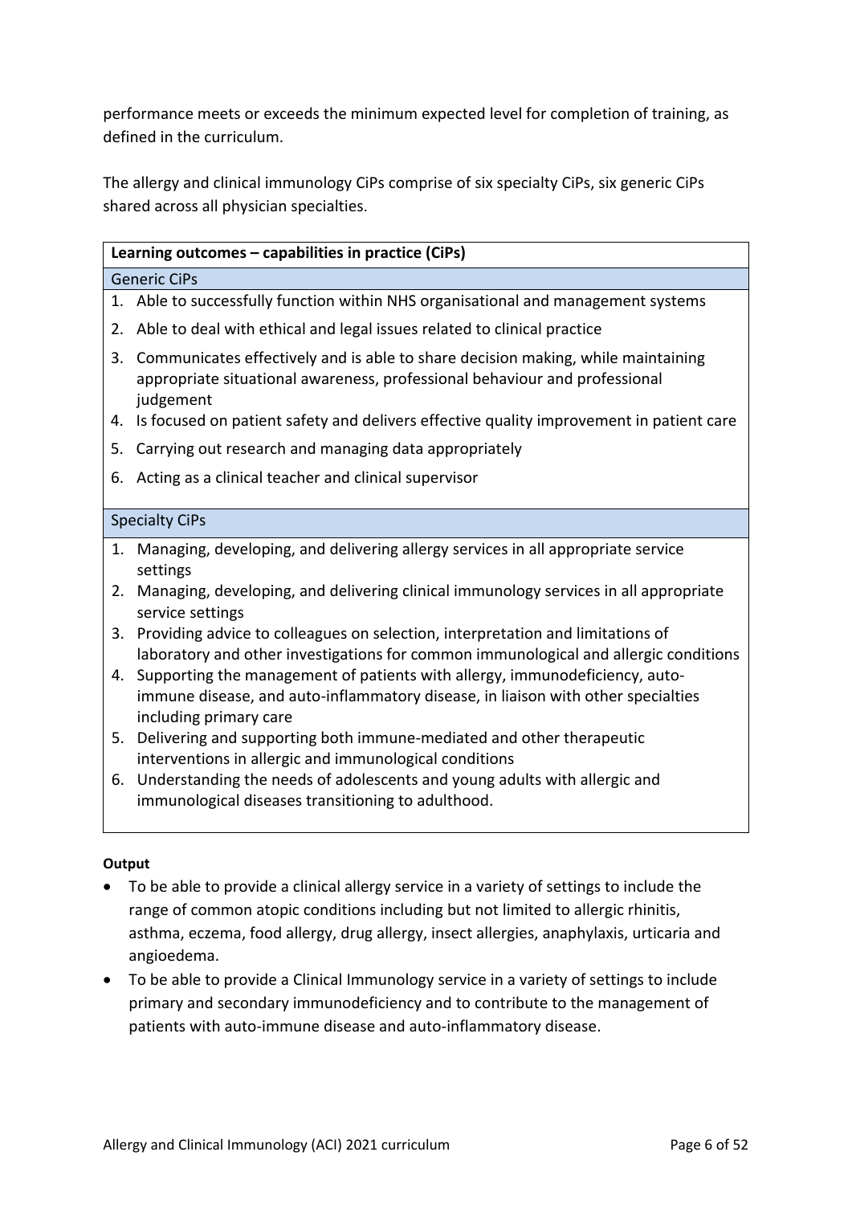performance meets or exceeds the minimum expected level for completion of training, as defined in the curriculum.

The allergy and clinical immunology CiPs comprise of six specialty CiPs, six generic CiPs shared across all physician specialties.

| **Learning outcomes – capabilities in practice (CiPs)** |
|---|
| Generic CiPs |
| 1. Able to successfully function within NHS organisational and management systems<br>2. Able to deal with ethical and legal issues related to clinical practice<br>3. Communicates effectively and is able to share decision making, while maintaining appropriate situational awareness, professional behaviour and professional judgement<br>4. Is focused on patient safety and delivers effective quality improvement in patient care<br>5. Carrying out research and managing data appropriately<br>6. Acting as a clinical teacher and clinical supervisor |
| Specialty CiPs |
| 1. Managing, developing, and delivering allergy services in all appropriate service settings<br>2. Managing, developing, and delivering clinical immunology services in all appropriate service settings<br>3. Providing advice to colleagues on selection, interpretation and limitations of laboratory and other investigations for common immunological and allergic conditions<br>4. Supporting the management of patients with allergy, immunodeficiency, auto-immune disease, and auto-inflammatory disease, in liaison with other specialties including primary care<br>5. Delivering and supporting both immune-mediated and other therapeutic interventions in allergic and immunological conditions<br>6. Understanding the needs of adolescents and young adults with allergic and immunological diseases transitioning to adulthood. |

**Output**

- To be able to provide a clinical allergy service in a variety of settings to include the range of common atopic conditions including but not limited to allergic rhinitis, asthma, eczema, food allergy, drug allergy, insect allergies, anaphylaxis, urticaria and angioedema.
- To be able to provide a Clinical Immunology service in a variety of settings to include primary and secondary immunodeficiency and to contribute to the management of patients with auto-immune disease and auto-inflammatory disease.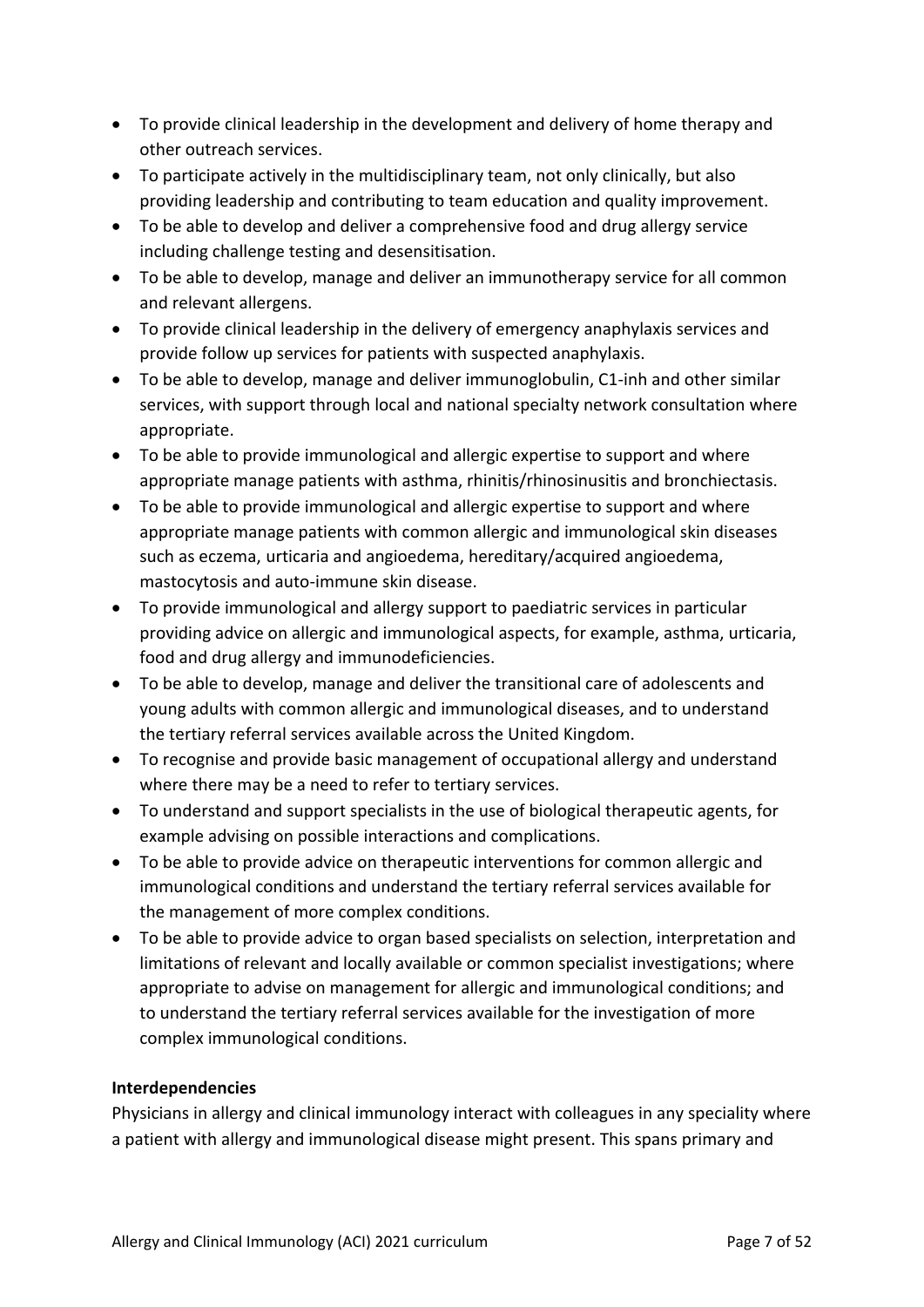- To provide clinical leadership in the development and delivery of home therapy and other outreach services.
- To participate actively in the multidisciplinary team, not only clinically, but also providing leadership and contributing to team education and quality improvement.
- To be able to develop and deliver a comprehensive food and drug allergy service including challenge testing and desensitisation.
- To be able to develop, manage and deliver an immunotherapy service for all common and relevant allergens.
- To provide clinical leadership in the delivery of emergency anaphylaxis services and provide follow up services for patients with suspected anaphylaxis.
- To be able to develop, manage and deliver immunoglobulin, C1-inh and other similar services, with support through local and national specialty network consultation where appropriate.
- To be able to provide immunological and allergic expertise to support and where appropriate manage patients with asthma, rhinitis/rhinosinusitis and bronchiectasis.
- To be able to provide immunological and allergic expertise to support and where appropriate manage patients with common allergic and immunological skin diseases such as eczema, urticaria and angioedema, hereditary/acquired angioedema, mastocytosis and auto-immune skin disease.
- To provide immunological and allergy support to paediatric services in particular providing advice on allergic and immunological aspects, for example, asthma, urticaria, food and drug allergy and immunodeficiencies.
- To be able to develop, manage and deliver the transitional care of adolescents and young adults with common allergic and immunological diseases, and to understand the tertiary referral services available across the United Kingdom.
- To recognise and provide basic management of occupational allergy and understand where there may be a need to refer to tertiary services.
- To understand and support specialists in the use of biological therapeutic agents, for example advising on possible interactions and complications.
- To be able to provide advice on therapeutic interventions for common allergic and immunological conditions and understand the tertiary referral services available for the management of more complex conditions.
- To be able to provide advice to organ based specialists on selection, interpretation and limitations of relevant and locally available or common specialist investigations; where appropriate to advise on management for allergic and immunological conditions; and to understand the tertiary referral services available for the investigation of more complex immunological conditions.

**Interdependencies**

Physicians in allergy and clinical immunology interact with colleagues in any speciality where a patient with allergy and immunological disease might present. This spans primary and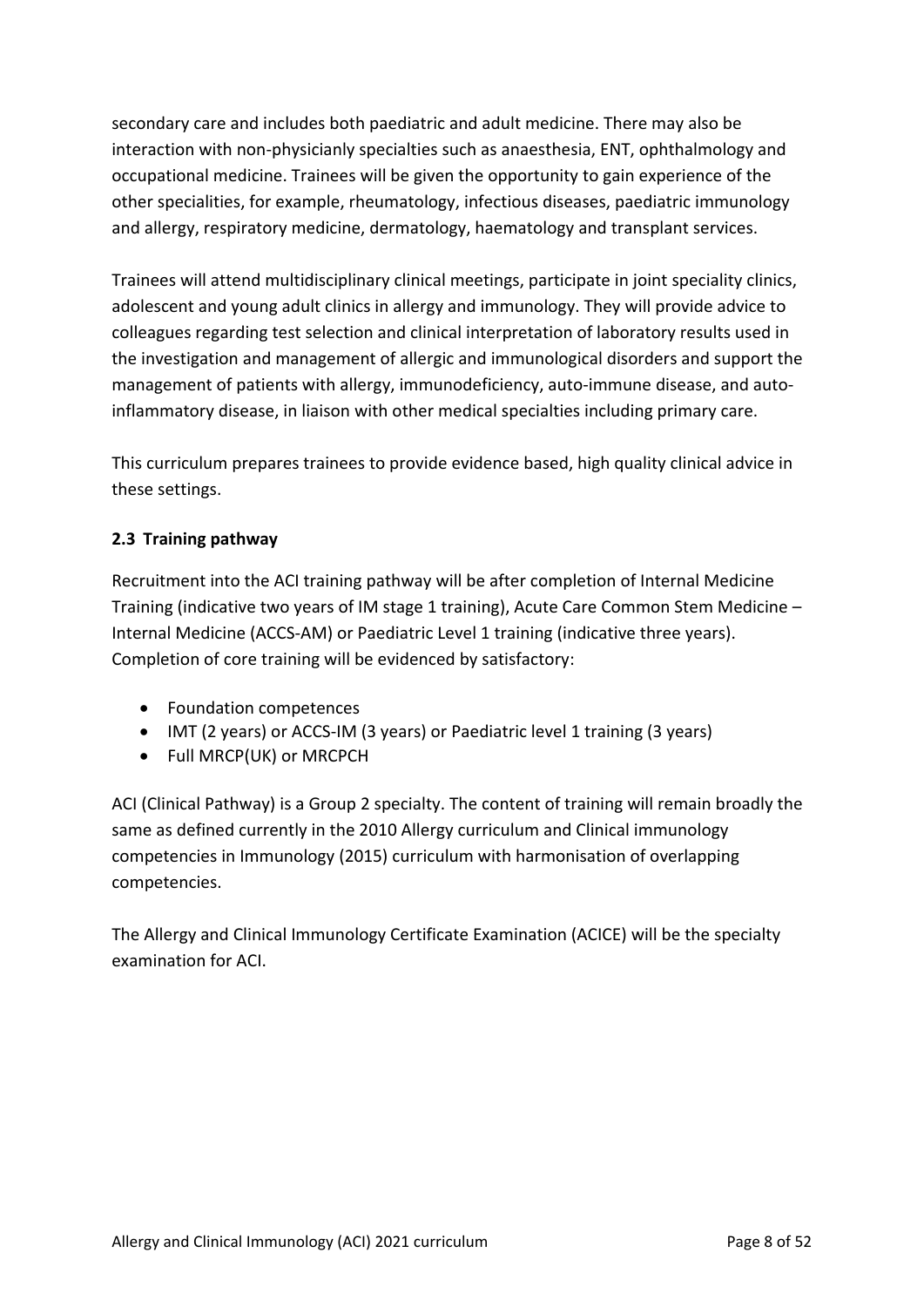secondary care and includes both paediatric and adult medicine. There may also be interaction with non-physicianly specialties such as anaesthesia, ENT, ophthalmology and occupational medicine. Trainees will be given the opportunity to gain experience of the other specialities, for example, rheumatology, infectious diseases, paediatric immunology and allergy, respiratory medicine, dermatology, haematology and transplant services.

Trainees will attend multidisciplinary clinical meetings, participate in joint speciality clinics, adolescent and young adult clinics in allergy and immunology. They will provide advice to colleagues regarding test selection and clinical interpretation of laboratory results used in the investigation and management of allergic and immunological disorders and support the management of patients with allergy, immunodeficiency, auto-immune disease, and auto-inflammatory disease, in liaison with other medical specialties including primary care.

This curriculum prepares trainees to provide evidence based, high quality clinical advice in these settings.

### 2.3 Training pathway

Recruitment into the ACI training pathway will be after completion of Internal Medicine Training (indicative two years of IM stage 1 training), Acute Care Common Stem Medicine – Internal Medicine (ACCS-AM) or Paediatric Level 1 training (indicative three years). Completion of core training will be evidenced by satisfactory:

- Foundation competences
- IMT (2 years) or ACCS-IM (3 years) or Paediatric level 1 training (3 years)
- Full MRCP(UK) or MRCPCH

ACI (Clinical Pathway) is a Group 2 specialty. The content of training will remain broadly the same as defined currently in the 2010 Allergy curriculum and Clinical immunology competencies in Immunology (2015) curriculum with harmonisation of overlapping competencies.

The Allergy and Clinical Immunology Certificate Examination (ACICE) will be the specialty examination for ACI.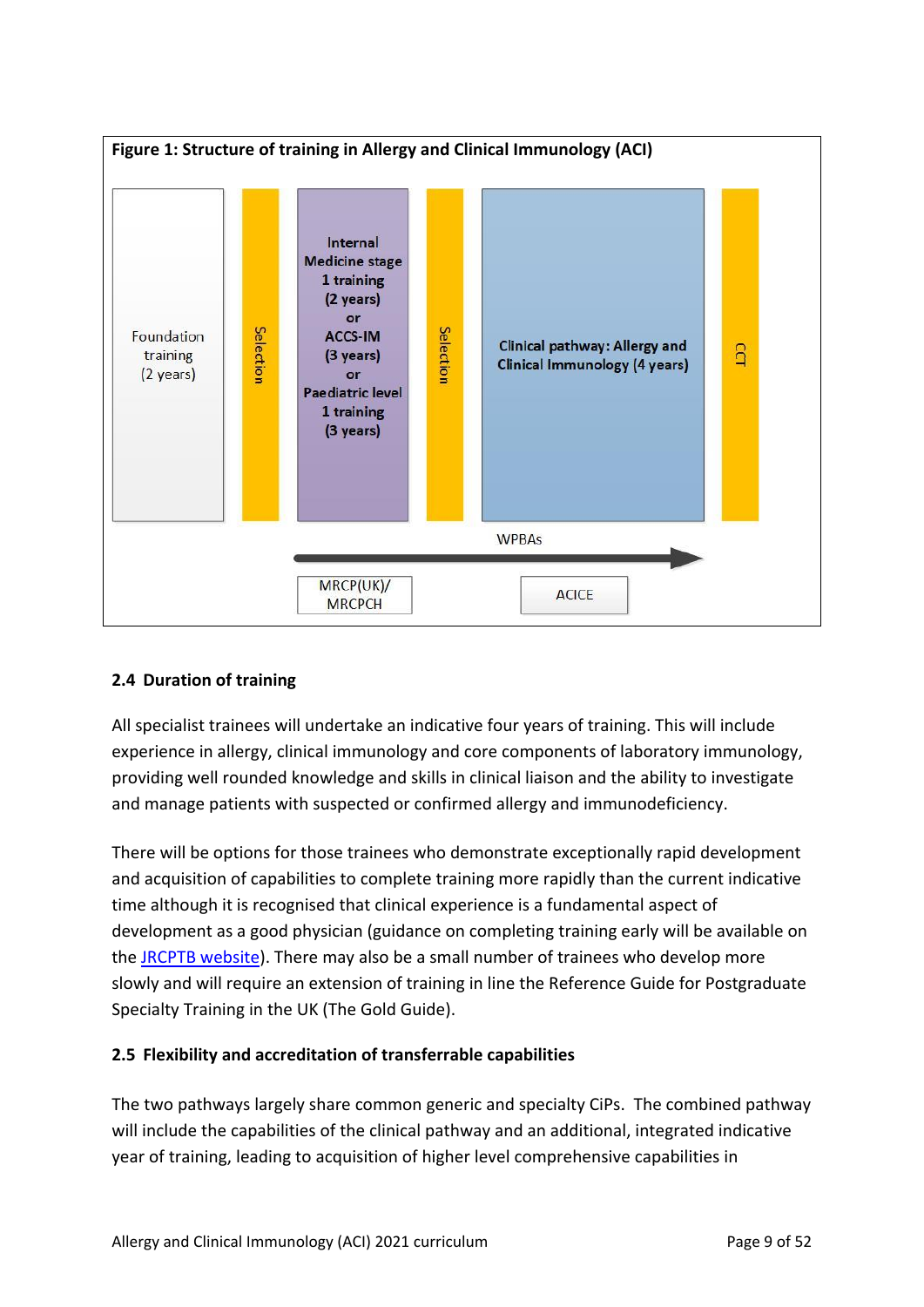**Figure 1: Structure of training in Allergy and Clinical Immunology (ACI)**

Foundation training (2 years) → Selection → Internal Medicine stage 1 training (2 years) or ACCS-IM (3 years) or Paediatric level 1 training (3 years) → Selection → Clinical pathway: Allergy and Clinical Immunology (4 years) → CCT

WPBAs

MRCP(UK)/ MRCPCH

ACICE

## 2.4 Duration of training

All specialist trainees will undertake an indicative four years of training. This will include experience in allergy, clinical immunology and core components of laboratory immunology, providing well rounded knowledge and skills in clinical liaison and the ability to investigate and manage patients with suspected or confirmed allergy and immunodeficiency.

There will be options for those trainees who demonstrate exceptionally rapid development and acquisition of capabilities to complete training more rapidly than the current indicative time although it is recognised that clinical experience is a fundamental aspect of development as a good physician (guidance on completing training early will be available on the JRCPTB website). There may also be a small number of trainees who develop more slowly and will require an extension of training in line the Reference Guide for Postgraduate Specialty Training in the UK (The Gold Guide).

## 2.5 Flexibility and accreditation of transferrable capabilities

The two pathways largely share common generic and specialty CiPs. The combined pathway will include the capabilities of the clinical pathway and an additional, integrated indicative year of training, leading to acquisition of higher level comprehensive capabilities in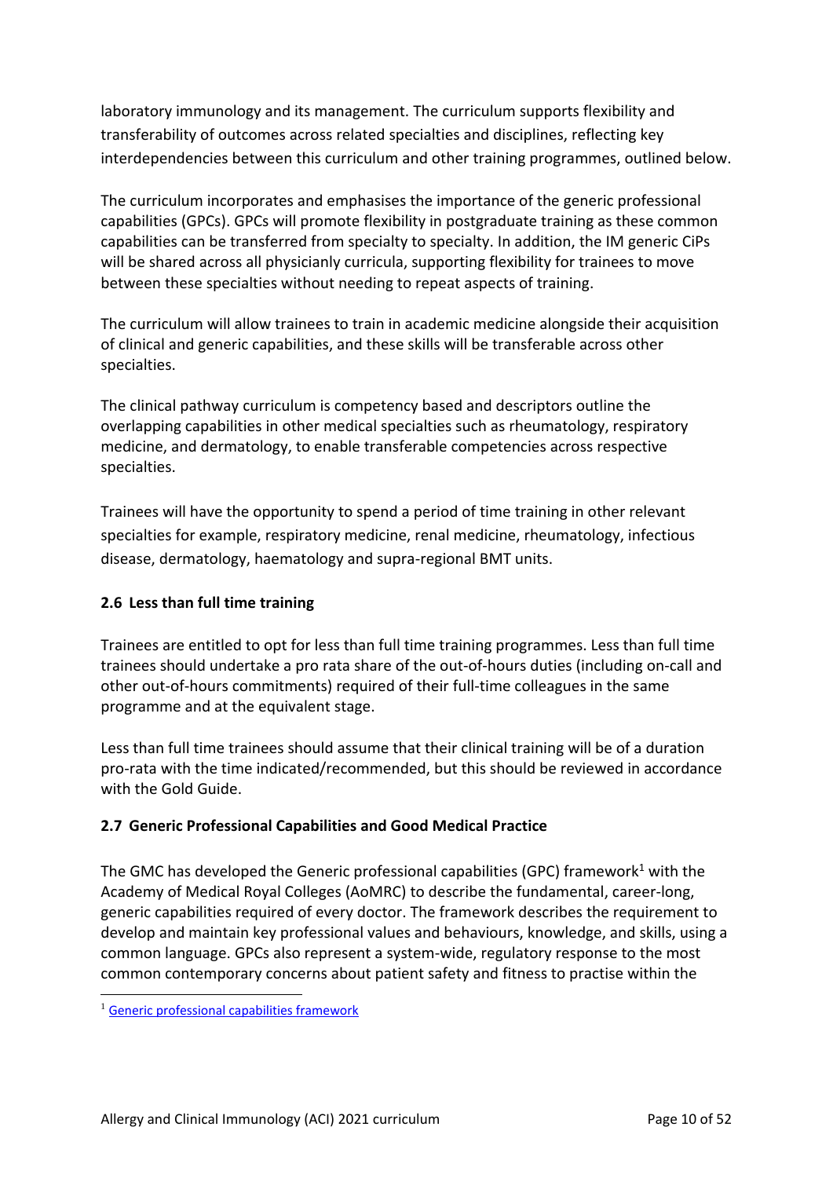laboratory immunology and its management. The curriculum supports flexibility and transferability of outcomes across related specialties and disciplines, reflecting key interdependencies between this curriculum and other training programmes, outlined below.

The curriculum incorporates and emphasises the importance of the generic professional capabilities (GPCs). GPCs will promote flexibility in postgraduate training as these common capabilities can be transferred from specialty to specialty. In addition, the IM generic CiPs will be shared across all physicianly curricula, supporting flexibility for trainees to move between these specialties without needing to repeat aspects of training.

The curriculum will allow trainees to train in academic medicine alongside their acquisition of clinical and generic capabilities, and these skills will be transferable across other specialties.

The clinical pathway curriculum is competency based and descriptors outline the overlapping capabilities in other medical specialties such as rheumatology, respiratory medicine, and dermatology, to enable transferable competencies across respective specialties.

Trainees will have the opportunity to spend a period of time training in other relevant specialties for example, respiratory medicine, renal medicine, rheumatology, infectious disease, dermatology, haematology and supra-regional BMT units.

### 2.6 Less than full time training

Trainees are entitled to opt for less than full time training programmes. Less than full time trainees should undertake a pro rata share of the out-of-hours duties (including on-call and other out-of-hours commitments) required of their full-time colleagues in the same programme and at the equivalent stage.

Less than full time trainees should assume that their clinical training will be of a duration pro-rata with the time indicated/recommended, but this should be reviewed in accordance with the Gold Guide.

### 2.7 Generic Professional Capabilities and Good Medical Practice

The GMC has developed the Generic professional capabilities (GPC) framework[1] with the Academy of Medical Royal Colleges (AoMRC) to describe the fundamental, career-long, generic capabilities required of every doctor. The framework describes the requirement to develop and maintain key professional values and behaviours, knowledge, and skills, using a common language. GPCs also represent a system-wide, regulatory response to the most common contemporary concerns about patient safety and fitness to practise within the

[1] Generic professional capabilities framework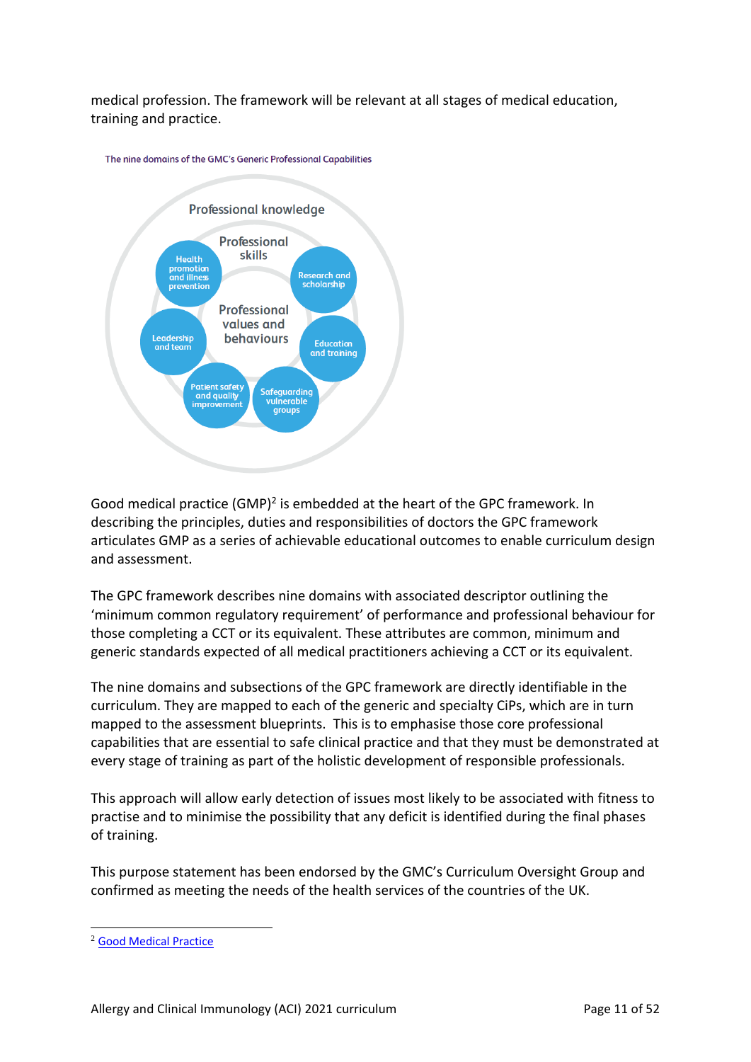medical profession. The framework will be relevant at all stages of medical education, training and practice.

The nine domains of the GMC's Generic Professional Capabilities

Professional knowledge

Professional skills

Professional values and behaviours

Health promotion and illness prevention

Research and scholarship

Leadership and team

Education and training

Patient safety and quality improvement

Safeguarding vulnerable groups

Good medical practice (GMP)[2] is embedded at the heart of the GPC framework. In describing the principles, duties and responsibilities of doctors the GPC framework articulates GMP as a series of achievable educational outcomes to enable curriculum design and assessment.

The GPC framework describes nine domains with associated descriptor outlining the 'minimum common regulatory requirement' of performance and professional behaviour for those completing a CCT or its equivalent. These attributes are common, minimum and generic standards expected of all medical practitioners achieving a CCT or its equivalent.

The nine domains and subsections of the GPC framework are directly identifiable in the curriculum. They are mapped to each of the generic and specialty CiPs, which are in turn mapped to the assessment blueprints. This is to emphasise those core professional capabilities that are essential to safe clinical practice and that they must be demonstrated at every stage of training as part of the holistic development of responsible professionals.

This approach will allow early detection of issues most likely to be associated with fitness to practise and to minimise the possibility that any deficit is identified during the final phases of training.

This purpose statement has been endorsed by the GMC's Curriculum Oversight Group and confirmed as meeting the needs of the health services of the countries of the UK.

[2] Good Medical Practice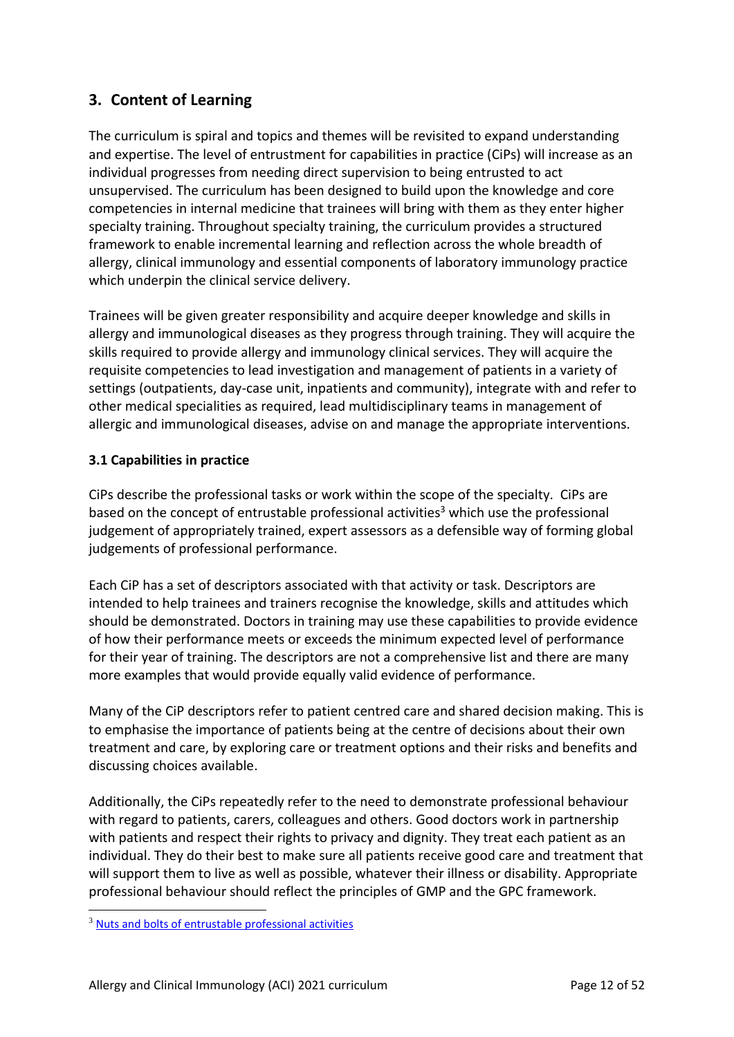## 3. Content of Learning

The curriculum is spiral and topics and themes will be revisited to expand understanding and expertise. The level of entrustment for capabilities in practice (CiPs) will increase as an individual progresses from needing direct supervision to being entrusted to act unsupervised. The curriculum has been designed to build upon the knowledge and core competencies in internal medicine that trainees will bring with them as they enter higher specialty training. Throughout specialty training, the curriculum provides a structured framework to enable incremental learning and reflection across the whole breadth of allergy, clinical immunology and essential components of laboratory immunology practice which underpin the clinical service delivery.

Trainees will be given greater responsibility and acquire deeper knowledge and skills in allergy and immunological diseases as they progress through training. They will acquire the skills required to provide allergy and immunology clinical services. They will acquire the requisite competencies to lead investigation and management of patients in a variety of settings (outpatients, day-case unit, inpatients and community), integrate with and refer to other medical specialities as required, lead multidisciplinary teams in management of allergic and immunological diseases, advise on and manage the appropriate interventions.

### 3.1 Capabilities in practice

CiPs describe the professional tasks or work within the scope of the specialty. CiPs are based on the concept of entrustable professional activities[3] which use the professional judgement of appropriately trained, expert assessors as a defensible way of forming global judgements of professional performance.

Each CiP has a set of descriptors associated with that activity or task. Descriptors are intended to help trainees and trainers recognise the knowledge, skills and attitudes which should be demonstrated. Doctors in training may use these capabilities to provide evidence of how their performance meets or exceeds the minimum expected level of performance for their year of training. The descriptors are not a comprehensive list and there are many more examples that would provide equally valid evidence of performance.

Many of the CiP descriptors refer to patient centred care and shared decision making. This is to emphasise the importance of patients being at the centre of decisions about their own treatment and care, by exploring care or treatment options and their risks and benefits and discussing choices available.

Additionally, the CiPs repeatedly refer to the need to demonstrate professional behaviour with regard to patients, carers, colleagues and others. Good doctors work in partnership with patients and respect their rights to privacy and dignity. They treat each patient as an individual. They do their best to make sure all patients receive good care and treatment that will support them to live as well as possible, whatever their illness or disability. Appropriate professional behaviour should reflect the principles of GMP and the GPC framework.

[3] Nuts and bolts of entrustable professional activities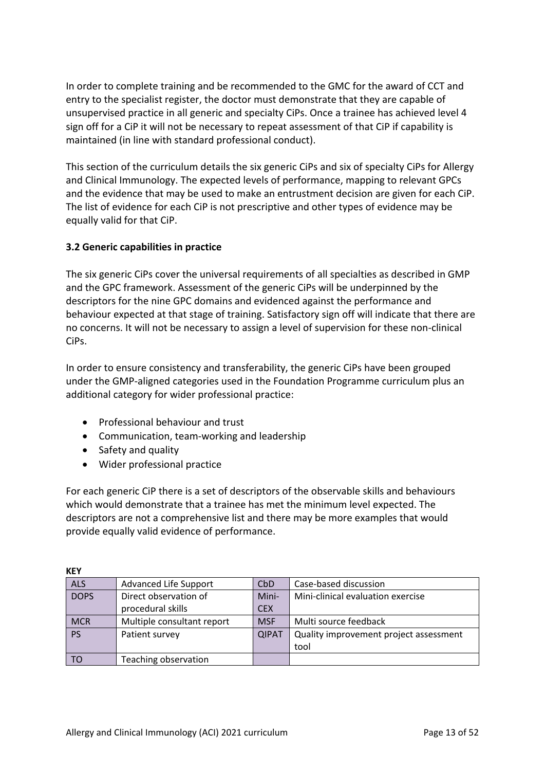In order to complete training and be recommended to the GMC for the award of CCT and entry to the specialist register, the doctor must demonstrate that they are capable of unsupervised practice in all generic and specialty CiPs. Once a trainee has achieved level 4 sign off for a CiP it will not be necessary to repeat assessment of that CiP if capability is maintained (in line with standard professional conduct).

This section of the curriculum details the six generic CiPs and six of specialty CiPs for Allergy and Clinical Immunology. The expected levels of performance, mapping to relevant GPCs and the evidence that may be used to make an entrustment decision are given for each CiP. The list of evidence for each CiP is not prescriptive and other types of evidence may be equally valid for that CiP.

### 3.2 Generic capabilities in practice

The six generic CiPs cover the universal requirements of all specialties as described in GMP and the GPC framework. Assessment of the generic CiPs will be underpinned by the descriptors for the nine GPC domains and evidenced against the performance and behaviour expected at that stage of training. Satisfactory sign off will indicate that there are no concerns. It will not be necessary to assign a level of supervision for these non-clinical CiPs.

In order to ensure consistency and transferability, the generic CiPs have been grouped under the GMP-aligned categories used in the Foundation Programme curriculum plus an additional category for wider professional practice:

- Professional behaviour and trust
- Communication, team-working and leadership
- Safety and quality
- Wider professional practice

For each generic CiP there is a set of descriptors of the observable skills and behaviours which would demonstrate that a trainee has met the minimum level expected. The descriptors are not a comprehensive list and there may be more examples that would provide equally valid evidence of performance.

**KEY**

| ALS | Advanced Life Support | CbD | Case-based discussion |
|---|---|---|---|
| DOPS | Direct observation of procedural skills | Mini-CEX | Mini-clinical evaluation exercise |
| MCR | Multiple consultant report | MSF | Multi source feedback |
| PS | Patient survey | QIPAT | Quality improvement project assessment tool |
| TO | Teaching observation | | |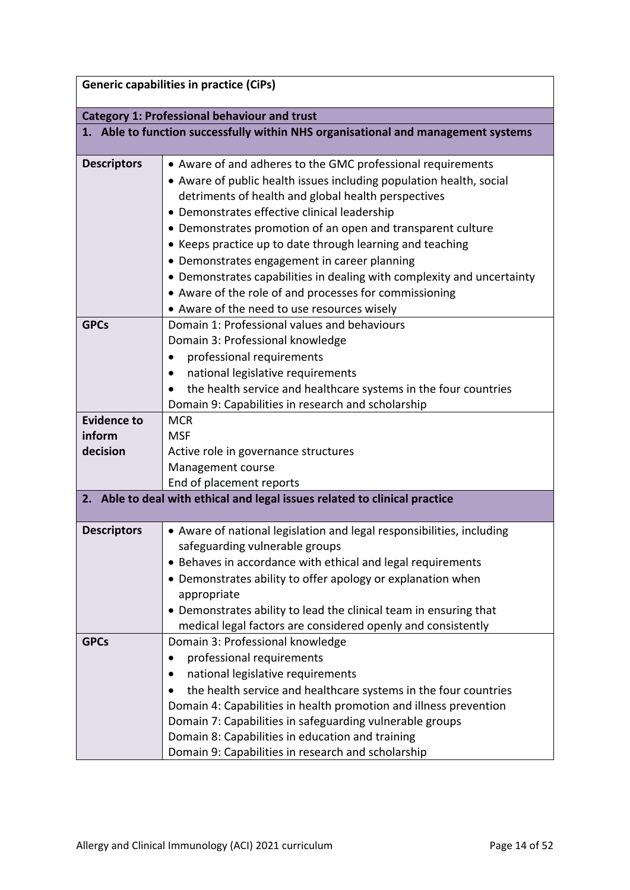| Generic capabilities in practice (CiPs) | |
|---|---|
| **Category 1: Professional behaviour and trust** | |
| **1. Able to function successfully within NHS organisational and management systems** | |
| **Descriptors** | • Aware of and adheres to the GMC professional requirements<br>• Aware of public health issues including population health, social detriments of health and global health perspectives<br>• Demonstrates effective clinical leadership<br>• Demonstrates promotion of an open and transparent culture<br>• Keeps practice up to date through learning and teaching<br>• Demonstrates engagement in career planning<br>• Demonstrates capabilities in dealing with complexity and uncertainty<br>• Aware of the role of and processes for commissioning<br>• Aware of the need to use resources wisely |
| **GPCs** | Domain 1: Professional values and behaviours<br>Domain 3: Professional knowledge<br>• professional requirements<br>• national legislative requirements<br>• the health service and healthcare systems in the four countries<br>Domain 9: Capabilities in research and scholarship |
| **Evidence to inform decision** | MCR<br>MSF<br>Active role in governance structures<br>Management course<br>End of placement reports |
| **2. Able to deal with ethical and legal issues related to clinical practice** | |
| **Descriptors** | • Aware of national legislation and legal responsibilities, including safeguarding vulnerable groups<br>• Behaves in accordance with ethical and legal requirements<br>• Demonstrates ability to offer apology or explanation when appropriate<br>• Demonstrates ability to lead the clinical team in ensuring that medical legal factors are considered openly and consistently |
| **GPCs** | Domain 3: Professional knowledge<br>• professional requirements<br>• national legislative requirements<br>• the health service and healthcare systems in the four countries<br>Domain 4: Capabilities in health promotion and illness prevention<br>Domain 7: Capabilities in safeguarding vulnerable groups<br>Domain 8: Capabilities in education and training<br>Domain 9: Capabilities in research and scholarship |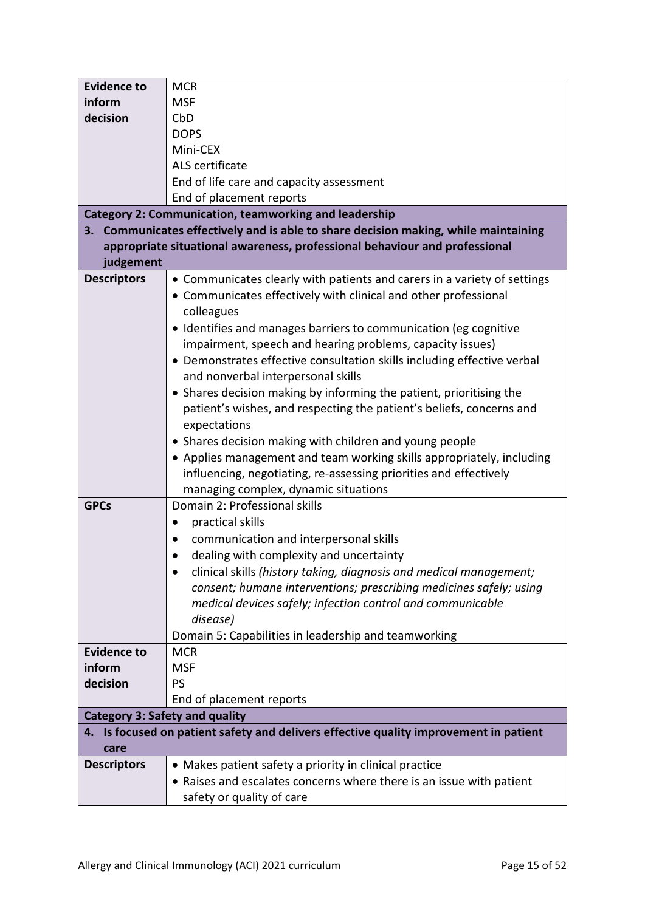| | |
|---|---|
| **Evidence to inform decision** | MCR<br>MSF<br>CbD<br>DOPS<br>Mini-CEX<br>ALS certificate<br>End of life care and capacity assessment<br>End of placement reports |
| **Category 2: Communication, teamworking and leadership** | |
| **3. Communicates effectively and is able to share decision making, while maintaining appropriate situational awareness, professional behaviour and professional judgement** | |
| **Descriptors** | • Communicates clearly with patients and carers in a variety of settings<br>• Communicates effectively with clinical and other professional colleagues<br>• Identifies and manages barriers to communication (eg cognitive impairment, speech and hearing problems, capacity issues)<br>• Demonstrates effective consultation skills including effective verbal and nonverbal interpersonal skills<br>• Shares decision making by informing the patient, prioritising the patient's wishes, and respecting the patient's beliefs, concerns and expectations<br>• Shares decision making with children and young people<br>• Applies management and team working skills appropriately, including influencing, negotiating, re-assessing priorities and effectively managing complex, dynamic situations |
| **GPCs** | Domain 2: Professional skills<br>• practical skills<br>• communication and interpersonal skills<br>• dealing with complexity and uncertainty<br>• clinical skills *(history taking, diagnosis and medical management; consent; humane interventions; prescribing medicines safely; using medical devices safely; infection control and communicable disease)*<br>Domain 5: Capabilities in leadership and teamworking |
| **Evidence to inform decision** | MCR<br>MSF<br>PS<br>End of placement reports |
| **Category 3: Safety and quality** | |
| **4. Is focused on patient safety and delivers effective quality improvement in patient care** | |
| **Descriptors** | • Makes patient safety a priority in clinical practice<br>• Raises and escalates concerns where there is an issue with patient safety or quality of care |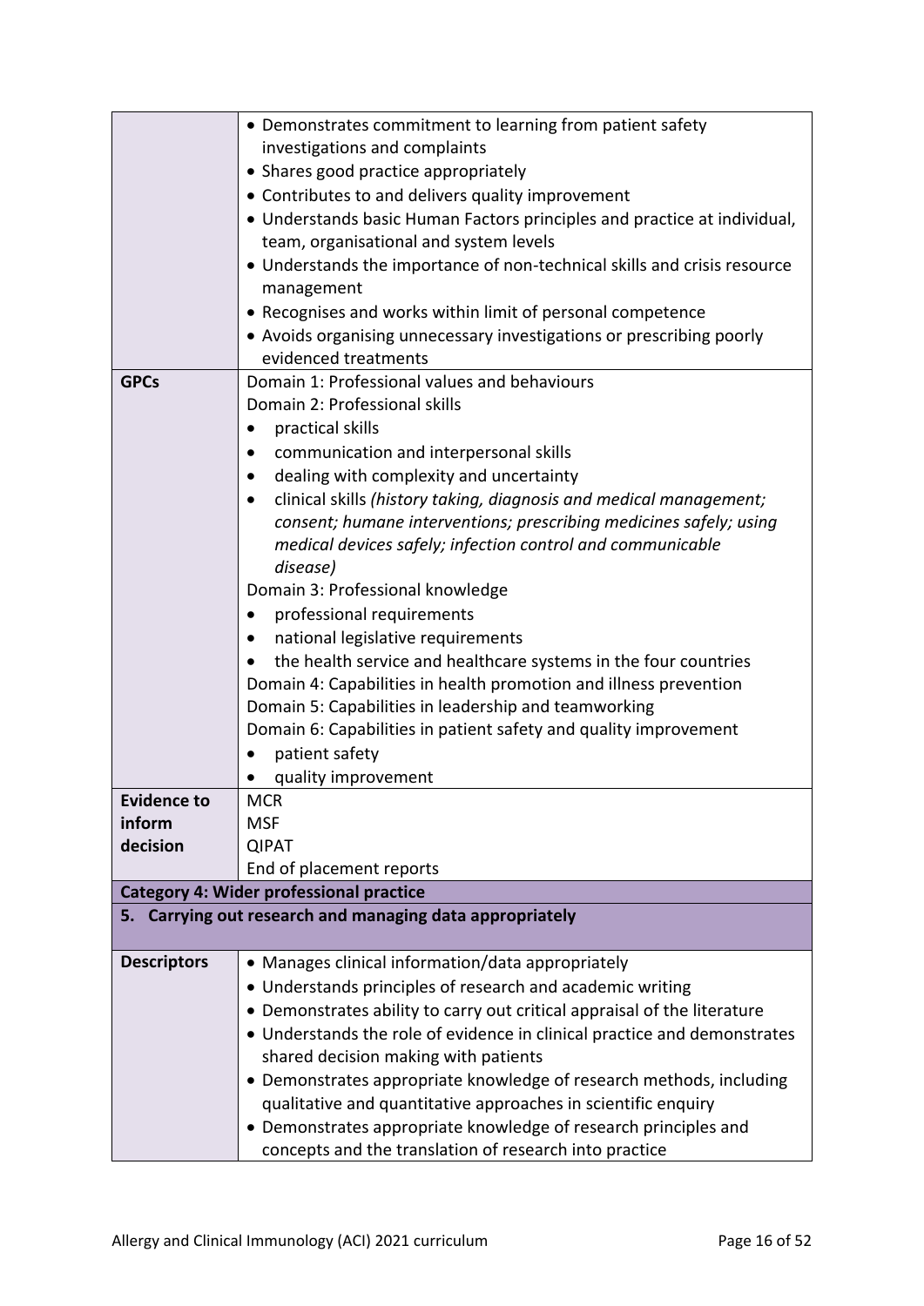| | |
|---|---|
| | • Demonstrates commitment to learning from patient safety investigations and complaints<br>• Shares good practice appropriately<br>• Contributes to and delivers quality improvement<br>• Understands basic Human Factors principles and practice at individual, team, organisational and system levels<br>• Understands the importance of non-technical skills and crisis resource management<br>• Recognises and works within limit of personal competence<br>• Avoids organising unnecessary investigations or prescribing poorly evidenced treatments |
| **GPCs** | Domain 1: Professional values and behaviours<br>Domain 2: Professional skills<br>• practical skills<br>• communication and interpersonal skills<br>• dealing with complexity and uncertainty<br>• clinical skills *(history taking, diagnosis and medical management; consent; humane interventions; prescribing medicines safely; using medical devices safely; infection control and communicable disease)*<br>Domain 3: Professional knowledge<br>• professional requirements<br>• national legislative requirements<br>• the health service and healthcare systems in the four countries<br>Domain 4: Capabilities in health promotion and illness prevention<br>Domain 5: Capabilities in leadership and teamworking<br>Domain 6: Capabilities in patient safety and quality improvement<br>• patient safety<br>• quality improvement |
| **Evidence to inform decision** | MCR<br>MSF<br>QIPAT<br>End of placement reports |
| **Category 4: Wider professional practice** | |
| **5. Carrying out research and managing data appropriately** | |
| **Descriptors** | • Manages clinical information/data appropriately<br>• Understands principles of research and academic writing<br>• Demonstrates ability to carry out critical appraisal of the literature<br>• Understands the role of evidence in clinical practice and demonstrates shared decision making with patients<br>• Demonstrates appropriate knowledge of research methods, including qualitative and quantitative approaches in scientific enquiry<br>• Demonstrates appropriate knowledge of research principles and concepts and the translation of research into practice |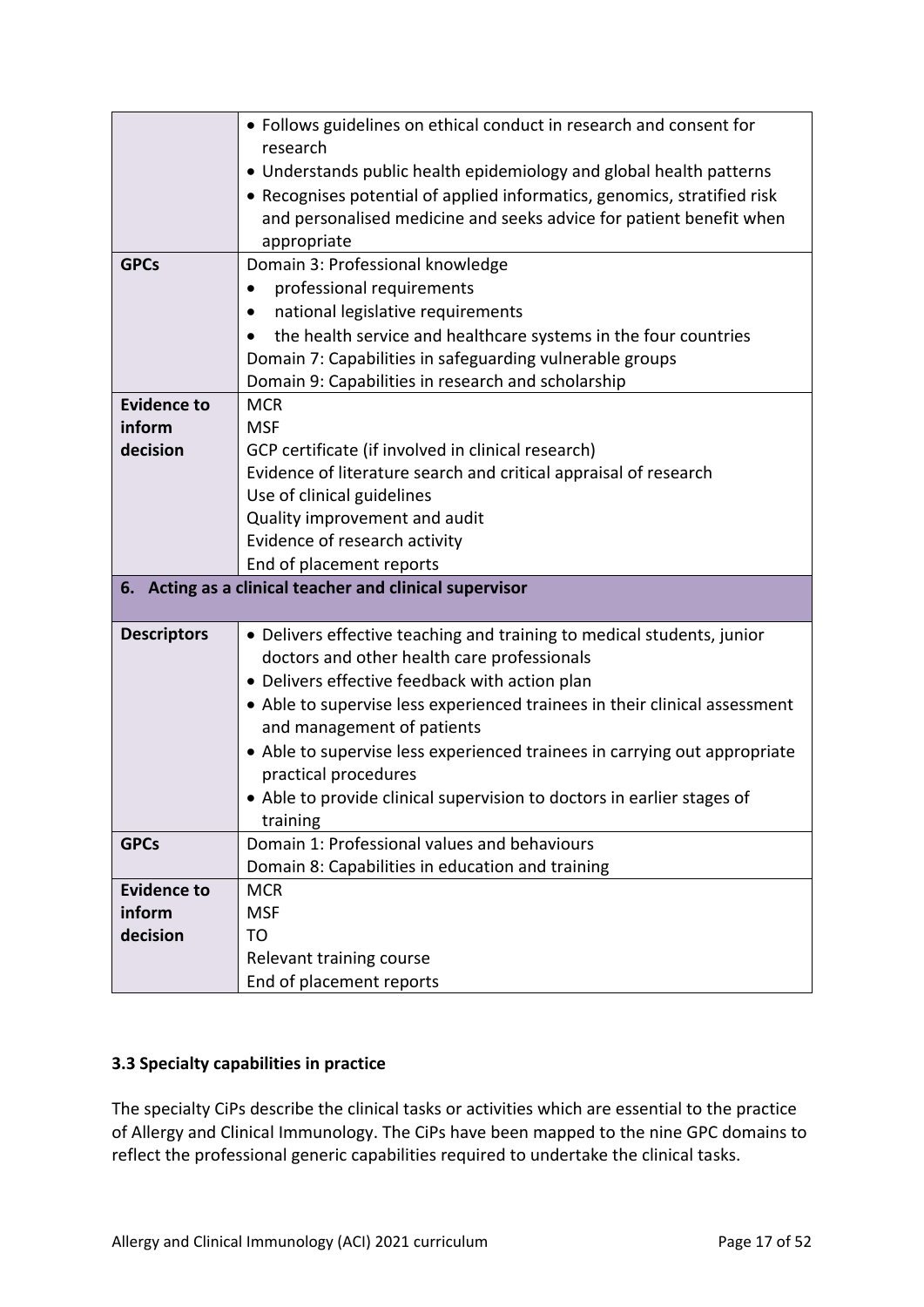| | |
|---|---|
| | • Follows guidelines on ethical conduct in research and consent for research<br>• Understands public health epidemiology and global health patterns<br>• Recognises potential of applied informatics, genomics, stratified risk and personalised medicine and seeks advice for patient benefit when appropriate |
| **GPCs** | Domain 3: Professional knowledge<br>• professional requirements<br>• national legislative requirements<br>• the health service and healthcare systems in the four countries<br>Domain 7: Capabilities in safeguarding vulnerable groups<br>Domain 9: Capabilities in research and scholarship |
| **Evidence to inform decision** | MCR<br>MSF<br>GCP certificate (if involved in clinical research)<br>Evidence of literature search and critical appraisal of research<br>Use of clinical guidelines<br>Quality improvement and audit<br>Evidence of research activity<br>End of placement reports |
| **6. Acting as a clinical teacher and clinical supervisor** | |
| **Descriptors** | • Delivers effective teaching and training to medical students, junior doctors and other health care professionals<br>• Delivers effective feedback with action plan<br>• Able to supervise less experienced trainees in their clinical assessment and management of patients<br>• Able to supervise less experienced trainees in carrying out appropriate practical procedures<br>• Able to provide clinical supervision to doctors in earlier stages of training |
| **GPCs** | Domain 1: Professional values and behaviours<br>Domain 8: Capabilities in education and training |
| **Evidence to inform decision** | MCR<br>MSF<br>TO<br>Relevant training course<br>End of placement reports |

### 3.3 Specialty capabilities in practice

The specialty CiPs describe the clinical tasks or activities which are essential to the practice of Allergy and Clinical Immunology. The CiPs have been mapped to the nine GPC domains to reflect the professional generic capabilities required to undertake the clinical tasks.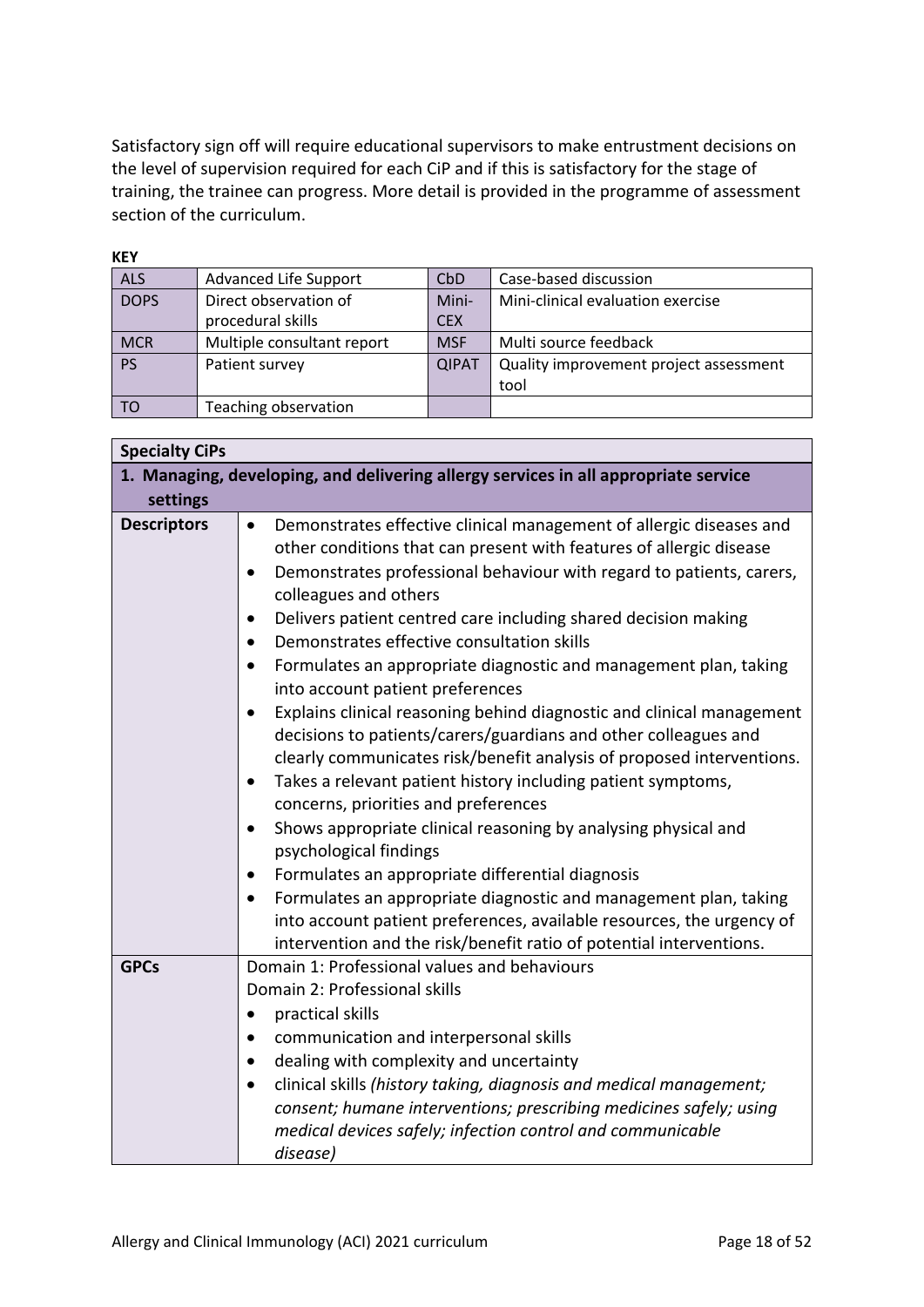Satisfactory sign off will require educational supervisors to make entrustment decisions on the level of supervision required for each CiP and if this is satisfactory for the stage of training, the trainee can progress. More detail is provided in the programme of assessment section of the curriculum.

**KEY**

| | | | |
|---|---|---|---|
| ALS | Advanced Life Support | CbD | Case-based discussion |
| DOPS | Direct observation of procedural skills | Mini-CEX | Mini-clinical evaluation exercise |
| MCR | Multiple consultant report | MSF | Multi source feedback |
| PS | Patient survey | QIPAT | Quality improvement project assessment tool |
| TO | Teaching observation | | |

| **Specialty CiPs** | |
|---|---|
| **1. Managing, developing, and delivering allergy services in all appropriate service settings** | |
| **Descriptors** | • Demonstrates effective clinical management of allergic diseases and other conditions that can present with features of allergic disease<br>• Demonstrates professional behaviour with regard to patients, carers, colleagues and others<br>• Delivers patient centred care including shared decision making<br>• Demonstrates effective consultation skills<br>• Formulates an appropriate diagnostic and management plan, taking into account patient preferences<br>• Explains clinical reasoning behind diagnostic and clinical management decisions to patients/carers/guardians and other colleagues and clearly communicates risk/benefit analysis of proposed interventions.<br>• Takes a relevant patient history including patient symptoms, concerns, priorities and preferences<br>• Shows appropriate clinical reasoning by analysing physical and psychological findings<br>• Formulates an appropriate differential diagnosis<br>• Formulates an appropriate diagnostic and management plan, taking into account patient preferences, available resources, the urgency of intervention and the risk/benefit ratio of potential interventions. |
| **GPCs** | Domain 1: Professional values and behaviours<br>Domain 2: Professional skills<br>• practical skills<br>• communication and interpersonal skills<br>• dealing with complexity and uncertainty<br>• clinical skills *(history taking, diagnosis and medical management; consent; humane interventions; prescribing medicines safely; using medical devices safely; infection control and communicable disease)* |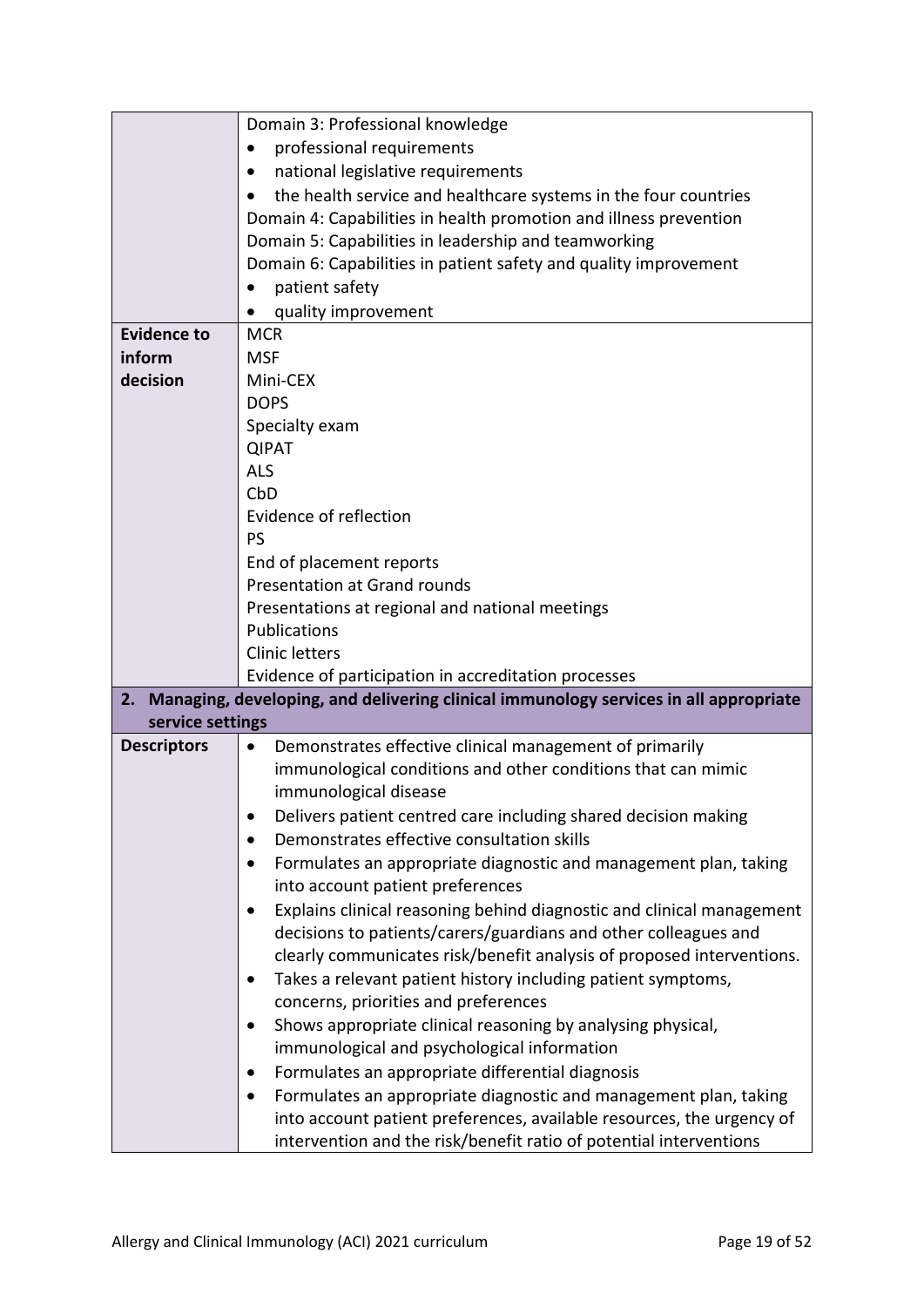| | |
|---|---|
| | Domain 3: Professional knowledge<br>• professional requirements<br>• national legislative requirements<br>• the health service and healthcare systems in the four countries<br>Domain 4: Capabilities in health promotion and illness prevention<br>Domain 5: Capabilities in leadership and teamworking<br>Domain 6: Capabilities in patient safety and quality improvement<br>• patient safety<br>• quality improvement |
| **Evidence to inform decision** | MCR<br>MSF<br>Mini-CEX<br>DOPS<br>Specialty exam<br>QIPAT<br>ALS<br>CbD<br>Evidence of reflection<br>PS<br>End of placement reports<br>Presentation at Grand rounds<br>Presentations at regional and national meetings<br>Publications<br>Clinic letters<br>Evidence of participation in accreditation processes |
| **2. Managing, developing, and delivering clinical immunology services in all appropriate service settings** | |
| **Descriptors** | • Demonstrates effective clinical management of primarily immunological conditions and other conditions that can mimic immunological disease<br>• Delivers patient centred care including shared decision making<br>• Demonstrates effective consultation skills<br>• Formulates an appropriate diagnostic and management plan, taking into account patient preferences<br>• Explains clinical reasoning behind diagnostic and clinical management decisions to patients/carers/guardians and other colleagues and clearly communicates risk/benefit analysis of proposed interventions.<br>• Takes a relevant patient history including patient symptoms, concerns, priorities and preferences<br>• Shows appropriate clinical reasoning by analysing physical, immunological and psychological information<br>• Formulates an appropriate differential diagnosis<br>• Formulates an appropriate diagnostic and management plan, taking into account patient preferences, available resources, the urgency of intervention and the risk/benefit ratio of potential interventions |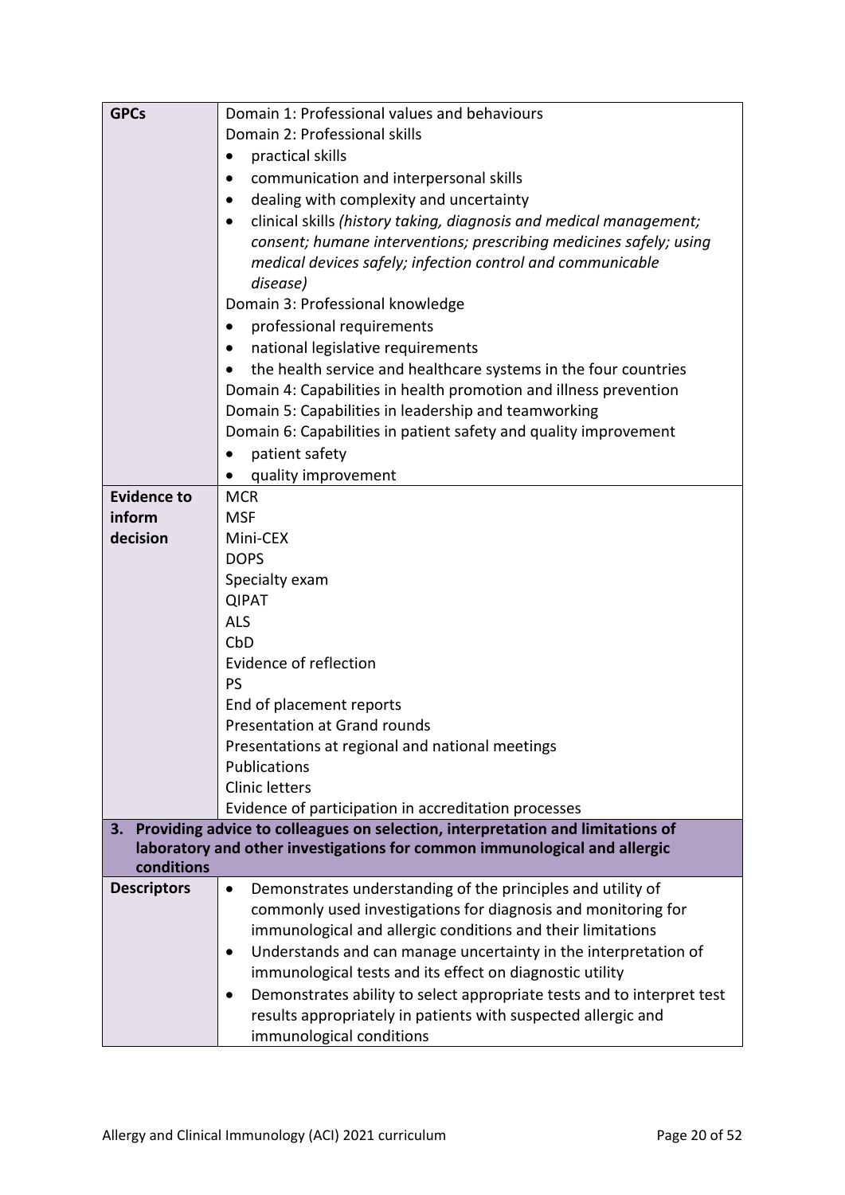| | |
|---|---|
| **GPCs** | Domain 1: Professional values and behaviours<br>Domain 2: Professional skills<br>• practical skills<br>• communication and interpersonal skills<br>• dealing with complexity and uncertainty<br>• clinical skills *(history taking, diagnosis and medical management; consent; humane interventions; prescribing medicines safely; using medical devices safely; infection control and communicable disease)*<br>Domain 3: Professional knowledge<br>• professional requirements<br>• national legislative requirements<br>• the health service and healthcare systems in the four countries<br>Domain 4: Capabilities in health promotion and illness prevention<br>Domain 5: Capabilities in leadership and teamworking<br>Domain 6: Capabilities in patient safety and quality improvement<br>• patient safety<br>• quality improvement |
| **Evidence to inform decision** | MCR<br>MSF<br>Mini-CEX<br>DOPS<br>Specialty exam<br>QIPAT<br>ALS<br>CbD<br>Evidence of reflection<br>PS<br>End of placement reports<br>Presentation at Grand rounds<br>Presentations at regional and national meetings<br>Publications<br>Clinic letters<br>Evidence of participation in accreditation processes |
| **3. Providing advice to colleagues on selection, interpretation and limitations of laboratory and other investigations for common immunological and allergic conditions** | |
| **Descriptors** | • Demonstrates understanding of the principles and utility of commonly used investigations for diagnosis and monitoring for immunological and allergic conditions and their limitations<br>• Understands and can manage uncertainty in the interpretation of immunological tests and its effect on diagnostic utility<br>• Demonstrates ability to select appropriate tests and to interpret test results appropriately in patients with suspected allergic and immunological conditions |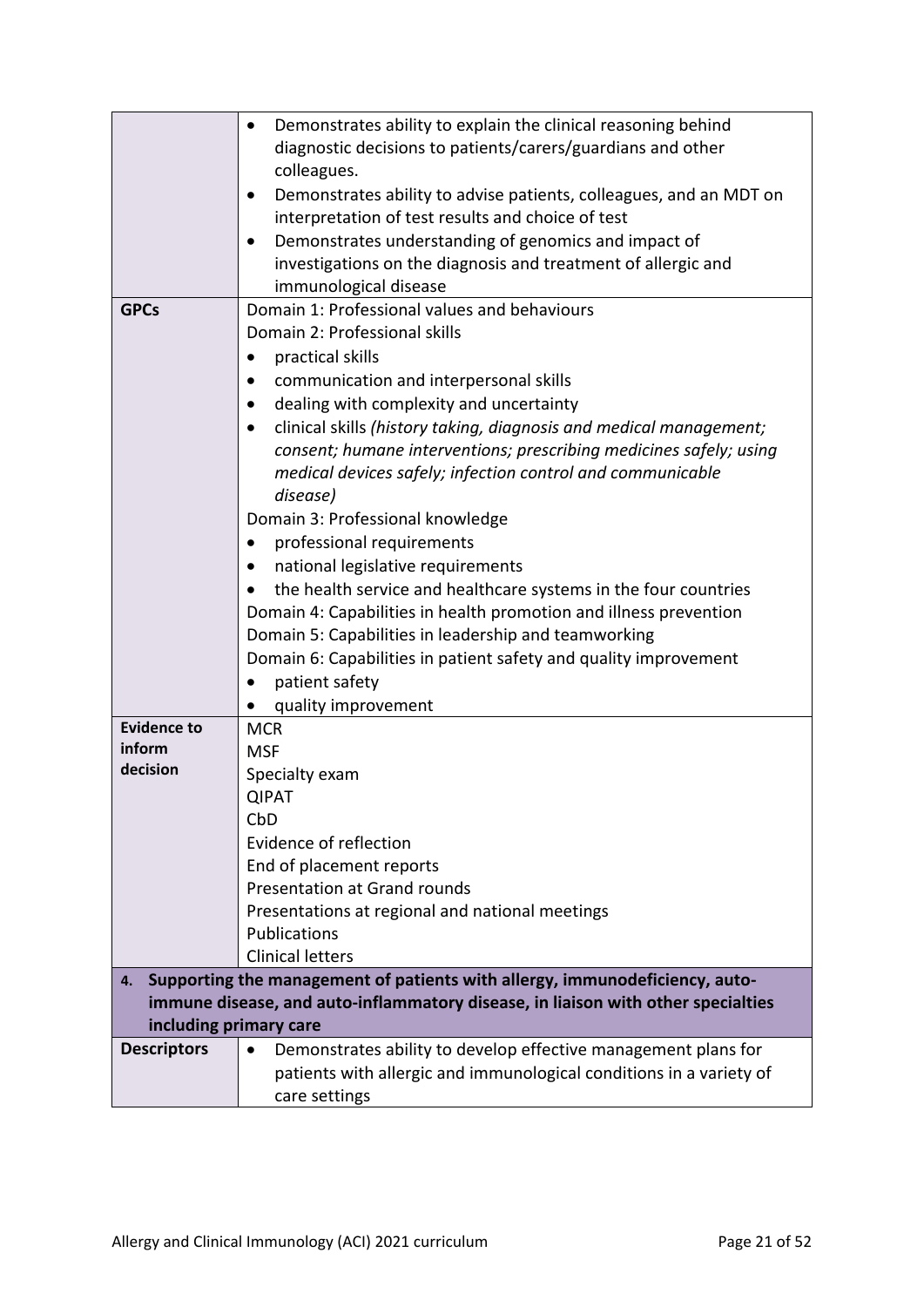| | |
|---|---|
| | • Demonstrates ability to explain the clinical reasoning behind diagnostic decisions to patients/carers/guardians and other colleagues.<br>• Demonstrates ability to advise patients, colleagues, and an MDT on interpretation of test results and choice of test<br>• Demonstrates understanding of genomics and impact of investigations on the diagnosis and treatment of allergic and immunological disease |
| **GPCs** | Domain 1: Professional values and behaviours<br>Domain 2: Professional skills<br>• practical skills<br>• communication and interpersonal skills<br>• dealing with complexity and uncertainty<br>• clinical skills *(history taking, diagnosis and medical management; consent; humane interventions; prescribing medicines safely; using medical devices safely; infection control and communicable disease)*<br>Domain 3: Professional knowledge<br>• professional requirements<br>• national legislative requirements<br>• the health service and healthcare systems in the four countries<br>Domain 4: Capabilities in health promotion and illness prevention<br>Domain 5: Capabilities in leadership and teamworking<br>Domain 6: Capabilities in patient safety and quality improvement<br>• patient safety<br>• quality improvement |
| **Evidence to inform decision** | MCR<br>MSF<br>Specialty exam<br>QIPAT<br>CbD<br>Evidence of reflection<br>End of placement reports<br>Presentation at Grand rounds<br>Presentations at regional and national meetings<br>Publications<br>Clinical letters |
| **4. Supporting the management of patients with allergy, immunodeficiency, auto-immune disease, and auto-inflammatory disease, in liaison with other specialties including primary care** | |
| **Descriptors** | • Demonstrates ability to develop effective management plans for patients with allergic and immunological conditions in a variety of care settings |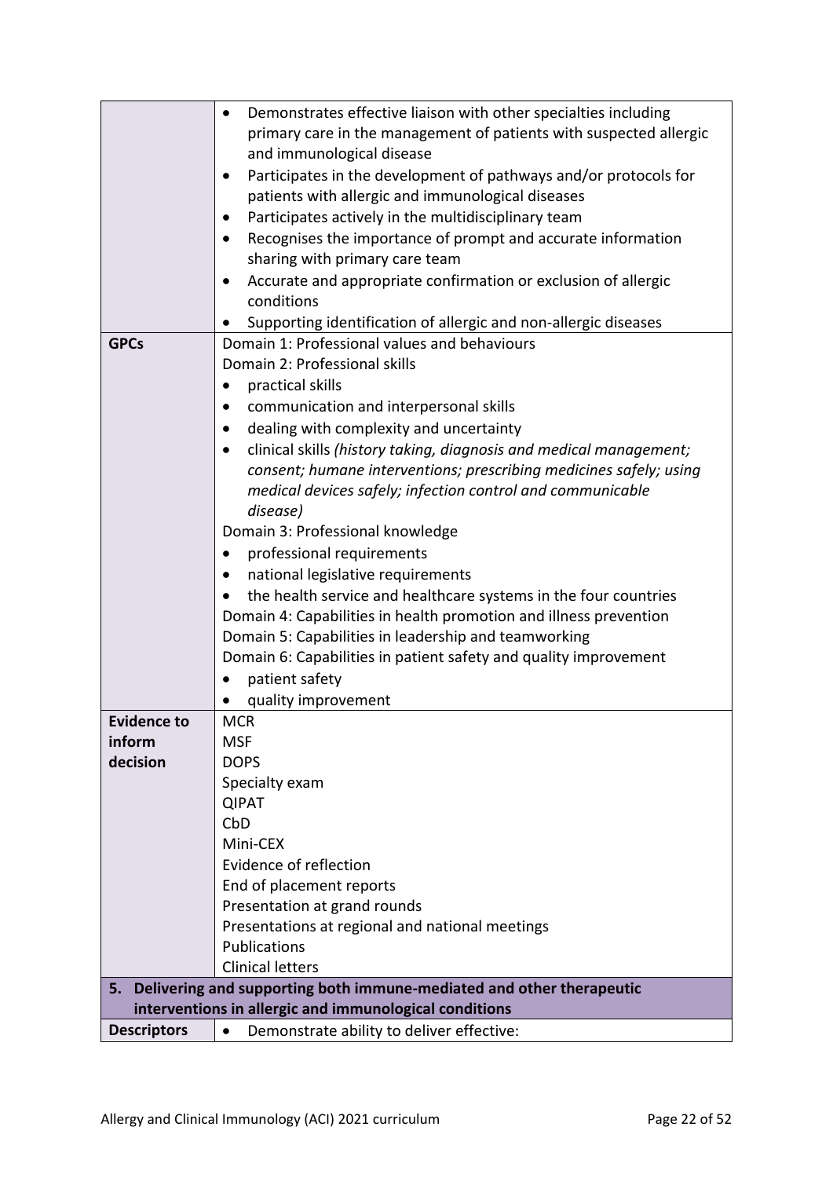| | |
|---|---|
| | • Demonstrates effective liaison with other specialties including primary care in the management of patients with suspected allergic and immunological disease<br>• Participates in the development of pathways and/or protocols for patients with allergic and immunological diseases<br>• Participates actively in the multidisciplinary team<br>• Recognises the importance of prompt and accurate information sharing with primary care team<br>• Accurate and appropriate confirmation or exclusion of allergic conditions<br>• Supporting identification of allergic and non-allergic diseases |
| **GPCs** | Domain 1: Professional values and behaviours<br>Domain 2: Professional skills<br>• practical skills<br>• communication and interpersonal skills<br>• dealing with complexity and uncertainty<br>• clinical skills *(history taking, diagnosis and medical management; consent; humane interventions; prescribing medicines safely; using medical devices safely; infection control and communicable disease)*<br>Domain 3: Professional knowledge<br>• professional requirements<br>• national legislative requirements<br>• the health service and healthcare systems in the four countries<br>Domain 4: Capabilities in health promotion and illness prevention<br>Domain 5: Capabilities in leadership and teamworking<br>Domain 6: Capabilities in patient safety and quality improvement<br>• patient safety<br>• quality improvement |
| **Evidence to inform decision** | MCR<br>MSF<br>DOPS<br>Specialty exam<br>QIPAT<br>CbD<br>Mini-CEX<br>Evidence of reflection<br>End of placement reports<br>Presentation at grand rounds<br>Presentations at regional and national meetings<br>Publications<br>Clinical letters |
| **5. Delivering and supporting both immune-mediated and other therapeutic interventions in allergic and immunological conditions** | |
| **Descriptors** | • Demonstrate ability to deliver effective: |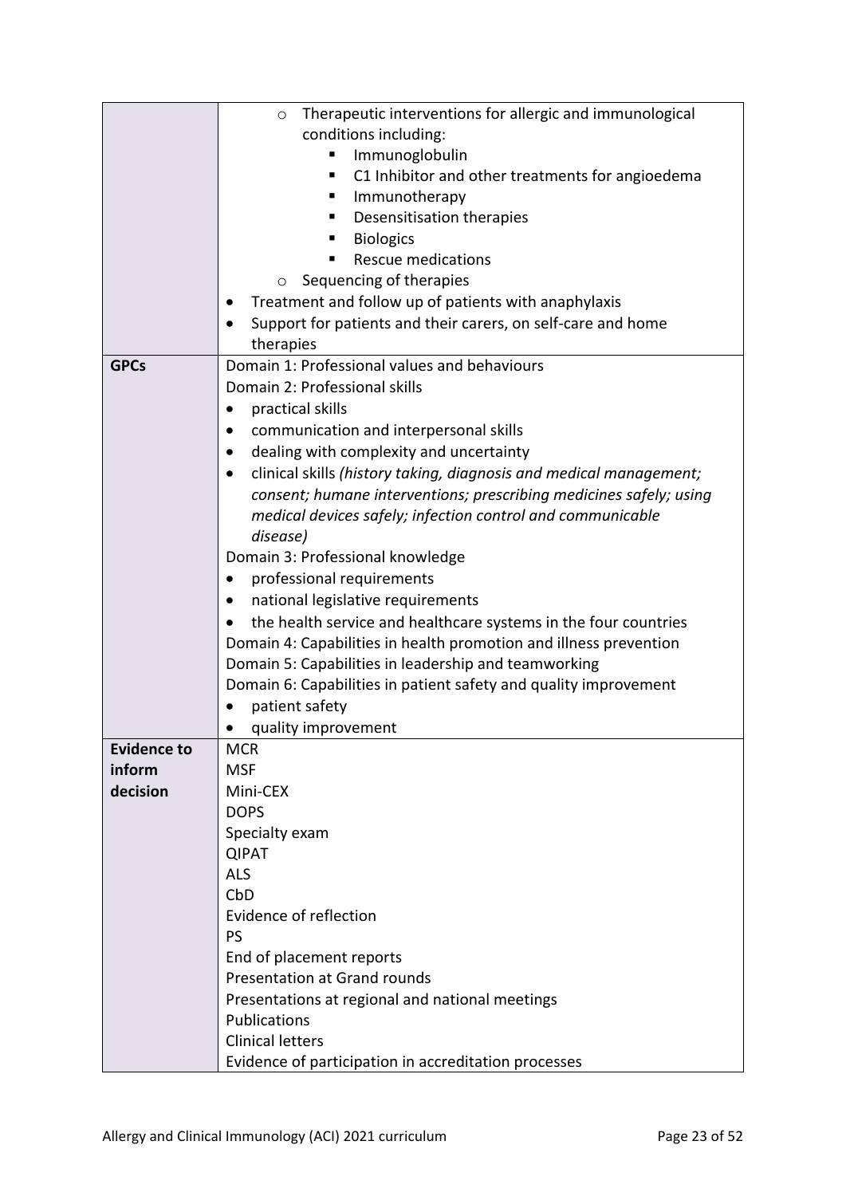| | |
|---|---|
| | ○ Therapeutic interventions for allergic and immunological conditions including:<br>▪ Immunoglobulin<br>▪ C1 Inhibitor and other treatments for angioedema<br>▪ Immunotherapy<br>▪ Desensitisation therapies<br>▪ Biologics<br>▪ Rescue medications<br>○ Sequencing of therapies<br>• Treatment and follow up of patients with anaphylaxis<br>• Support for patients and their carers, on self-care and home therapies |
| **GPCs** | Domain 1: Professional values and behaviours<br>Domain 2: Professional skills<br>• practical skills<br>• communication and interpersonal skills<br>• dealing with complexity and uncertainty<br>• clinical skills *(history taking, diagnosis and medical management; consent; humane interventions; prescribing medicines safely; using medical devices safely; infection control and communicable disease)*<br>Domain 3: Professional knowledge<br>• professional requirements<br>• national legislative requirements<br>• the health service and healthcare systems in the four countries<br>Domain 4: Capabilities in health promotion and illness prevention<br>Domain 5: Capabilities in leadership and teamworking<br>Domain 6: Capabilities in patient safety and quality improvement<br>• patient safety<br>• quality improvement |
| **Evidence to inform decision** | MCR<br>MSF<br>Mini-CEX<br>DOPS<br>Specialty exam<br>QIPAT<br>ALS<br>CbD<br>Evidence of reflection<br>PS<br>End of placement reports<br>Presentation at Grand rounds<br>Presentations at regional and national meetings<br>Publications<br>Clinical letters<br>Evidence of participation in accreditation processes |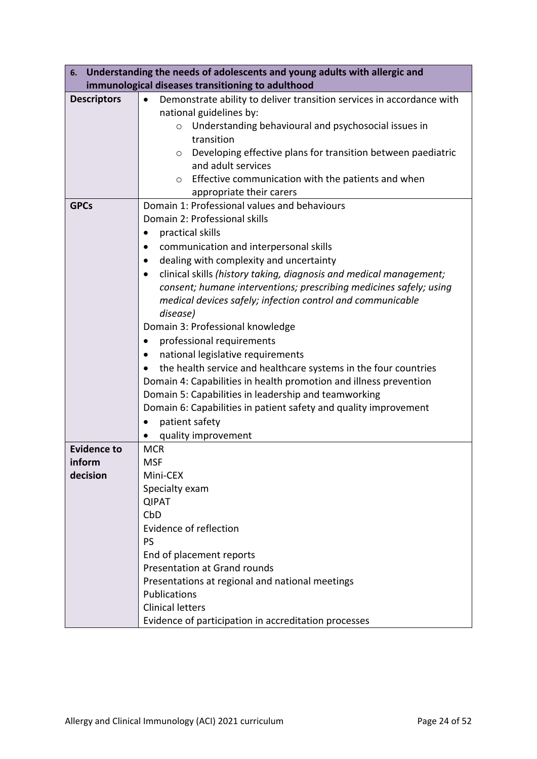| 6. Understanding the needs of adolescents and young adults with allergic and immunological diseases transitioning to adulthood | |
|---|---|
| **Descriptors** | • Demonstrate ability to deliver transition services in accordance with national guidelines by:<br>  ○ Understanding behavioural and psychosocial issues in transition<br>  ○ Developing effective plans for transition between paediatric and adult services<br>  ○ Effective communication with the patients and when appropriate their carers |
| **GPCs** | Domain 1: Professional values and behaviours<br>Domain 2: Professional skills<br>• practical skills<br>• communication and interpersonal skills<br>• dealing with complexity and uncertainty<br>• clinical skills *(history taking, diagnosis and medical management; consent; humane interventions; prescribing medicines safely; using medical devices safely; infection control and communicable disease)*<br>Domain 3: Professional knowledge<br>• professional requirements<br>• national legislative requirements<br>• the health service and healthcare systems in the four countries<br>Domain 4: Capabilities in health promotion and illness prevention<br>Domain 5: Capabilities in leadership and teamworking<br>Domain 6: Capabilities in patient safety and quality improvement<br>• patient safety<br>• quality improvement |
| **Evidence to inform decision** | MCR<br>MSF<br>Mini-CEX<br>Specialty exam<br>QIPAT<br>CbD<br>Evidence of reflection<br>PS<br>End of placement reports<br>Presentation at Grand rounds<br>Presentations at regional and national meetings<br>Publications<br>Clinical letters<br>Evidence of participation in accreditation processes |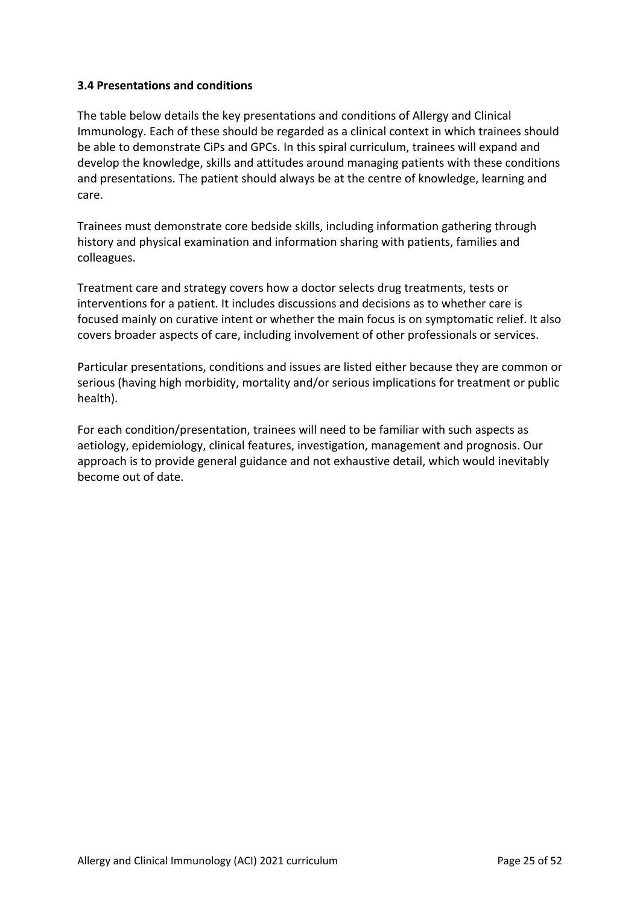### 3.4 Presentations and conditions

The table below details the key presentations and conditions of Allergy and Clinical Immunology. Each of these should be regarded as a clinical context in which trainees should be able to demonstrate CiPs and GPCs. In this spiral curriculum, trainees will expand and develop the knowledge, skills and attitudes around managing patients with these conditions and presentations. The patient should always be at the centre of knowledge, learning and care.

Trainees must demonstrate core bedside skills, including information gathering through history and physical examination and information sharing with patients, families and colleagues.

Treatment care and strategy covers how a doctor selects drug treatments, tests or interventions for a patient. It includes discussions and decisions as to whether care is focused mainly on curative intent or whether the main focus is on symptomatic relief. It also covers broader aspects of care, including involvement of other professionals or services.

Particular presentations, conditions and issues are listed either because they are common or serious (having high morbidity, mortality and/or serious implications for treatment or public health).

For each condition/presentation, trainees will need to be familiar with such aspects as aetiology, epidemiology, clinical features, investigation, management and prognosis. Our approach is to provide general guidance and not exhaustive detail, which would inevitably become out of date.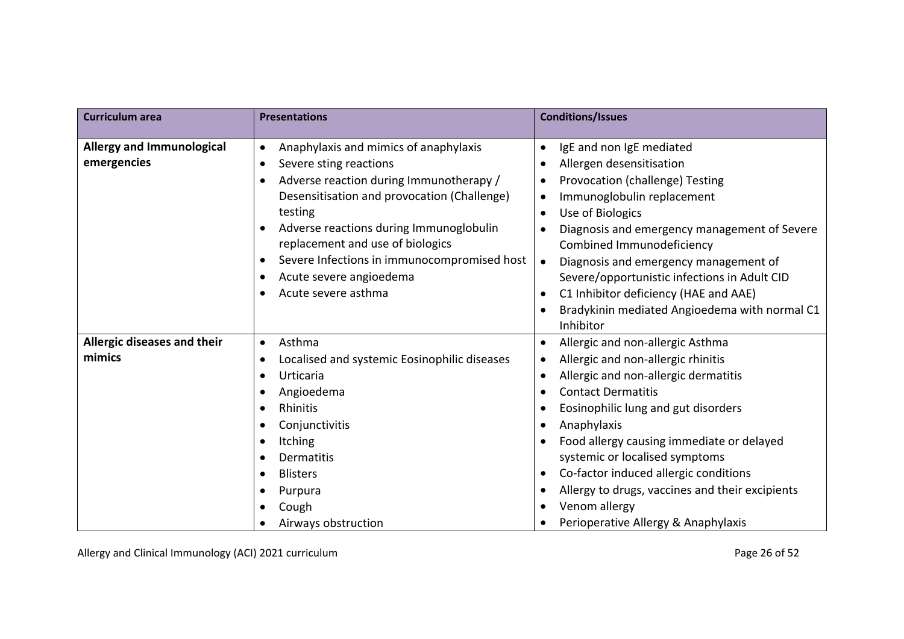| Curriculum area | Presentations | Conditions/Issues |
| --- | --- | --- |
| **Allergy and Immunological emergencies** | • Anaphylaxis and mimics of anaphylaxis<br>• Severe sting reactions<br>• Adverse reaction during Immunotherapy / Desensitisation and provocation (Challenge) testing<br>• Adverse reactions during Immunoglobulin replacement and use of biologics<br>• Severe Infections in immunocompromised host<br>• Acute severe angioedema<br>• Acute severe asthma | • IgE and non IgE mediated<br>• Allergen desensitisation<br>• Provocation (challenge) Testing<br>• Immunoglobulin replacement<br>• Use of Biologics<br>• Diagnosis and emergency management of Severe Combined Immunodeficiency<br>• Diagnosis and emergency management of Severe/opportunistic infections in Adult CID<br>• C1 Inhibitor deficiency (HAE and AAE)<br>• Bradykinin mediated Angioedema with normal C1 Inhibitor |
| **Allergic diseases and their mimics** | • Asthma<br>• Localised and systemic Eosinophilic diseases<br>• Urticaria<br>• Angioedema<br>• Rhinitis<br>• Conjunctivitis<br>• Itching<br>• Dermatitis<br>• Blisters<br>• Purpura<br>• Cough<br>• Airways obstruction | • Allergic and non-allergic Asthma<br>• Allergic and non-allergic rhinitis<br>• Allergic and non-allergic dermatitis<br>• Contact Dermatitis<br>• Eosinophilic lung and gut disorders<br>• Anaphylaxis<br>• Food allergy causing immediate or delayed systemic or localised symptoms<br>• Co-factor induced allergic conditions<br>• Allergy to drugs, vaccines and their excipients<br>• Venom allergy<br>• Perioperative Allergy & Anaphylaxis |

Allergy and Clinical Immunology (ACI) 2021 curriculum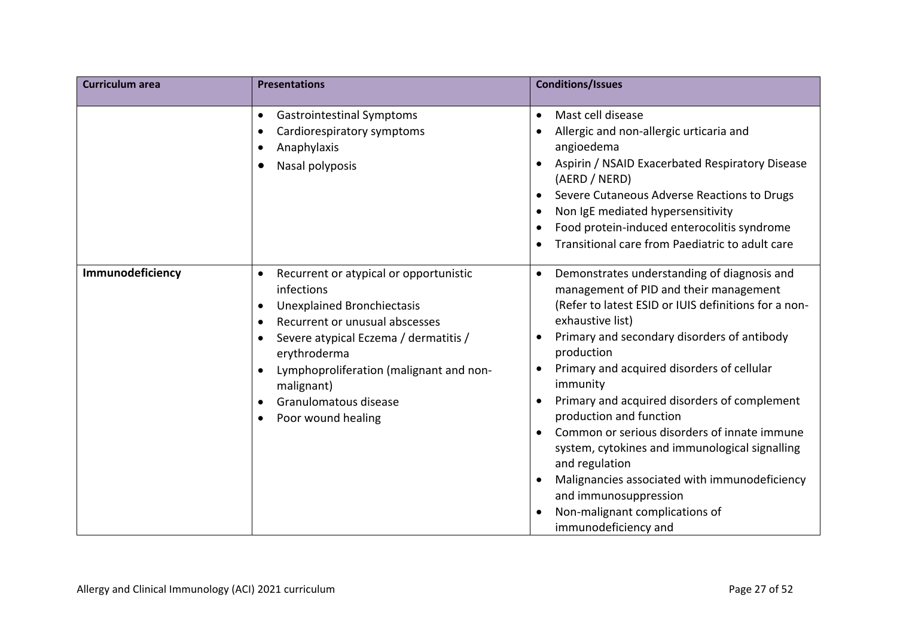| Curriculum area | Presentations | Conditions/Issues |
|---|---|---|
| | • Gastrointestinal Symptoms<br>• Cardiorespiratory symptoms<br>• Anaphylaxis<br>• Nasal polyposis | • Mast cell disease<br>• Allergic and non-allergic urticaria and angioedema<br>• Aspirin / NSAID Exacerbated Respiratory Disease (AERD / NERD)<br>• Severe Cutaneous Adverse Reactions to Drugs<br>• Non IgE mediated hypersensitivity<br>• Food protein-induced enterocolitis syndrome<br>• Transitional care from Paediatric to adult care |
| **Immunodeficiency** | • Recurrent or atypical or opportunistic infections<br>• Unexplained Bronchiectasis<br>• Recurrent or unusual abscesses<br>• Severe atypical Eczema / dermatitis / erythroderma<br>• Lymphoproliferation (malignant and non-malignant)<br>• Granulomatous disease<br>• Poor wound healing | • Demonstrates understanding of diagnosis and management of PID and their management (Refer to latest ESID or IUIS definitions for a non-exhaustive list)<br>• Primary and secondary disorders of antibody production<br>• Primary and acquired disorders of cellular immunity<br>• Primary and acquired disorders of complement production and function<br>• Common or serious disorders of innate immune system, cytokines and immunological signalling and regulation<br>• Malignancies associated with immunodeficiency and immunosuppression<br>• Non-malignant complications of immunodeficiency and |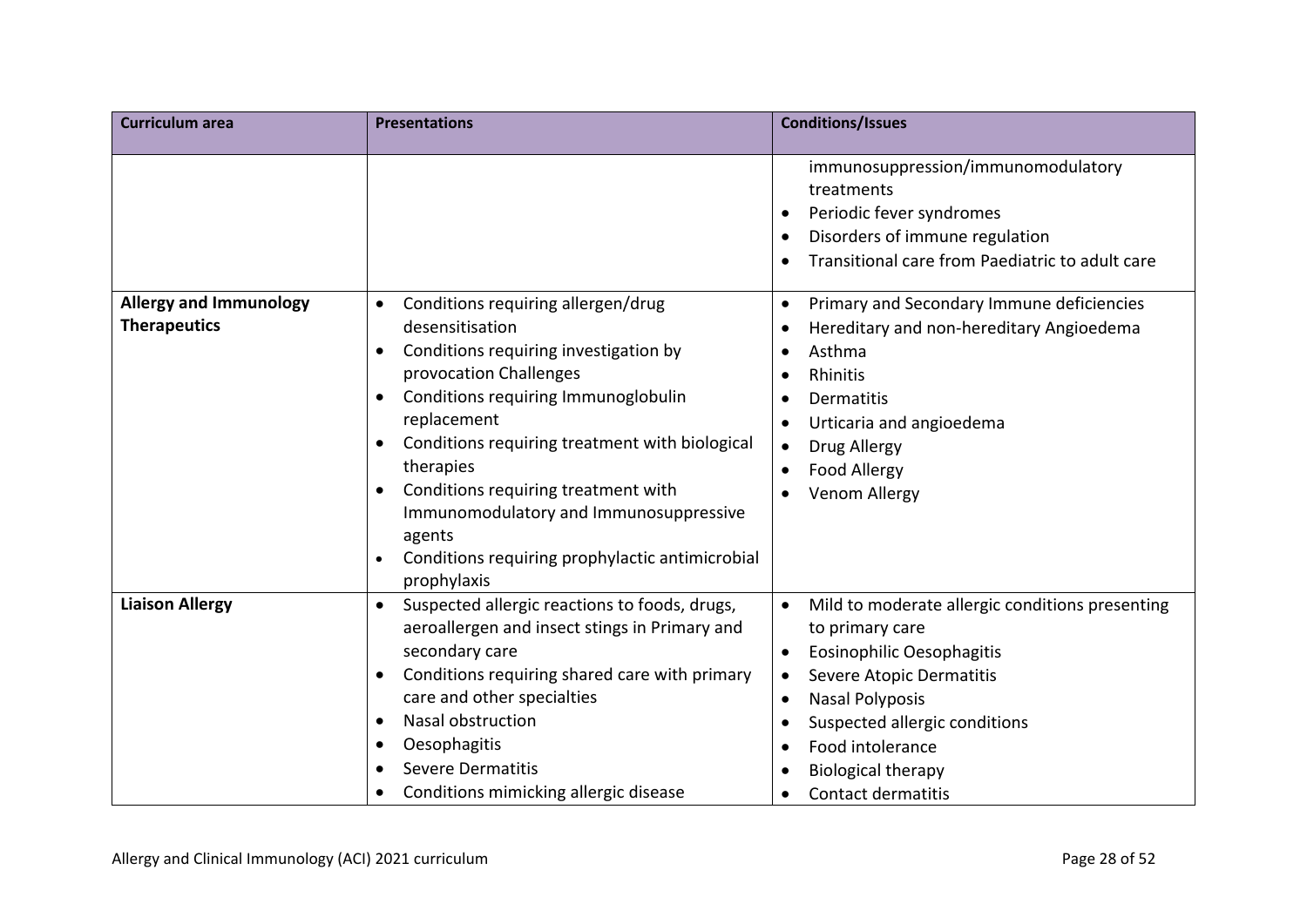| Curriculum area | Presentations | Conditions/Issues |
| --- | --- | --- |
| | | immunosuppression/immunomodulatory treatments<br>• Periodic fever syndromes<br>• Disorders of immune regulation<br>• Transitional care from Paediatric to adult care |
| **Allergy and Immunology Therapeutics** | • Conditions requiring allergen/drug desensitisation<br>• Conditions requiring investigation by provocation Challenges<br>• Conditions requiring Immunoglobulin replacement<br>• Conditions requiring treatment with biological therapies<br>• Conditions requiring treatment with Immunomodulatory and Immunosuppressive agents<br>• Conditions requiring prophylactic antimicrobial prophylaxis | • Primary and Secondary Immune deficiencies<br>• Hereditary and non-hereditary Angioedema<br>• Asthma<br>• Rhinitis<br>• Dermatitis<br>• Urticaria and angioedema<br>• Drug Allergy<br>• Food Allergy<br>• Venom Allergy |
| **Liaison Allergy** | • Suspected allergic reactions to foods, drugs, aeroallergen and insect stings in Primary and secondary care<br>• Conditions requiring shared care with primary care and other specialties<br>• Nasal obstruction<br>• Oesophagitis<br>• Severe Dermatitis<br>• Conditions mimicking allergic disease | • Mild to moderate allergic conditions presenting to primary care<br>• Eosinophilic Oesophagitis<br>• Severe Atopic Dermatitis<br>• Nasal Polyposis<br>• Suspected allergic conditions<br>• Food intolerance<br>• Biological therapy<br>• Contact dermatitis |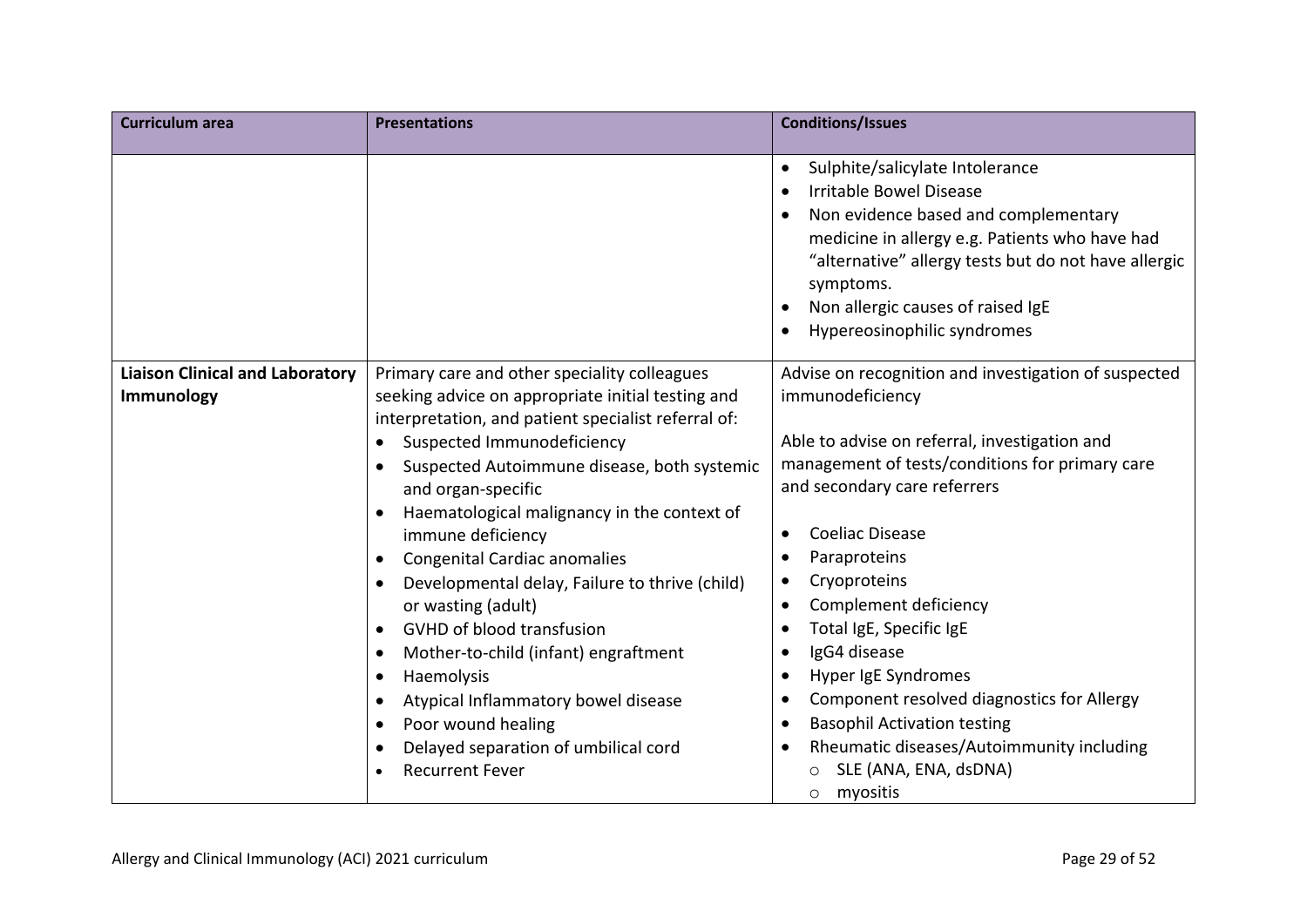| Curriculum area | Presentations | Conditions/Issues |
|---|---|---|
| | | • Sulphite/salicylate Intolerance<br>• Irritable Bowel Disease<br>• Non evidence based and complementary medicine in allergy e.g. Patients who have had “alternative” allergy tests but do not have allergic symptoms.<br>• Non allergic causes of raised IgE<br>• Hypereosinophilic syndromes |
| **Liaison Clinical and Laboratory Immunology** | Primary care and other speciality colleagues seeking advice on appropriate initial testing and interpretation, and patient specialist referral of:<br>• Suspected Immunodeficiency<br>• Suspected Autoimmune disease, both systemic and organ-specific<br>• Haematological malignancy in the context of immune deficiency<br>• Congenital Cardiac anomalies<br>• Developmental delay, Failure to thrive (child) or wasting (adult)<br>• GVHD of blood transfusion<br>• Mother-to-child (infant) engraftment<br>• Haemolysis<br>• Atypical Inflammatory bowel disease<br>• Poor wound healing<br>• Delayed separation of umbilical cord<br>• Recurrent Fever | Advise on recognition and investigation of suspected immunodeficiency<br><br>Able to advise on referral, investigation and management of tests/conditions for primary care and secondary care referrers<br><br>• Coeliac Disease<br>• Paraproteins<br>• Cryoproteins<br>• Complement deficiency<br>• Total IgE, Specific IgE<br>• IgG4 disease<br>• Hyper IgE Syndromes<br>• Component resolved diagnostics for Allergy<br>• Basophil Activation testing<br>• Rheumatic diseases/Autoimmunity including<br>  ○ SLE (ANA, ENA, dsDNA)<br>  ○ myositis |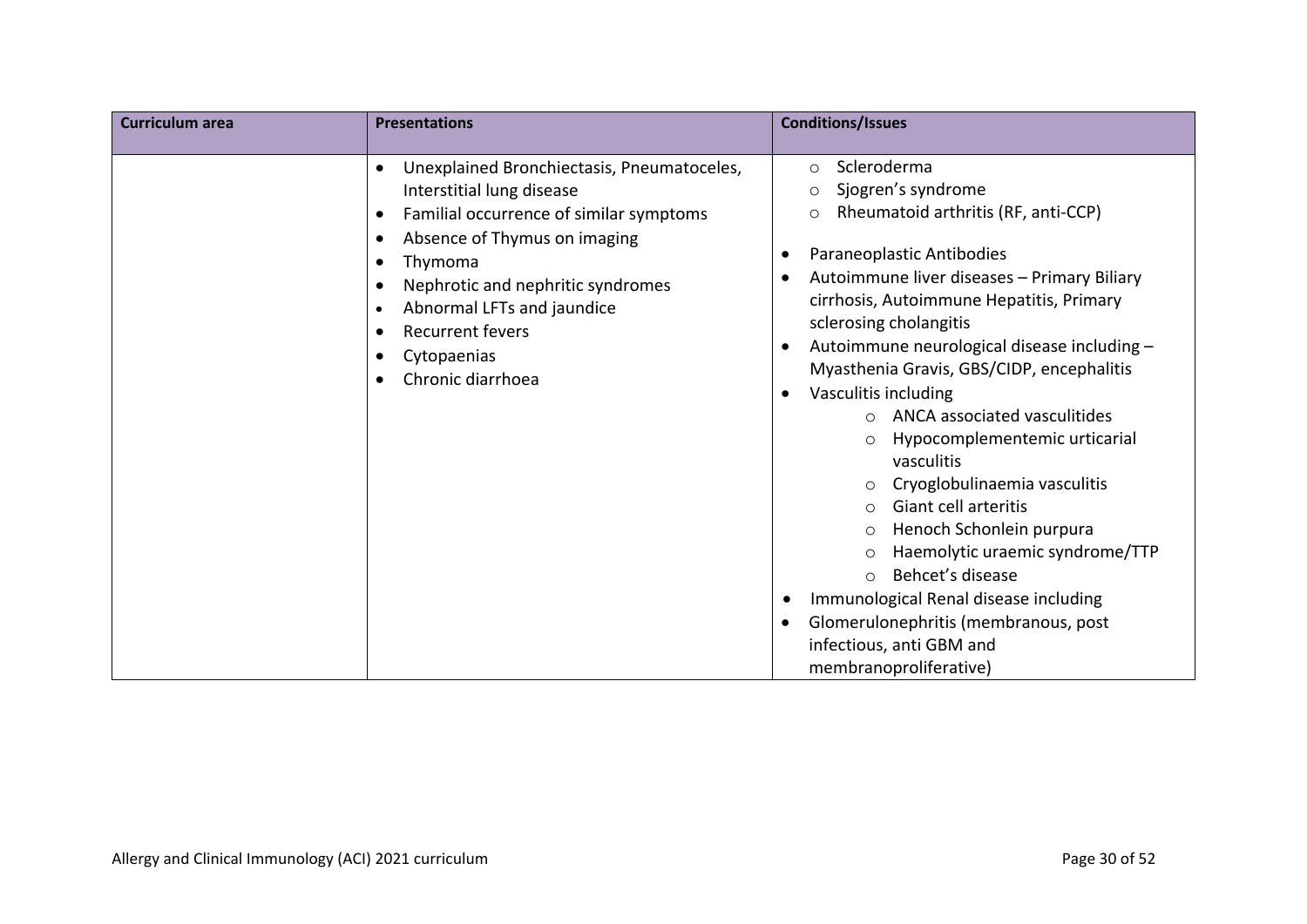| Curriculum area | Presentations | Conditions/Issues |
|---|---|---|
| | • Unexplained Bronchiectasis, Pneumatoceles, Interstitial lung disease<br>• Familial occurrence of similar symptoms<br>• Absence of Thymus on imaging<br>• Thymoma<br>• Nephrotic and nephritic syndromes<br>• Abnormal LFTs and jaundice<br>• Recurrent fevers<br>• Cytopaenias<br>• Chronic diarrhoea | ○ Scleroderma<br>○ Sjogren's syndrome<br>○ Rheumatoid arthritis (RF, anti-CCP)<br><br>• Paraneoplastic Antibodies<br>• Autoimmune liver diseases – Primary Biliary cirrhosis, Autoimmune Hepatitis, Primary sclerosing cholangitis<br>• Autoimmune neurological disease including – Myasthenia Gravis, GBS/CIDP, encephalitis<br>• Vasculitis including<br>&nbsp;&nbsp;&nbsp;&nbsp;○ ANCA associated vasculitides<br>&nbsp;&nbsp;&nbsp;&nbsp;○ Hypocomplementemic urticarial vasculitis<br>&nbsp;&nbsp;&nbsp;&nbsp;○ Cryoglobulinaemia vasculitis<br>&nbsp;&nbsp;&nbsp;&nbsp;○ Giant cell arteritis<br>&nbsp;&nbsp;&nbsp;&nbsp;○ Henoch Schonlein purpura<br>&nbsp;&nbsp;&nbsp;&nbsp;○ Haemolytic uraemic syndrome/TTP<br>&nbsp;&nbsp;&nbsp;&nbsp;○ Behcet's disease<br>• Immunological Renal disease including<br>• Glomerulonephritis (membranous, post infectious, anti GBM and membranoproliferative) |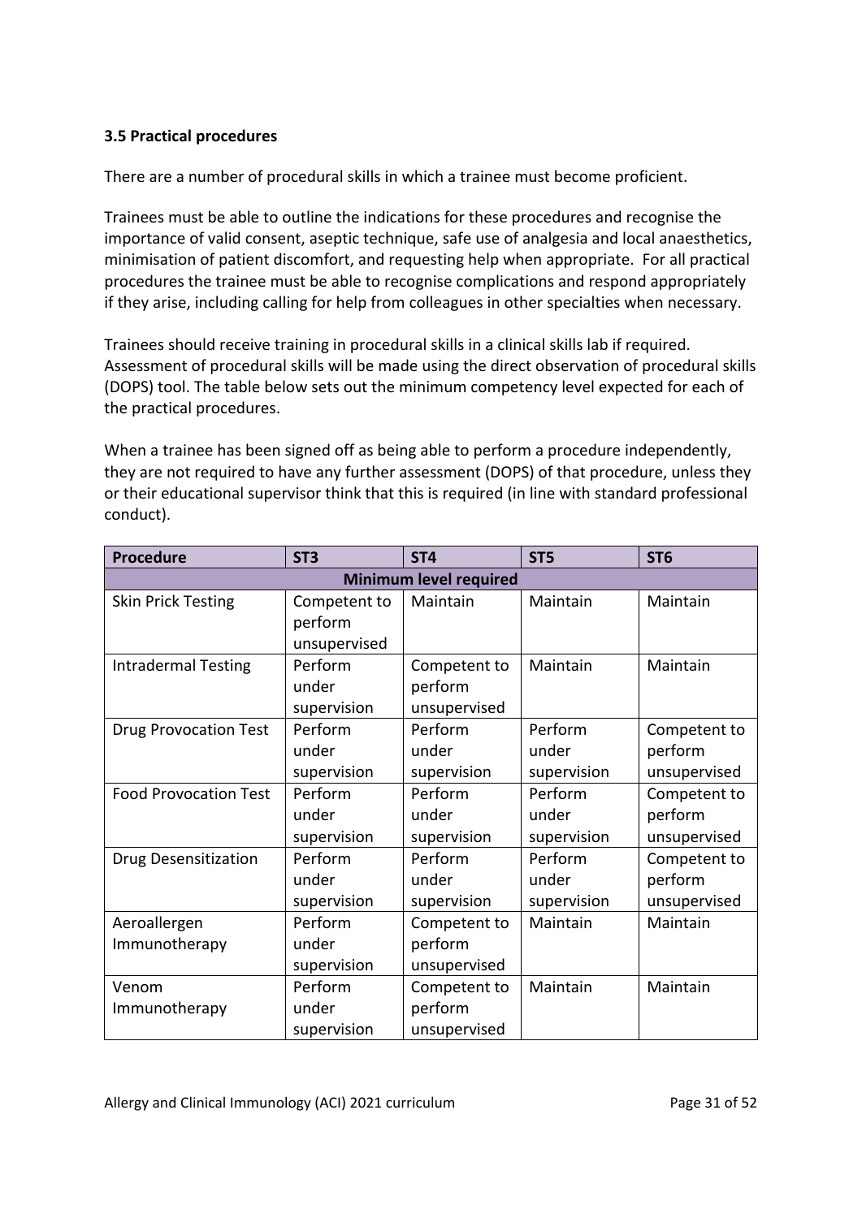### 3.5 Practical procedures

There are a number of procedural skills in which a trainee must become proficient.

Trainees must be able to outline the indications for these procedures and recognise the importance of valid consent, aseptic technique, safe use of analgesia and local anaesthetics, minimisation of patient discomfort, and requesting help when appropriate. For all practical procedures the trainee must be able to recognise complications and respond appropriately if they arise, including calling for help from colleagues in other specialties when necessary.

Trainees should receive training in procedural skills in a clinical skills lab if required. Assessment of procedural skills will be made using the direct observation of procedural skills (DOPS) tool. The table below sets out the minimum competency level expected for each of the practical procedures.

When a trainee has been signed off as being able to perform a procedure independently, they are not required to have any further assessment (DOPS) of that procedure, unless they or their educational supervisor think that this is required (in line with standard professional conduct).

| Procedure | ST3 | ST4 | ST5 | ST6 |
|---|---|---|---|---|
| **Minimum level required** | | | | |
| Skin Prick Testing | Competent to perform unsupervised | Maintain | Maintain | Maintain |
| Intradermal Testing | Perform under supervision | Competent to perform unsupervised | Maintain | Maintain |
| Drug Provocation Test | Perform under supervision | Perform under supervision | Perform under supervision | Competent to perform unsupervised |
| Food Provocation Test | Perform under supervision | Perform under supervision | Perform under supervision | Competent to perform unsupervised |
| Drug Desensitization | Perform under supervision | Perform under supervision | Perform under supervision | Competent to perform unsupervised |
| Aeroallergen Immunotherapy | Perform under supervision | Competent to perform unsupervised | Maintain | Maintain |
| Venom Immunotherapy | Perform under supervision | Competent to perform unsupervised | Maintain | Maintain |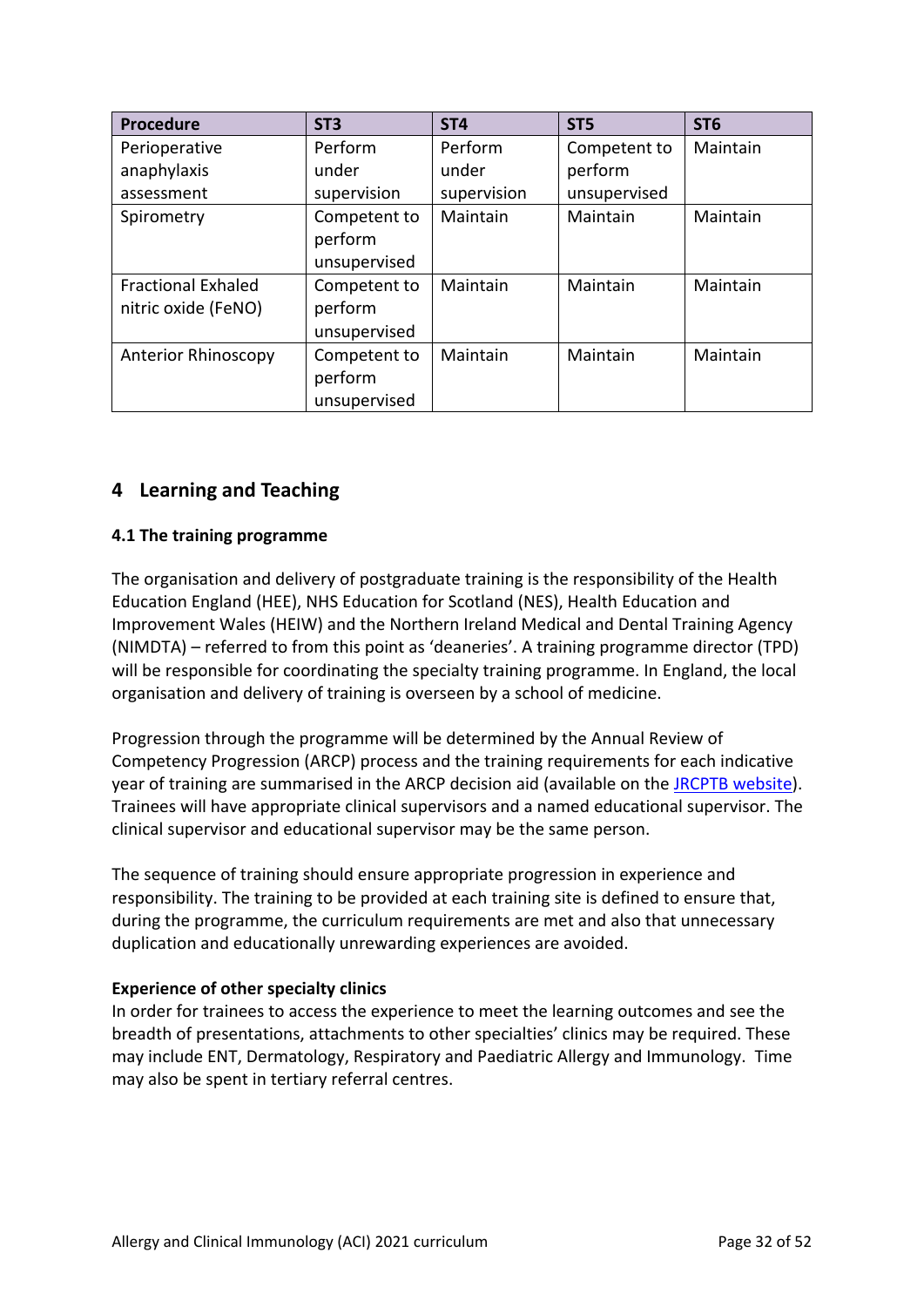| Procedure | ST3 | ST4 | ST5 | ST6 |
|---|---|---|---|---|
| Perioperative anaphylaxis assessment | Perform under supervision | Perform under supervision | Competent to perform unsupervised | Maintain |
| Spirometry | Competent to perform unsupervised | Maintain | Maintain | Maintain |
| Fractional Exhaled nitric oxide (FeNO) | Competent to perform unsupervised | Maintain | Maintain | Maintain |
| Anterior Rhinoscopy | Competent to perform unsupervised | Maintain | Maintain | Maintain |

## 4 Learning and Teaching

### 4.1 The training programme

The organisation and delivery of postgraduate training is the responsibility of the Health Education England (HEE), NHS Education for Scotland (NES), Health Education and Improvement Wales (HEIW) and the Northern Ireland Medical and Dental Training Agency (NIMDTA) – referred to from this point as 'deaneries'. A training programme director (TPD) will be responsible for coordinating the specialty training programme. In England, the local organisation and delivery of training is overseen by a school of medicine.

Progression through the programme will be determined by the Annual Review of Competency Progression (ARCP) process and the training requirements for each indicative year of training are summarised in the ARCP decision aid (available on the JRCPTB website). Trainees will have appropriate clinical supervisors and a named educational supervisor. The clinical supervisor and educational supervisor may be the same person.

The sequence of training should ensure appropriate progression in experience and responsibility. The training to be provided at each training site is defined to ensure that, during the programme, the curriculum requirements are met and also that unnecessary duplication and educationally unrewarding experiences are avoided.

**Experience of other specialty clinics**

In order for trainees to access the experience to meet the learning outcomes and see the breadth of presentations, attachments to other specialties' clinics may be required. These may include ENT, Dermatology, Respiratory and Paediatric Allergy and Immunology. Time may also be spent in tertiary referral centres.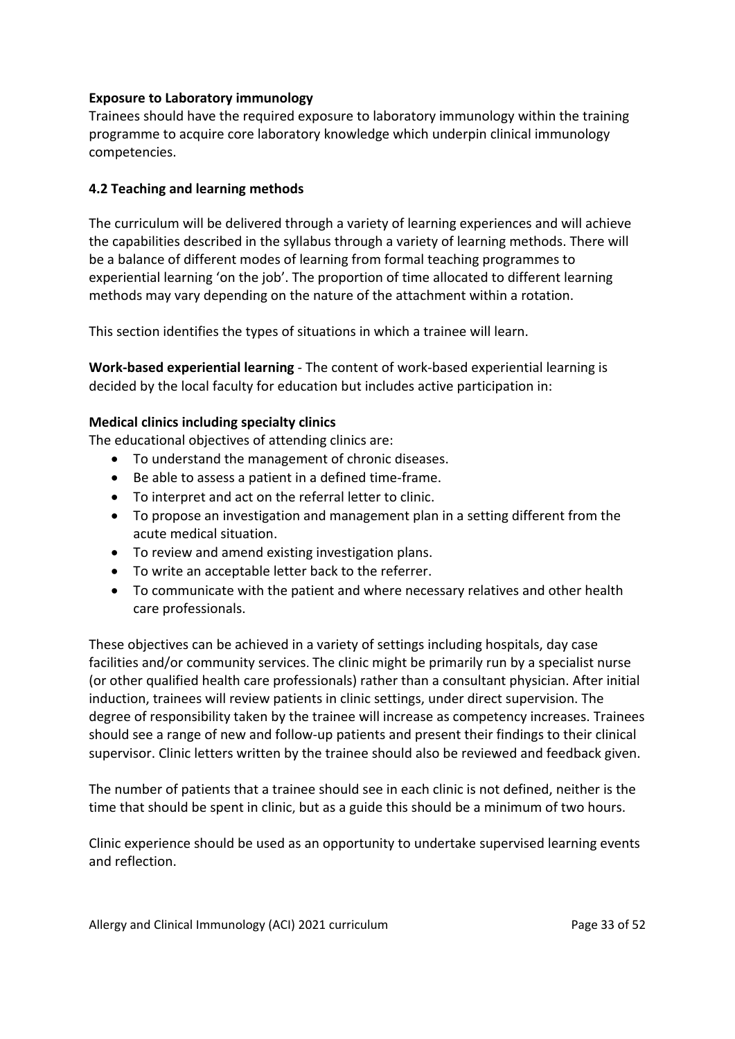**Exposure to Laboratory immunology**

Trainees should have the required exposure to laboratory immunology within the training programme to acquire core laboratory knowledge which underpin clinical immunology competencies.

## 4.2 Teaching and learning methods

The curriculum will be delivered through a variety of learning experiences and will achieve the capabilities described in the syllabus through a variety of learning methods. There will be a balance of different modes of learning from formal teaching programmes to experiential learning 'on the job'. The proportion of time allocated to different learning methods may vary depending on the nature of the attachment within a rotation.

This section identifies the types of situations in which a trainee will learn.

**Work-based experiential learning** - The content of work-based experiential learning is decided by the local faculty for education but includes active participation in:

**Medical clinics including specialty clinics**

The educational objectives of attending clinics are:

- To understand the management of chronic diseases.
- Be able to assess a patient in a defined time-frame.
- To interpret and act on the referral letter to clinic.
- To propose an investigation and management plan in a setting different from the acute medical situation.
- To review and amend existing investigation plans.
- To write an acceptable letter back to the referrer.
- To communicate with the patient and where necessary relatives and other health care professionals.

These objectives can be achieved in a variety of settings including hospitals, day case facilities and/or community services. The clinic might be primarily run by a specialist nurse (or other qualified health care professionals) rather than a consultant physician. After initial induction, trainees will review patients in clinic settings, under direct supervision. The degree of responsibility taken by the trainee will increase as competency increases. Trainees should see a range of new and follow-up patients and present their findings to their clinical supervisor. Clinic letters written by the trainee should also be reviewed and feedback given.

The number of patients that a trainee should see in each clinic is not defined, neither is the time that should be spent in clinic, but as a guide this should be a minimum of two hours.

Clinic experience should be used as an opportunity to undertake supervised learning events and reflection.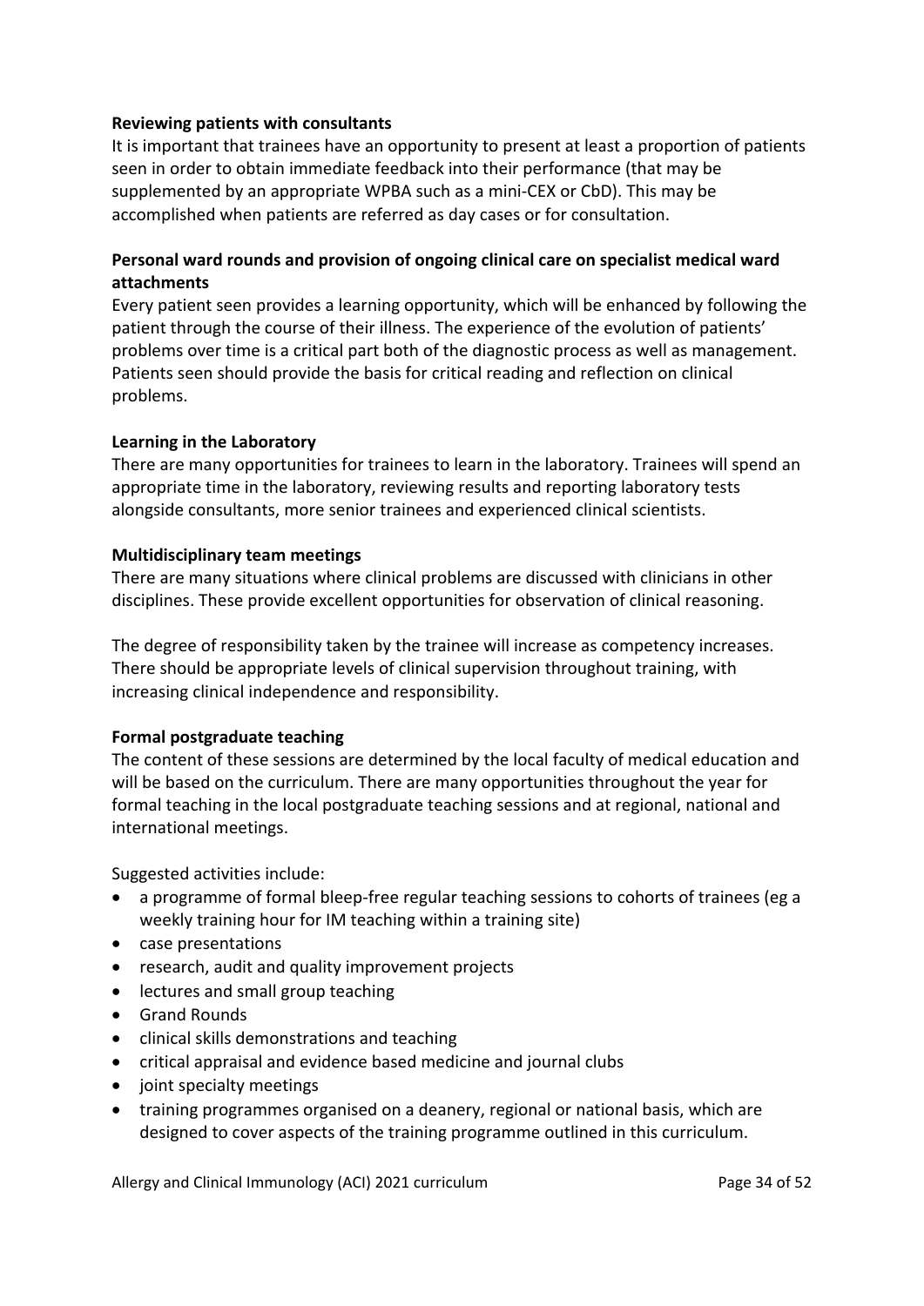**Reviewing patients with consultants**

It is important that trainees have an opportunity to present at least a proportion of patients seen in order to obtain immediate feedback into their performance (that may be supplemented by an appropriate WPBA such as a mini-CEX or CbD). This may be accomplished when patients are referred as day cases or for consultation.

**Personal ward rounds and provision of ongoing clinical care on specialist medical ward attachments**

Every patient seen provides a learning opportunity, which will be enhanced by following the patient through the course of their illness. The experience of the evolution of patients' problems over time is a critical part both of the diagnostic process as well as management. Patients seen should provide the basis for critical reading and reflection on clinical problems.

**Learning in the Laboratory**

There are many opportunities for trainees to learn in the laboratory. Trainees will spend an appropriate time in the laboratory, reviewing results and reporting laboratory tests alongside consultants, more senior trainees and experienced clinical scientists.

**Multidisciplinary team meetings**

There are many situations where clinical problems are discussed with clinicians in other disciplines. These provide excellent opportunities for observation of clinical reasoning.

The degree of responsibility taken by the trainee will increase as competency increases. There should be appropriate levels of clinical supervision throughout training, with increasing clinical independence and responsibility.

**Formal postgraduate teaching**

The content of these sessions are determined by the local faculty of medical education and will be based on the curriculum. There are many opportunities throughout the year for formal teaching in the local postgraduate teaching sessions and at regional, national and international meetings.

Suggested activities include:

- a programme of formal bleep-free regular teaching sessions to cohorts of trainees (eg a weekly training hour for IM teaching within a training site)
- case presentations
- research, audit and quality improvement projects
- lectures and small group teaching
- Grand Rounds
- clinical skills demonstrations and teaching
- critical appraisal and evidence based medicine and journal clubs
- joint specialty meetings
- training programmes organised on a deanery, regional or national basis, which are designed to cover aspects of the training programme outlined in this curriculum.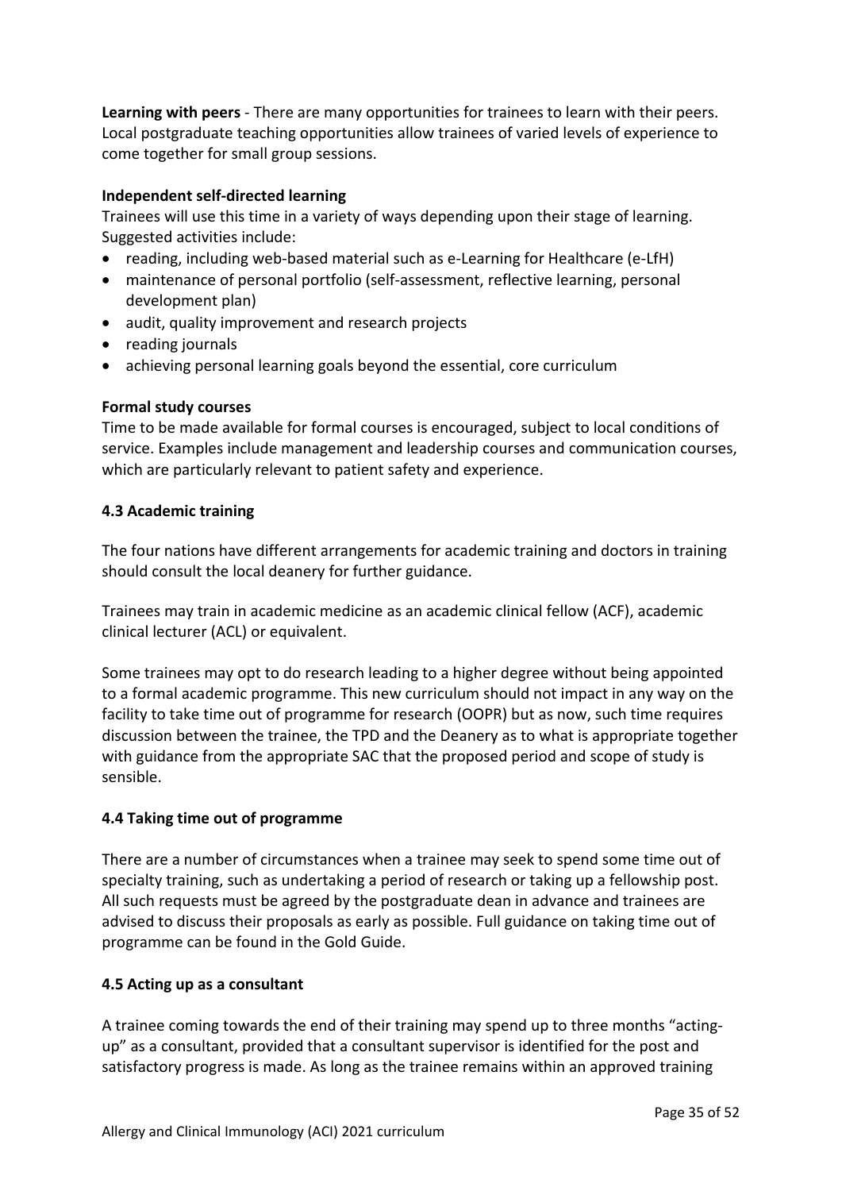**Learning with peers** - There are many opportunities for trainees to learn with their peers. Local postgraduate teaching opportunities allow trainees of varied levels of experience to come together for small group sessions.

**Independent self-directed learning**

Trainees will use this time in a variety of ways depending upon their stage of learning. Suggested activities include:

- reading, including web-based material such as e-Learning for Healthcare (e-LfH)
- maintenance of personal portfolio (self-assessment, reflective learning, personal development plan)
- audit, quality improvement and research projects
- reading journals
- achieving personal learning goals beyond the essential, core curriculum

**Formal study courses**

Time to be made available for formal courses is encouraged, subject to local conditions of service. Examples include management and leadership courses and communication courses, which are particularly relevant to patient safety and experience.

### 4.3 Academic training

The four nations have different arrangements for academic training and doctors in training should consult the local deanery for further guidance.

Trainees may train in academic medicine as an academic clinical fellow (ACF), academic clinical lecturer (ACL) or equivalent.

Some trainees may opt to do research leading to a higher degree without being appointed to a formal academic programme. This new curriculum should not impact in any way on the facility to take time out of programme for research (OOPR) but as now, such time requires discussion between the trainee, the TPD and the Deanery as to what is appropriate together with guidance from the appropriate SAC that the proposed period and scope of study is sensible.

### 4.4 Taking time out of programme

There are a number of circumstances when a trainee may seek to spend some time out of specialty training, such as undertaking a period of research or taking up a fellowship post. All such requests must be agreed by the postgraduate dean in advance and trainees are advised to discuss their proposals as early as possible. Full guidance on taking time out of programme can be found in the Gold Guide.

### 4.5 Acting up as a consultant

A trainee coming towards the end of their training may spend up to three months "acting-up" as a consultant, provided that a consultant supervisor is identified for the post and satisfactory progress is made. As long as the trainee remains within an approved training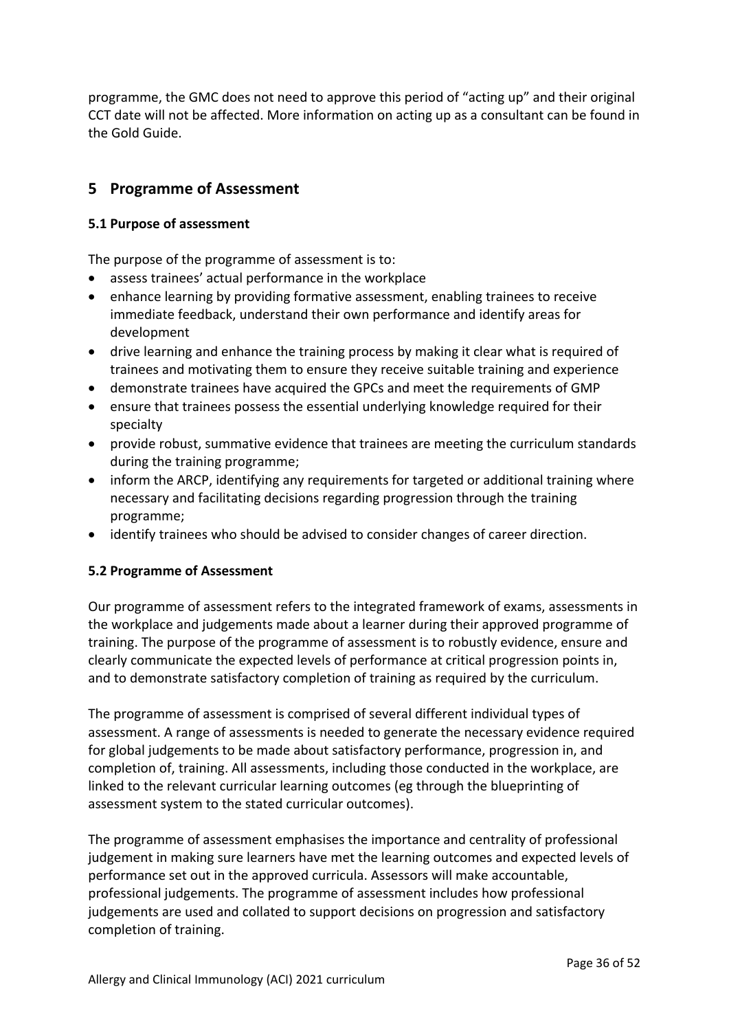programme, the GMC does not need to approve this period of "acting up" and their original CCT date will not be affected. More information on acting up as a consultant can be found in the Gold Guide.

## 5 Programme of Assessment

### 5.1 Purpose of assessment

The purpose of the programme of assessment is to:

- assess trainees' actual performance in the workplace
- enhance learning by providing formative assessment, enabling trainees to receive immediate feedback, understand their own performance and identify areas for development
- drive learning and enhance the training process by making it clear what is required of trainees and motivating them to ensure they receive suitable training and experience
- demonstrate trainees have acquired the GPCs and meet the requirements of GMP
- ensure that trainees possess the essential underlying knowledge required for their specialty
- provide robust, summative evidence that trainees are meeting the curriculum standards during the training programme;
- inform the ARCP, identifying any requirements for targeted or additional training where necessary and facilitating decisions regarding progression through the training programme;
- identify trainees who should be advised to consider changes of career direction.

### 5.2 Programme of Assessment

Our programme of assessment refers to the integrated framework of exams, assessments in the workplace and judgements made about a learner during their approved programme of training. The purpose of the programme of assessment is to robustly evidence, ensure and clearly communicate the expected levels of performance at critical progression points in, and to demonstrate satisfactory completion of training as required by the curriculum.

The programme of assessment is comprised of several different individual types of assessment. A range of assessments is needed to generate the necessary evidence required for global judgements to be made about satisfactory performance, progression in, and completion of, training. All assessments, including those conducted in the workplace, are linked to the relevant curricular learning outcomes (eg through the blueprinting of assessment system to the stated curricular outcomes).

The programme of assessment emphasises the importance and centrality of professional judgement in making sure learners have met the learning outcomes and expected levels of performance set out in the approved curricula. Assessors will make accountable, professional judgements. The programme of assessment includes how professional judgements are used and collated to support decisions on progression and satisfactory completion of training.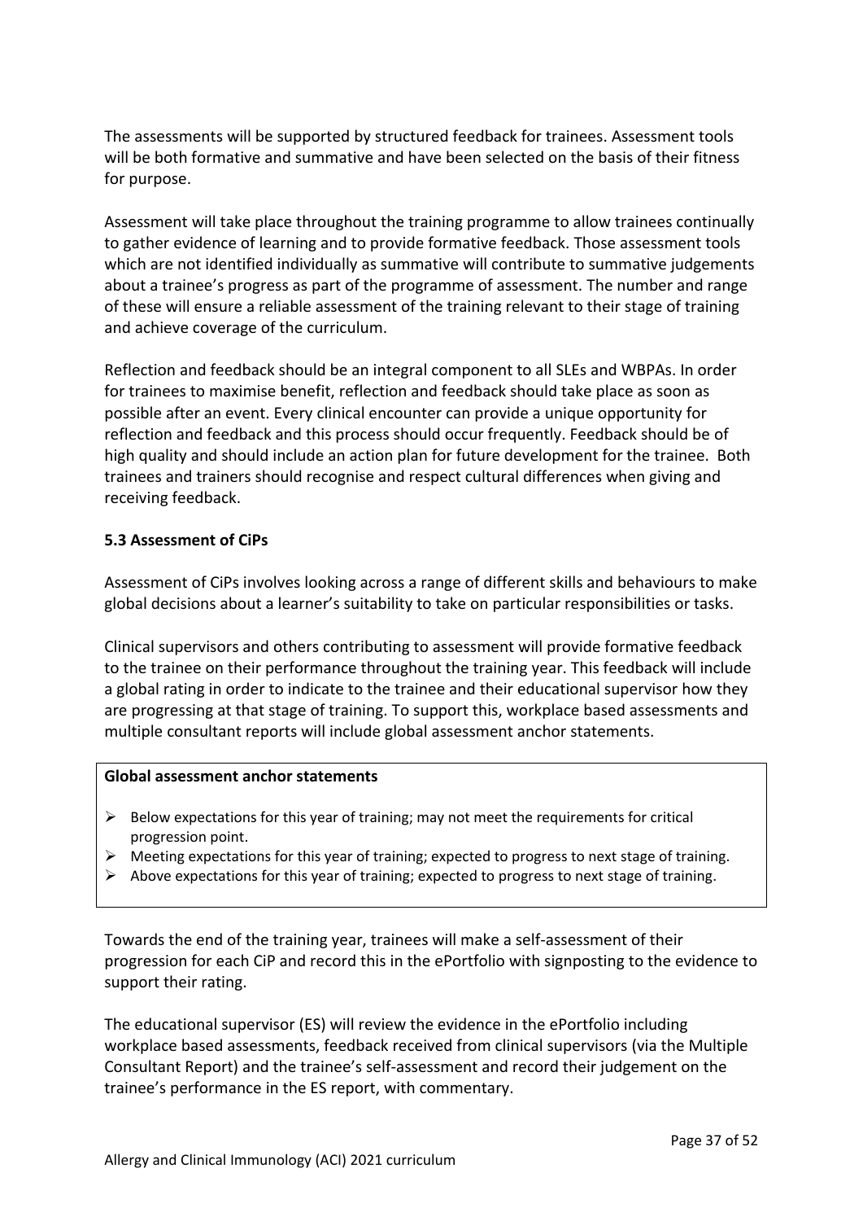The assessments will be supported by structured feedback for trainees. Assessment tools will be both formative and summative and have been selected on the basis of their fitness for purpose.

Assessment will take place throughout the training programme to allow trainees continually to gather evidence of learning and to provide formative feedback. Those assessment tools which are not identified individually as summative will contribute to summative judgements about a trainee's progress as part of the programme of assessment. The number and range of these will ensure a reliable assessment of the training relevant to their stage of training and achieve coverage of the curriculum.

Reflection and feedback should be an integral component to all SLEs and WBPAs. In order for trainees to maximise benefit, reflection and feedback should take place as soon as possible after an event. Every clinical encounter can provide a unique opportunity for reflection and feedback and this process should occur frequently. Feedback should be of high quality and should include an action plan for future development for the trainee. Both trainees and trainers should recognise and respect cultural differences when giving and receiving feedback.

### 5.3 Assessment of CiPs

Assessment of CiPs involves looking across a range of different skills and behaviours to make global decisions about a learner's suitability to take on particular responsibilities or tasks.

Clinical supervisors and others contributing to assessment will provide formative feedback to the trainee on their performance throughout the training year. This feedback will include a global rating in order to indicate to the trainee and their educational supervisor how they are progressing at that stage of training. To support this, workplace based assessments and multiple consultant reports will include global assessment anchor statements.

**Global assessment anchor statements**

- Below expectations for this year of training; may not meet the requirements for critical progression point.
- Meeting expectations for this year of training; expected to progress to next stage of training.
- Above expectations for this year of training; expected to progress to next stage of training.

Towards the end of the training year, trainees will make a self-assessment of their progression for each CiP and record this in the ePortfolio with signposting to the evidence to support their rating.

The educational supervisor (ES) will review the evidence in the ePortfolio including workplace based assessments, feedback received from clinical supervisors (via the Multiple Consultant Report) and the trainee's self-assessment and record their judgement on the trainee's performance in the ES report, with commentary.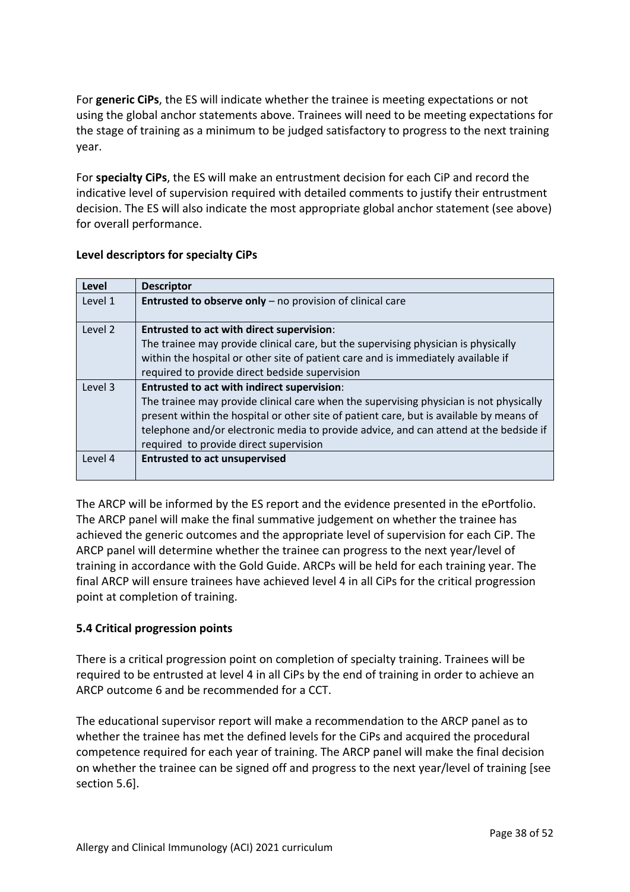For **generic CiPs**, the ES will indicate whether the trainee is meeting expectations or not using the global anchor statements above. Trainees will need to be meeting expectations for the stage of training as a minimum to be judged satisfactory to progress to the next training year.

For **specialty CiPs**, the ES will make an entrustment decision for each CiP and record the indicative level of supervision required with detailed comments to justify their entrustment decision. The ES will also indicate the most appropriate global anchor statement (see above) for overall performance.

**Level descriptors for specialty CiPs**

| **Level** | **Descriptor** |
|---|---|
| Level 1 | **Entrusted to observe only** – no provision of clinical care |
| Level 2 | **Entrusted to act with direct supervision**:<br>The trainee may provide clinical care, but the supervising physician is physically within the hospital or other site of patient care and is immediately available if required to provide direct bedside supervision |
| Level 3 | **Entrusted to act with indirect supervision**:<br>The trainee may provide clinical care when the supervising physician is not physically present within the hospital or other site of patient care, but is available by means of telephone and/or electronic media to provide advice, and can attend at the bedside if required to provide direct supervision |
| Level 4 | **Entrusted to act unsupervised** |

The ARCP will be informed by the ES report and the evidence presented in the ePortfolio. The ARCP panel will make the final summative judgement on whether the trainee has achieved the generic outcomes and the appropriate level of supervision for each CiP. The ARCP panel will determine whether the trainee can progress to the next year/level of training in accordance with the Gold Guide. ARCPs will be held for each training year. The final ARCP will ensure trainees have achieved level 4 in all CiPs for the critical progression point at completion of training.

### 5.4 Critical progression points

There is a critical progression point on completion of specialty training. Trainees will be required to be entrusted at level 4 in all CiPs by the end of training in order to achieve an ARCP outcome 6 and be recommended for a CCT.

The educational supervisor report will make a recommendation to the ARCP panel as to whether the trainee has met the defined levels for the CiPs and acquired the procedural competence required for each year of training. The ARCP panel will make the final decision on whether the trainee can be signed off and progress to the next year/level of training [see section 5.6].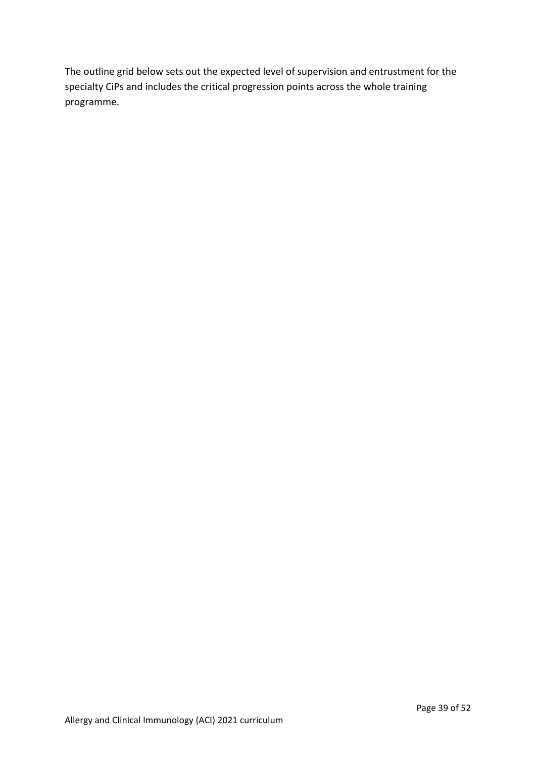The outline grid below sets out the expected level of supervision and entrustment for the specialty CiPs and includes the critical progression points across the whole training programme.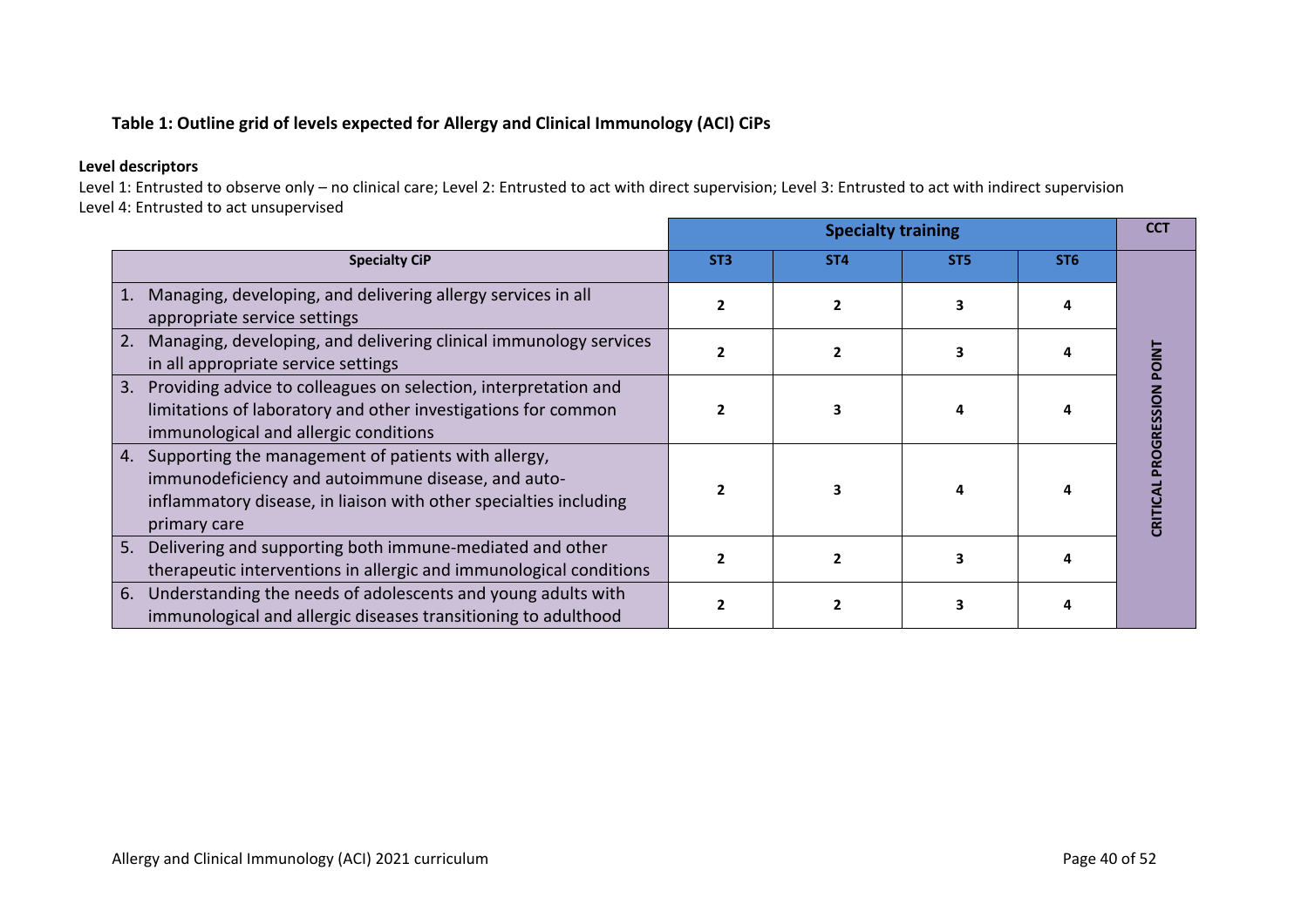### Table 1: Outline grid of levels expected for Allergy and Clinical Immunology (ACI) CiPs

**Level descriptors**

Level 1: Entrusted to observe only – no clinical care; Level 2: Entrusted to act with direct supervision; Level 3: Entrusted to act with indirect supervision
Level 4: Entrusted to act unsupervised

| | Specialty training | | | | CCT |
|---|---|---|---|---|---|
| **Specialty CiP** | **ST3** | **ST4** | **ST5** | **ST6** | |
| 1. Managing, developing, and delivering allergy services in all appropriate service settings | 2 | 2 | 3 | 4 | CRITICAL PROGRESSION POINT |
| 2. Managing, developing, and delivering clinical immunology services in all appropriate service settings | 2 | 2 | 3 | 4 | |
| 3. Providing advice to colleagues on selection, interpretation and limitations of laboratory and other investigations for common immunological and allergic conditions | 2 | 3 | 4 | 4 | |
| 4. Supporting the management of patients with allergy, immunodeficiency and autoimmune disease, and auto-inflammatory disease, in liaison with other specialties including primary care | 2 | 3 | 4 | 4 | |
| 5. Delivering and supporting both immune-mediated and other therapeutic interventions in allergic and immunological conditions | 2 | 2 | 3 | 4 | |
| 6. Understanding the needs of adolescents and young adults with immunological and allergic diseases transitioning to adulthood | 2 | 2 | 3 | 4 | |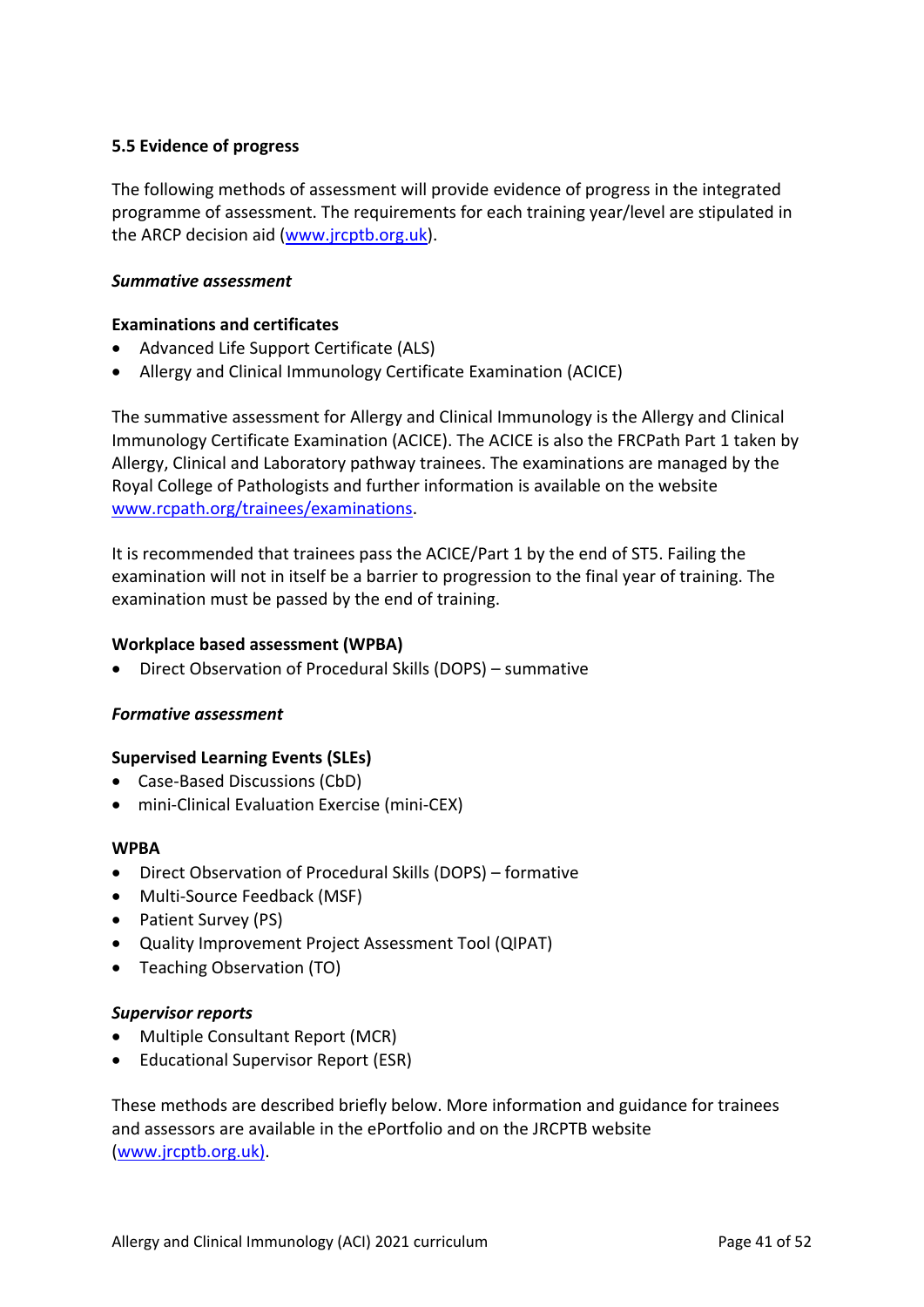### 5.5 Evidence of progress

The following methods of assessment will provide evidence of progress in the integrated programme of assessment. The requirements for each training year/level are stipulated in the ARCP decision aid (www.jrcptb.org.uk).

***Summative assessment***

**Examinations and certificates**

- Advanced Life Support Certificate (ALS)
- Allergy and Clinical Immunology Certificate Examination (ACICE)

The summative assessment for Allergy and Clinical Immunology is the Allergy and Clinical Immunology Certificate Examination (ACICE). The ACICE is also the FRCPath Part 1 taken by Allergy, Clinical and Laboratory pathway trainees. The examinations are managed by the Royal College of Pathologists and further information is available on the website www.rcpath.org/trainees/examinations.

It is recommended that trainees pass the ACICE/Part 1 by the end of ST5. Failing the examination will not in itself be a barrier to progression to the final year of training. The examination must be passed by the end of training.

**Workplace based assessment (WPBA)**

- Direct Observation of Procedural Skills (DOPS) – summative

***Formative assessment***

**Supervised Learning Events (SLEs)**

- Case-Based Discussions (CbD)
- mini-Clinical Evaluation Exercise (mini-CEX)

**WPBA**

- Direct Observation of Procedural Skills (DOPS) – formative
- Multi-Source Feedback (MSF)
- Patient Survey (PS)
- Quality Improvement Project Assessment Tool (QIPAT)
- Teaching Observation (TO)

***Supervisor reports***

- Multiple Consultant Report (MCR)
- Educational Supervisor Report (ESR)

These methods are described briefly below. More information and guidance for trainees and assessors are available in the ePortfolio and on the JRCPTB website (www.jrcptb.org.uk).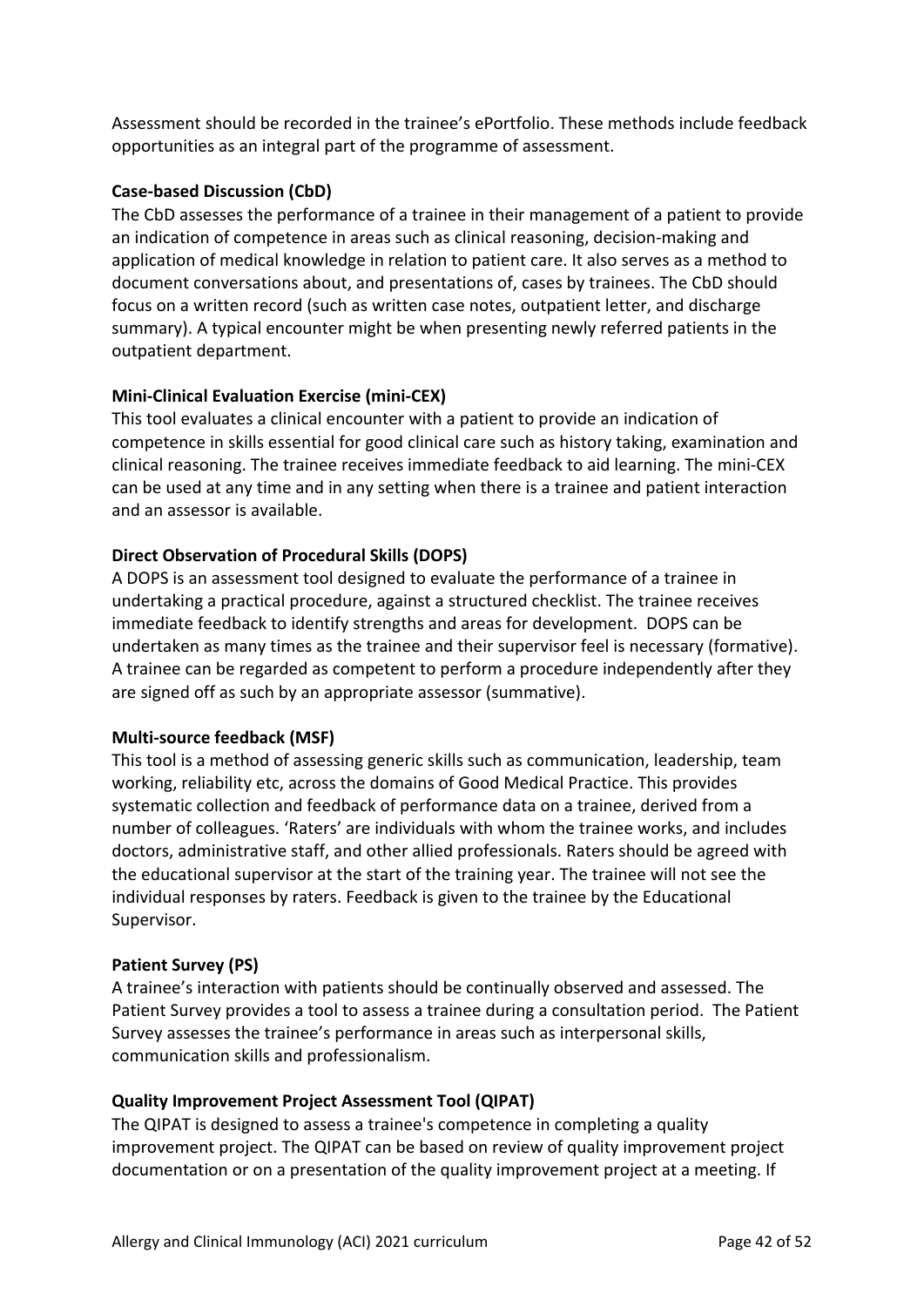Assessment should be recorded in the trainee's ePortfolio. These methods include feedback opportunities as an integral part of the programme of assessment.

**Case-based Discussion (CbD)**

The CbD assesses the performance of a trainee in their management of a patient to provide an indication of competence in areas such as clinical reasoning, decision-making and application of medical knowledge in relation to patient care. It also serves as a method to document conversations about, and presentations of, cases by trainees. The CbD should focus on a written record (such as written case notes, outpatient letter, and discharge summary). A typical encounter might be when presenting newly referred patients in the outpatient department.

**Mini-Clinical Evaluation Exercise (mini-CEX)**

This tool evaluates a clinical encounter with a patient to provide an indication of competence in skills essential for good clinical care such as history taking, examination and clinical reasoning. The trainee receives immediate feedback to aid learning. The mini-CEX can be used at any time and in any setting when there is a trainee and patient interaction and an assessor is available.

**Direct Observation of Procedural Skills (DOPS)**

A DOPS is an assessment tool designed to evaluate the performance of a trainee in undertaking a practical procedure, against a structured checklist. The trainee receives immediate feedback to identify strengths and areas for development. DOPS can be undertaken as many times as the trainee and their supervisor feel is necessary (formative). A trainee can be regarded as competent to perform a procedure independently after they are signed off as such by an appropriate assessor (summative).

**Multi-source feedback (MSF)**

This tool is a method of assessing generic skills such as communication, leadership, team working, reliability etc, across the domains of Good Medical Practice. This provides systematic collection and feedback of performance data on a trainee, derived from a number of colleagues. 'Raters' are individuals with whom the trainee works, and includes doctors, administrative staff, and other allied professionals. Raters should be agreed with the educational supervisor at the start of the training year. The trainee will not see the individual responses by raters. Feedback is given to the trainee by the Educational Supervisor.

**Patient Survey (PS)**

A trainee's interaction with patients should be continually observed and assessed. The Patient Survey provides a tool to assess a trainee during a consultation period. The Patient Survey assesses the trainee's performance in areas such as interpersonal skills, communication skills and professionalism.

**Quality Improvement Project Assessment Tool (QIPAT)**

The QIPAT is designed to assess a trainee's competence in completing a quality improvement project. The QIPAT can be based on review of quality improvement project documentation or on a presentation of the quality improvement project at a meeting. If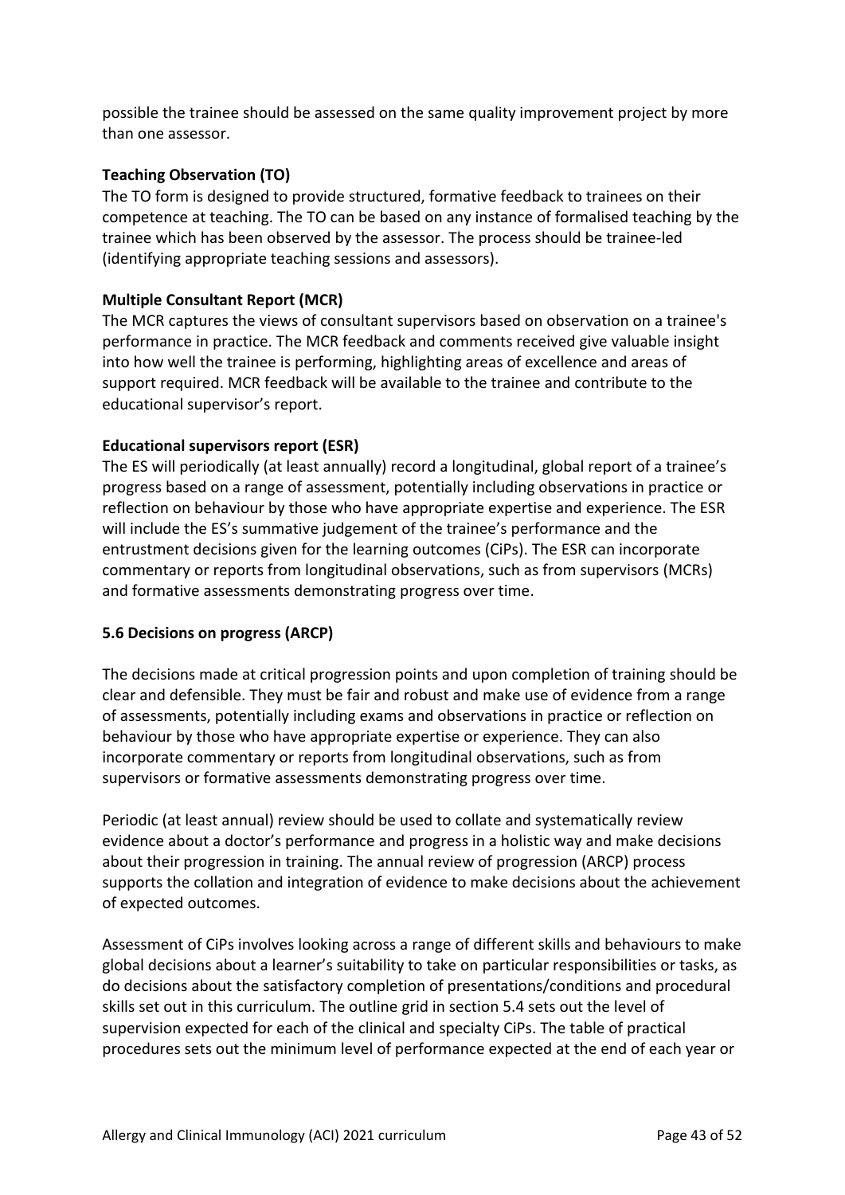possible the trainee should be assessed on the same quality improvement project by more than one assessor.

**Teaching Observation (TO)**
The TO form is designed to provide structured, formative feedback to trainees on their competence at teaching. The TO can be based on any instance of formalised teaching by the trainee which has been observed by the assessor. The process should be trainee-led (identifying appropriate teaching sessions and assessors).

**Multiple Consultant Report (MCR)**
The MCR captures the views of consultant supervisors based on observation on a trainee's performance in practice. The MCR feedback and comments received give valuable insight into how well the trainee is performing, highlighting areas of excellence and areas of support required. MCR feedback will be available to the trainee and contribute to the educational supervisor's report.

**Educational supervisors report (ESR)**
The ES will periodically (at least annually) record a longitudinal, global report of a trainee's progress based on a range of assessment, potentially including observations in practice or reflection on behaviour by those who have appropriate expertise and experience. The ESR will include the ES's summative judgement of the trainee's performance and the entrustment decisions given for the learning outcomes (CiPs). The ESR can incorporate commentary or reports from longitudinal observations, such as from supervisors (MCRs) and formative assessments demonstrating progress over time.

### 5.6 Decisions on progress (ARCP)

The decisions made at critical progression points and upon completion of training should be clear and defensible. They must be fair and robust and make use of evidence from a range of assessments, potentially including exams and observations in practice or reflection on behaviour by those who have appropriate expertise or experience. They can also incorporate commentary or reports from longitudinal observations, such as from supervisors or formative assessments demonstrating progress over time.

Periodic (at least annual) review should be used to collate and systematically review evidence about a doctor's performance and progress in a holistic way and make decisions about their progression in training. The annual review of progression (ARCP) process supports the collation and integration of evidence to make decisions about the achievement of expected outcomes.

Assessment of CiPs involves looking across a range of different skills and behaviours to make global decisions about a learner's suitability to take on particular responsibilities or tasks, as do decisions about the satisfactory completion of presentations/conditions and procedural skills set out in this curriculum. The outline grid in section 5.4 sets out the level of supervision expected for each of the clinical and specialty CiPs. The table of practical procedures sets out the minimum level of performance expected at the end of each year or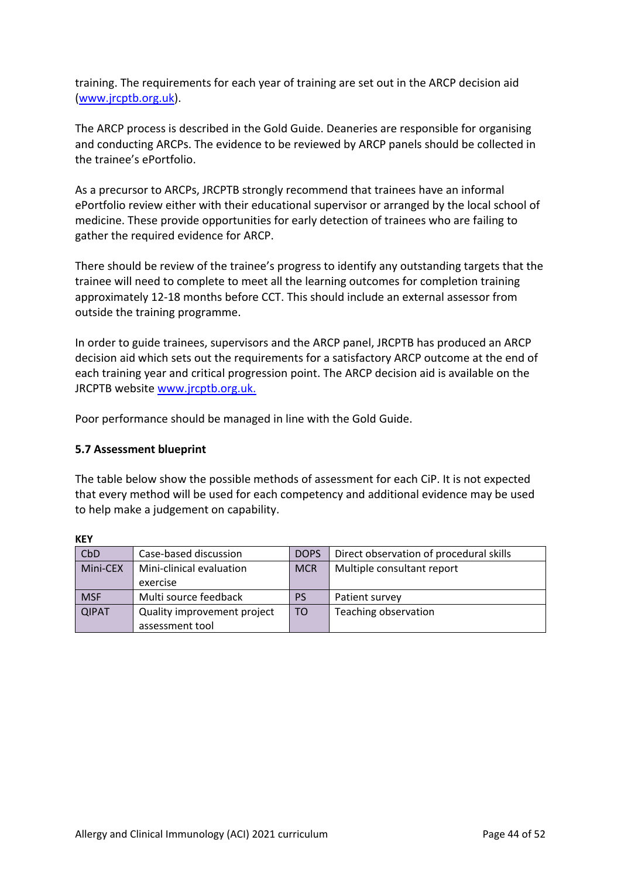training. The requirements for each year of training are set out in the ARCP decision aid (www.jrcptb.org.uk).

The ARCP process is described in the Gold Guide. Deaneries are responsible for organising and conducting ARCPs. The evidence to be reviewed by ARCP panels should be collected in the trainee's ePortfolio.

As a precursor to ARCPs, JRCPTB strongly recommend that trainees have an informal ePortfolio review either with their educational supervisor or arranged by the local school of medicine. These provide opportunities for early detection of trainees who are failing to gather the required evidence for ARCP.

There should be review of the trainee's progress to identify any outstanding targets that the trainee will need to complete to meet all the learning outcomes for completion training approximately 12-18 months before CCT. This should include an external assessor from outside the training programme.

In order to guide trainees, supervisors and the ARCP panel, JRCPTB has produced an ARCP decision aid which sets out the requirements for a satisfactory ARCP outcome at the end of each training year and critical progression point. The ARCP decision aid is available on the JRCPTB website www.jrcptb.org.uk.

Poor performance should be managed in line with the Gold Guide.

### 5.7 Assessment blueprint

The table below show the possible methods of assessment for each CiP. It is not expected that every method will be used for each competency and additional evidence may be used to help make a judgement on capability.

**KEY**

| | | | |
|---|---|---|---|
| CbD | Case-based discussion | DOPS | Direct observation of procedural skills |
| Mini-CEX | Mini-clinical evaluation exercise | MCR | Multiple consultant report |
| MSF | Multi source feedback | PS | Patient survey |
| QIPAT | Quality improvement project assessment tool | TO | Teaching observation |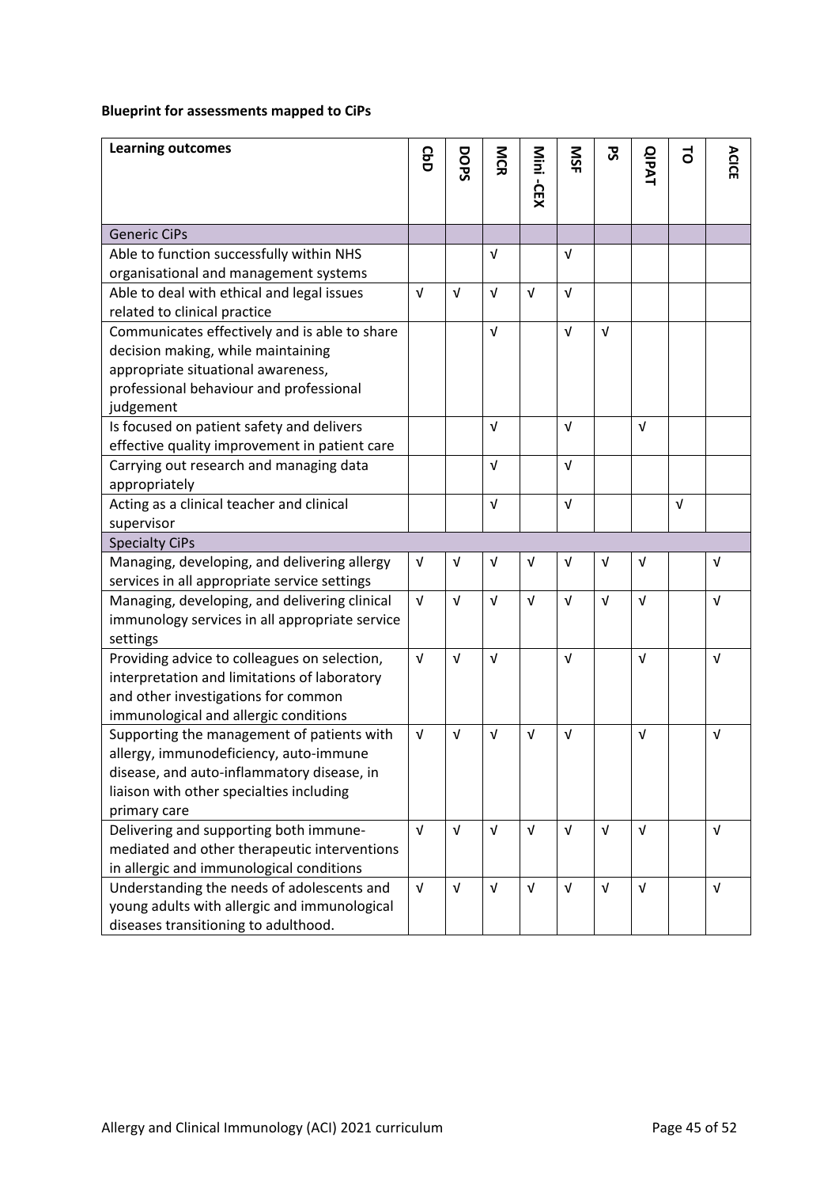**Blueprint for assessments mapped to CiPs**

| Learning outcomes | CbD | DOPS | MCR | Mini -CEX | MSF | PS | QIPAT | TO | ACICE |
|---|---|---|---|---|---|---|---|---|---|
| Generic CiPs | | | | | | | | | |
| Able to function successfully within NHS organisational and management systems | | | √ | | √ | | | | |
| Able to deal with ethical and legal issues related to clinical practice | √ | √ | √ | √ | √ | | | | |
| Communicates effectively and is able to share decision making, while maintaining appropriate situational awareness, professional behaviour and professional judgement | | | √ | | √ | √ | | | |
| Is focused on patient safety and delivers effective quality improvement in patient care | | | √ | | √ | | √ | | |
| Carrying out research and managing data appropriately | | | √ | | √ | | | | |
| Acting as a clinical teacher and clinical supervisor | | | √ | | √ | | | √ | |
| Specialty CiPs | | | | | | | | | |
| Managing, developing, and delivering allergy services in all appropriate service settings | √ | √ | √ | √ | √ | √ | √ | | √ |
| Managing, developing, and delivering clinical immunology services in all appropriate service settings | √ | √ | √ | √ | √ | √ | √ | | √ |
| Providing advice to colleagues on selection, interpretation and limitations of laboratory and other investigations for common immunological and allergic conditions | √ | √ | √ | | √ | | √ | | √ |
| Supporting the management of patients with allergy, immunodeficiency, auto-immune disease, and auto-inflammatory disease, in liaison with other specialties including primary care | √ | √ | √ | √ | √ | | √ | | √ |
| Delivering and supporting both immune-mediated and other therapeutic interventions in allergic and immunological conditions | √ | √ | √ | √ | √ | √ | √ | | √ |
| Understanding the needs of adolescents and young adults with allergic and immunological diseases transitioning to adulthood. | √ | √ | √ | √ | √ | √ | √ | | √ |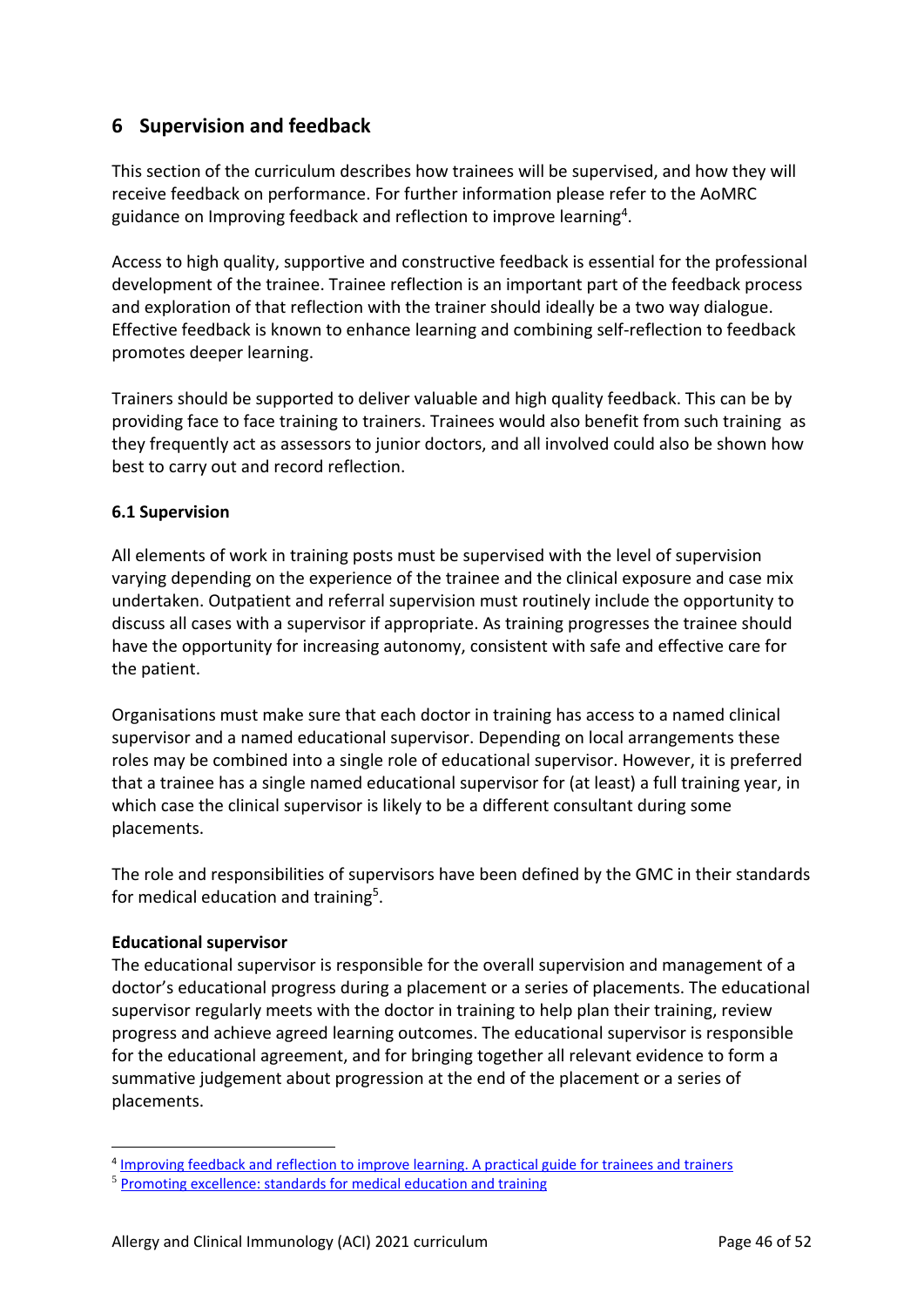## 6 Supervision and feedback

This section of the curriculum describes how trainees will be supervised, and how they will receive feedback on performance. For further information please refer to the AoMRC guidance on Improving feedback and reflection to improve learning[4].

Access to high quality, supportive and constructive feedback is essential for the professional development of the trainee. Trainee reflection is an important part of the feedback process and exploration of that reflection with the trainer should ideally be a two way dialogue. Effective feedback is known to enhance learning and combining self-reflection to feedback promotes deeper learning.

Trainers should be supported to deliver valuable and high quality feedback. This can be by providing face to face training to trainers. Trainees would also benefit from such training as they frequently act as assessors to junior doctors, and all involved could also be shown how best to carry out and record reflection.

### 6.1 Supervision

All elements of work in training posts must be supervised with the level of supervision varying depending on the experience of the trainee and the clinical exposure and case mix undertaken. Outpatient and referral supervision must routinely include the opportunity to discuss all cases with a supervisor if appropriate. As training progresses the trainee should have the opportunity for increasing autonomy, consistent with safe and effective care for the patient.

Organisations must make sure that each doctor in training has access to a named clinical supervisor and a named educational supervisor. Depending on local arrangements these roles may be combined into a single role of educational supervisor. However, it is preferred that a trainee has a single named educational supervisor for (at least) a full training year, in which case the clinical supervisor is likely to be a different consultant during some placements.

The role and responsibilities of supervisors have been defined by the GMC in their standards for medical education and training[5].

**Educational supervisor**

The educational supervisor is responsible for the overall supervision and management of a doctor's educational progress during a placement or a series of placements. The educational supervisor regularly meets with the doctor in training to help plan their training, review progress and achieve agreed learning outcomes. The educational supervisor is responsible for the educational agreement, and for bringing together all relevant evidence to form a summative judgement about progression at the end of the placement or a series of placements.

---

[4] Improving feedback and reflection to improve learning. A practical guide for trainees and trainers

[5] Promoting excellence: standards for medical education and training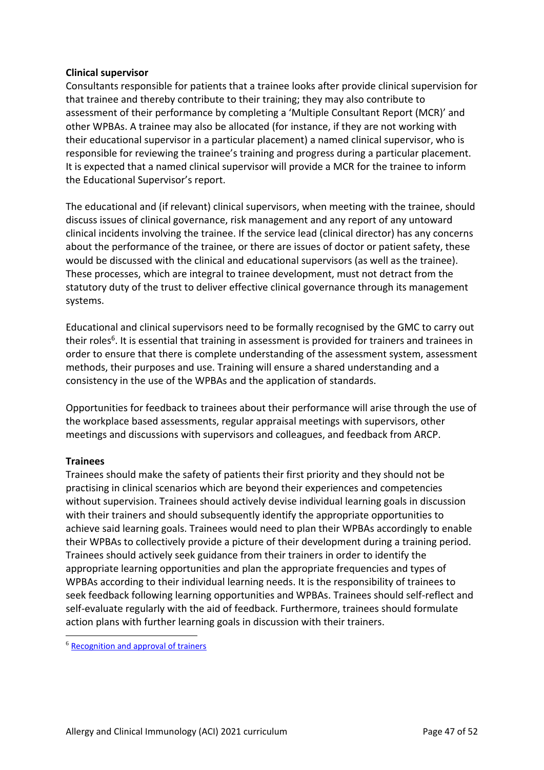**Clinical supervisor**

Consultants responsible for patients that a trainee looks after provide clinical supervision for that trainee and thereby contribute to their training; they may also contribute to assessment of their performance by completing a 'Multiple Consultant Report (MCR)' and other WPBAs. A trainee may also be allocated (for instance, if they are not working with their educational supervisor in a particular placement) a named clinical supervisor, who is responsible for reviewing the trainee's training and progress during a particular placement. It is expected that a named clinical supervisor will provide a MCR for the trainee to inform the Educational Supervisor's report.

The educational and (if relevant) clinical supervisors, when meeting with the trainee, should discuss issues of clinical governance, risk management and any report of any untoward clinical incidents involving the trainee. If the service lead (clinical director) has any concerns about the performance of the trainee, or there are issues of doctor or patient safety, these would be discussed with the clinical and educational supervisors (as well as the trainee). These processes, which are integral to trainee development, must not detract from the statutory duty of the trust to deliver effective clinical governance through its management systems.

Educational and clinical supervisors need to be formally recognised by the GMC to carry out their roles[6]. It is essential that training in assessment is provided for trainers and trainees in order to ensure that there is complete understanding of the assessment system, assessment methods, their purposes and use. Training will ensure a shared understanding and a consistency in the use of the WPBAs and the application of standards.

Opportunities for feedback to trainees about their performance will arise through the use of the workplace based assessments, regular appraisal meetings with supervisors, other meetings and discussions with supervisors and colleagues, and feedback from ARCP.

**Trainees**

Trainees should make the safety of patients their first priority and they should not be practising in clinical scenarios which are beyond their experiences and competencies without supervision. Trainees should actively devise individual learning goals in discussion with their trainers and should subsequently identify the appropriate opportunities to achieve said learning goals. Trainees would need to plan their WPBAs accordingly to enable their WPBAs to collectively provide a picture of their development during a training period. Trainees should actively seek guidance from their trainers in order to identify the appropriate learning opportunities and plan the appropriate frequencies and types of WPBAs according to their individual learning needs. It is the responsibility of trainees to seek feedback following learning opportunities and WPBAs. Trainees should self-reflect and self-evaluate regularly with the aid of feedback. Furthermore, trainees should formulate action plans with further learning goals in discussion with their trainers.

---

[6] Recognition and approval of trainers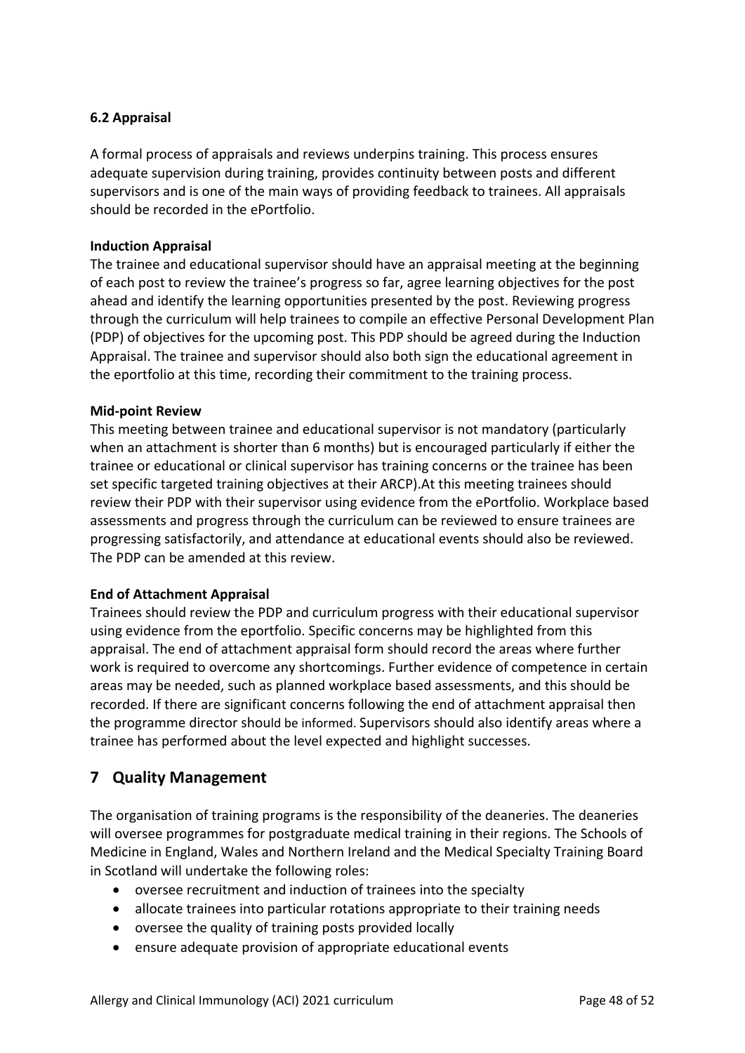### 6.2 Appraisal

A formal process of appraisals and reviews underpins training. This process ensures adequate supervision during training, provides continuity between posts and different supervisors and is one of the main ways of providing feedback to trainees. All appraisals should be recorded in the ePortfolio.

**Induction Appraisal**

The trainee and educational supervisor should have an appraisal meeting at the beginning of each post to review the trainee's progress so far, agree learning objectives for the post ahead and identify the learning opportunities presented by the post. Reviewing progress through the curriculum will help trainees to compile an effective Personal Development Plan (PDP) of objectives for the upcoming post. This PDP should be agreed during the Induction Appraisal. The trainee and supervisor should also both sign the educational agreement in the eportfolio at this time, recording their commitment to the training process.

**Mid-point Review**

This meeting between trainee and educational supervisor is not mandatory (particularly when an attachment is shorter than 6 months) but is encouraged particularly if either the trainee or educational or clinical supervisor has training concerns or the trainee has been set specific targeted training objectives at their ARCP).At this meeting trainees should review their PDP with their supervisor using evidence from the ePortfolio. Workplace based assessments and progress through the curriculum can be reviewed to ensure trainees are progressing satisfactorily, and attendance at educational events should also be reviewed. The PDP can be amended at this review.

**End of Attachment Appraisal**

Trainees should review the PDP and curriculum progress with their educational supervisor using evidence from the eportfolio. Specific concerns may be highlighted from this appraisal. The end of attachment appraisal form should record the areas where further work is required to overcome any shortcomings. Further evidence of competence in certain areas may be needed, such as planned workplace based assessments, and this should be recorded. If there are significant concerns following the end of attachment appraisal then the programme director should be informed. Supervisors should also identify areas where a trainee has performed about the level expected and highlight successes.

## 7 Quality Management

The organisation of training programs is the responsibility of the deaneries. The deaneries will oversee programmes for postgraduate medical training in their regions. The Schools of Medicine in England, Wales and Northern Ireland and the Medical Specialty Training Board in Scotland will undertake the following roles:

- oversee recruitment and induction of trainees into the specialty
- allocate trainees into particular rotations appropriate to their training needs
- oversee the quality of training posts provided locally
- ensure adequate provision of appropriate educational events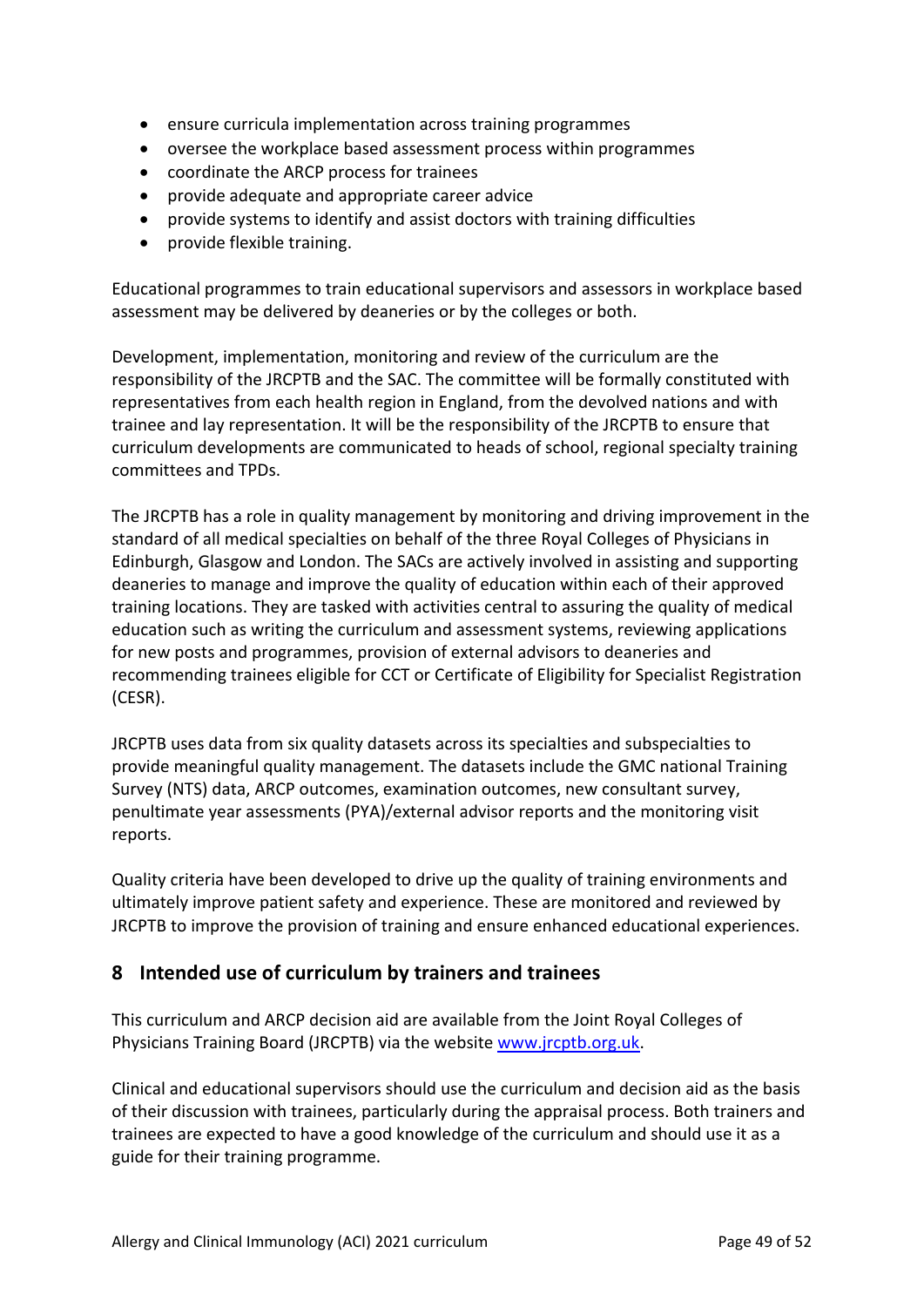- ensure curricula implementation across training programmes
- oversee the workplace based assessment process within programmes
- coordinate the ARCP process for trainees
- provide adequate and appropriate career advice
- provide systems to identify and assist doctors with training difficulties
- provide flexible training.

Educational programmes to train educational supervisors and assessors in workplace based assessment may be delivered by deaneries or by the colleges or both.

Development, implementation, monitoring and review of the curriculum are the responsibility of the JRCPTB and the SAC. The committee will be formally constituted with representatives from each health region in England, from the devolved nations and with trainee and lay representation. It will be the responsibility of the JRCPTB to ensure that curriculum developments are communicated to heads of school, regional specialty training committees and TPDs.

The JRCPTB has a role in quality management by monitoring and driving improvement in the standard of all medical specialties on behalf of the three Royal Colleges of Physicians in Edinburgh, Glasgow and London. The SACs are actively involved in assisting and supporting deaneries to manage and improve the quality of education within each of their approved training locations. They are tasked with activities central to assuring the quality of medical education such as writing the curriculum and assessment systems, reviewing applications for new posts and programmes, provision of external advisors to deaneries and recommending trainees eligible for CCT or Certificate of Eligibility for Specialist Registration (CESR).

JRCPTB uses data from six quality datasets across its specialties and subspecialties to provide meaningful quality management. The datasets include the GMC national Training Survey (NTS) data, ARCP outcomes, examination outcomes, new consultant survey, penultimate year assessments (PYA)/external advisor reports and the monitoring visit reports.

Quality criteria have been developed to drive up the quality of training environments and ultimately improve patient safety and experience. These are monitored and reviewed by JRCPTB to improve the provision of training and ensure enhanced educational experiences.

## 8 Intended use of curriculum by trainers and trainees

This curriculum and ARCP decision aid are available from the Joint Royal Colleges of Physicians Training Board (JRCPTB) via the website [www.jrcptb.org.uk](www.jrcptb.org.uk).

Clinical and educational supervisors should use the curriculum and decision aid as the basis of their discussion with trainees, particularly during the appraisal process. Both trainers and trainees are expected to have a good knowledge of the curriculum and should use it as a guide for their training programme.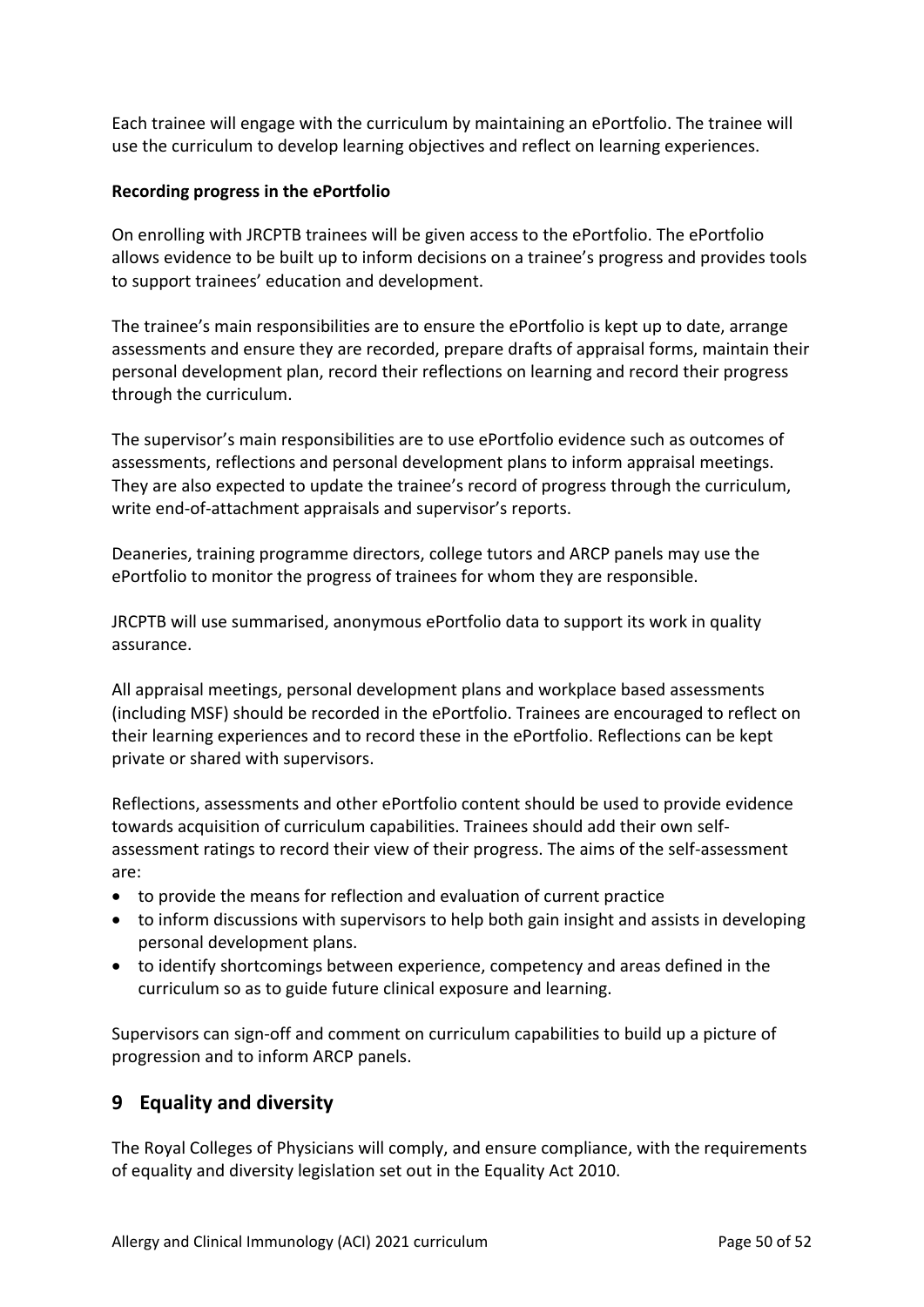Each trainee will engage with the curriculum by maintaining an ePortfolio. The trainee will use the curriculum to develop learning objectives and reflect on learning experiences.

**Recording progress in the ePortfolio**

On enrolling with JRCPTB trainees will be given access to the ePortfolio. The ePortfolio allows evidence to be built up to inform decisions on a trainee's progress and provides tools to support trainees' education and development.

The trainee's main responsibilities are to ensure the ePortfolio is kept up to date, arrange assessments and ensure they are recorded, prepare drafts of appraisal forms, maintain their personal development plan, record their reflections on learning and record their progress through the curriculum.

The supervisor's main responsibilities are to use ePortfolio evidence such as outcomes of assessments, reflections and personal development plans to inform appraisal meetings. They are also expected to update the trainee's record of progress through the curriculum, write end-of-attachment appraisals and supervisor's reports.

Deaneries, training programme directors, college tutors and ARCP panels may use the ePortfolio to monitor the progress of trainees for whom they are responsible.

JRCPTB will use summarised, anonymous ePortfolio data to support its work in quality assurance.

All appraisal meetings, personal development plans and workplace based assessments (including MSF) should be recorded in the ePortfolio. Trainees are encouraged to reflect on their learning experiences and to record these in the ePortfolio. Reflections can be kept private or shared with supervisors.

Reflections, assessments and other ePortfolio content should be used to provide evidence towards acquisition of curriculum capabilities. Trainees should add their own self-assessment ratings to record their view of their progress. The aims of the self-assessment are:

- to provide the means for reflection and evaluation of current practice
- to inform discussions with supervisors to help both gain insight and assists in developing personal development plans.
- to identify shortcomings between experience, competency and areas defined in the curriculum so as to guide future clinical exposure and learning.

Supervisors can sign-off and comment on curriculum capabilities to build up a picture of progression and to inform ARCP panels.

## 9 Equality and diversity

The Royal Colleges of Physicians will comply, and ensure compliance, with the requirements of equality and diversity legislation set out in the Equality Act 2010.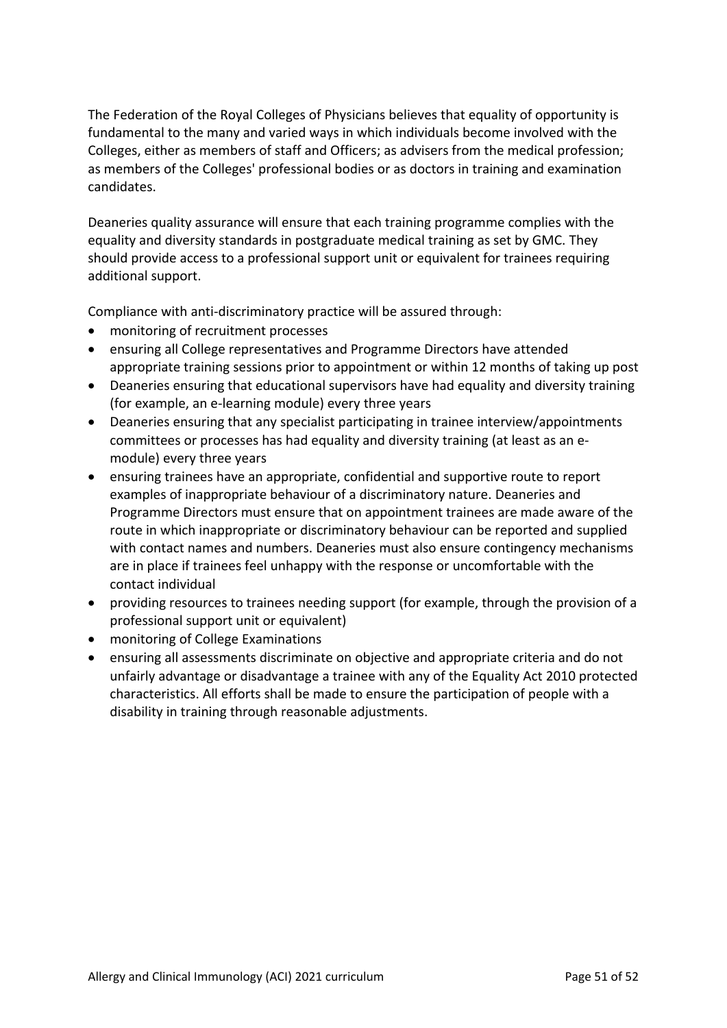The Federation of the Royal Colleges of Physicians believes that equality of opportunity is fundamental to the many and varied ways in which individuals become involved with the Colleges, either as members of staff and Officers; as advisers from the medical profession; as members of the Colleges' professional bodies or as doctors in training and examination candidates.

Deaneries quality assurance will ensure that each training programme complies with the equality and diversity standards in postgraduate medical training as set by GMC. They should provide access to a professional support unit or equivalent for trainees requiring additional support.

Compliance with anti-discriminatory practice will be assured through:

- monitoring of recruitment processes
- ensuring all College representatives and Programme Directors have attended appropriate training sessions prior to appointment or within 12 months of taking up post
- Deaneries ensuring that educational supervisors have had equality and diversity training (for example, an e-learning module) every three years
- Deaneries ensuring that any specialist participating in trainee interview/appointments committees or processes has had equality and diversity training (at least as an e-module) every three years
- ensuring trainees have an appropriate, confidential and supportive route to report examples of inappropriate behaviour of a discriminatory nature. Deaneries and Programme Directors must ensure that on appointment trainees are made aware of the route in which inappropriate or discriminatory behaviour can be reported and supplied with contact names and numbers. Deaneries must also ensure contingency mechanisms are in place if trainees feel unhappy with the response or uncomfortable with the contact individual
- providing resources to trainees needing support (for example, through the provision of a professional support unit or equivalent)
- monitoring of College Examinations
- ensuring all assessments discriminate on objective and appropriate criteria and do not unfairly advantage or disadvantage a trainee with any of the Equality Act 2010 protected characteristics. All efforts shall be made to ensure the participation of people with a disability in training through reasonable adjustments.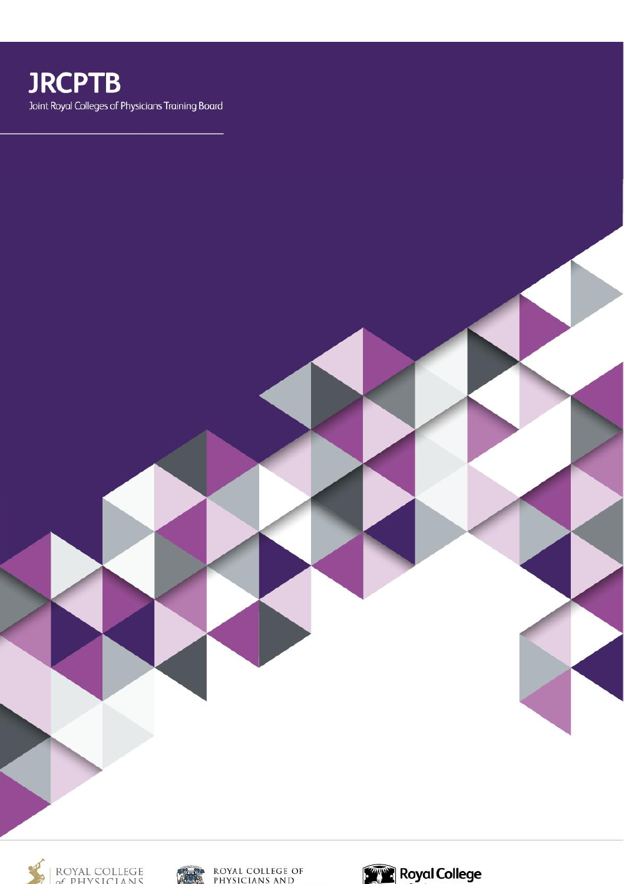# JRCPTB

Joint Royal Colleges of Physicians Training Board

ROYAL COLLEGE of PHYSICIANS

ROYAL COLLEGE OF PHYSICIANS AND

Royal College